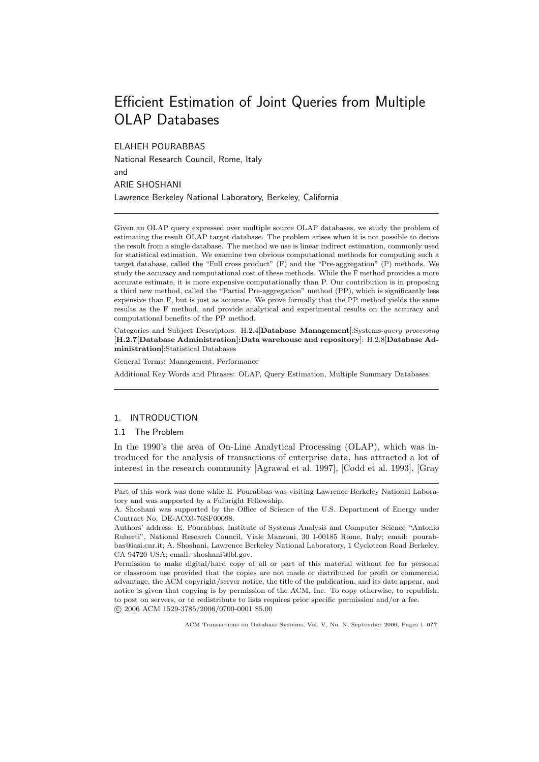# Efficient Estimation of Joint Queries from Multiple OLAP Databases

ELAHEH POURABBAS

National Research Council, Rome, Italy

and

ARIE SHOSHANI

Lawrence Berkeley National Laboratory, Berkeley, California

---

Given an OLAP query expressed over multiple source OLAP databases, we study the problem of estimating the result OLAP target database. The problem arises when it is not possible to derive the result from a single database. The method we use is linear indirect estimation, commonly used for statistical estimation. We examine two obvious computational methods for computing such a target database, called the "Full cross product" (F) and the "Pre-aggregation" (P) methods. We study the accuracy and computational cost of these methods. While the F method provides a more accurate estimate, it is more expensive computationally than P. Our contribution is in proposing a third new method, called the "Partial Pre-aggregation" method (PP), which is significantly less expensive than F, but is just as accurate. We prove formally that the PP method yields the same results as the F method, and provide analytical and experimental results on the accuracy and computational benefits of the PP method.

Categories and Subject Descriptors: H.2.4[**Database Management**]:Systems-*query processing* [**H.2.7[Database Administration]:Data warehouse and repository**]: H.2.8[**Database Administration**]:Statistical Databases

General Terms: Management, Performance

Additional Key Words and Phrases: OLAP, Query Estimation, Multiple Summary Databases

---

## 1. INTRODUCTION

### 1.1 The Problem

In the 1990's the area of On-Line Analytical Processing (OLAP), which was introduced for the analysis of transactions of enterprise data, has attracted a lot of interest in the research community [Agrawal et al. 1997], [Codd et al. 1993], [Gray

---

Part of this work was done while E. Pourabbas was visiting Lawrence Berkeley National Laboratory and was supported by a Fulbright Fellowship.

A. Shoshani was supported by the Office of Science of the U.S. Department of Energy under Contract No. DE-AC03-76SF00098.

Authors' address: E. Pourabbas, Institute of Systems Analysis and Computer Science "Antonio Ruberti", National Research Council, Viale Manzoni, 30 I-00185 Rome, Italy; email: pourabbas@iasi.cnr.it; A. Shoshani, Lawrence Berkeley National Laboratory, 1 Cyclotron Road Berkeley, CA 94720 USA; email: shoshani@lbl.gov.

Permission to make digital/hard copy of all or part of this material without fee for personal or classroom use provided that the copies are not made or distributed for profit or commercial advantage, the ACM copyright/server notice, the title of the publication, and its date appear, and notice is given that copying is by permission of the ACM, Inc. To copy otherwise, to republish, to post on servers, or to redistribute to lists requires prior specific permission and/or a fee.
© 2006 ACM 1529-3785/2006/0700-0001 $5.00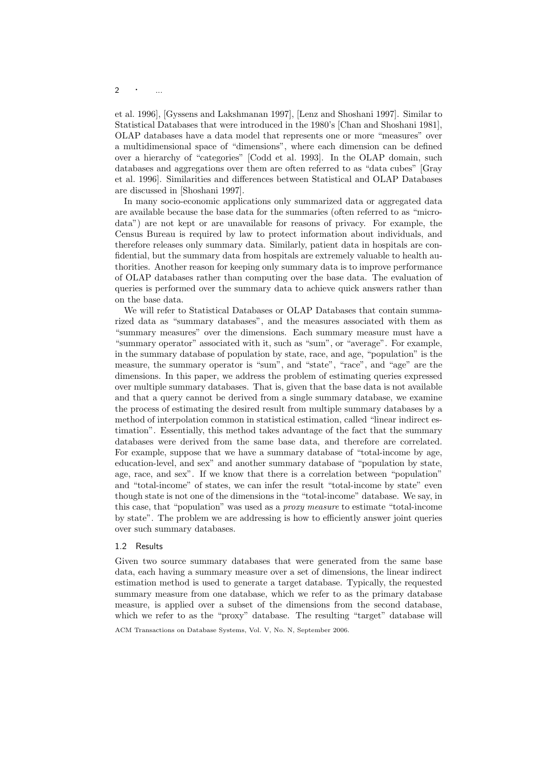et al. 1996], [Gyssens and Lakshmanan 1997], [Lenz and Shoshani 1997]. Similar to Statistical Databases that were introduced in the 1980's [Chan and Shoshani 1981], OLAP databases have a data model that represents one or more "measures" over a multidimensional space of "dimensions", where each dimension can be defined over a hierarchy of "categories" [Codd et al. 1993]. In the OLAP domain, such databases and aggregations over them are often referred to as "data cubes" [Gray et al. 1996]. Similarities and differences between Statistical and OLAP Databases are discussed in [Shoshani 1997].

In many socio-economic applications only summarized data or aggregated data are available because the base data for the summaries (often referred to as "micro-data") are not kept or are unavailable for reasons of privacy. For example, the Census Bureau is required by law to protect information about individuals, and therefore releases only summary data. Similarly, patient data in hospitals are confidential, but the summary data from hospitals are extremely valuable to health authorities. Another reason for keeping only summary data is to improve performance of OLAP databases rather than computing over the base data. The evaluation of queries is performed over the summary data to achieve quick answers rather than on the base data.

We will refer to Statistical Databases or OLAP Databases that contain summarized data as "summary databases", and the measures associated with them as "summary measures" over the dimensions. Each summary measure must have a "summary operator" associated with it, such as "sum", or "average". For example, in the summary database of population by state, race, and age, "population" is the measure, the summary operator is "sum", and "state", "race", and "age" are the dimensions. In this paper, we address the problem of estimating queries expressed over multiple summary databases. That is, given that the base data is not available and that a query cannot be derived from a single summary database, we examine the process of estimating the desired result from multiple summary databases by a method of interpolation common in statistical estimation, called "linear indirect estimation". Essentially, this method takes advantage of the fact that the summary databases were derived from the same base data, and therefore are correlated. For example, suppose that we have a summary database of "total-income by age, education-level, and sex" and another summary database of "population by state, age, race, and sex". If we know that there is a correlation between "population" and "total-income" of states, we can infer the result "total-income by state" even though state is not one of the dimensions in the "total-income" database. We say, in this case, that "population" was used as a *proxy measure* to estimate "total-income by state". The problem we are addressing is how to efficiently answer joint queries over such summary databases.

### 1.2 Results

Given two source summary databases that were generated from the same base data, each having a summary measure over a set of dimensions, the linear indirect estimation method is used to generate a target database. Typically, the requested summary measure from one database, which we refer to as the primary database measure, is applied over a subset of the dimensions from the second database, which we refer to as the "proxy" database. The resulting "target" database will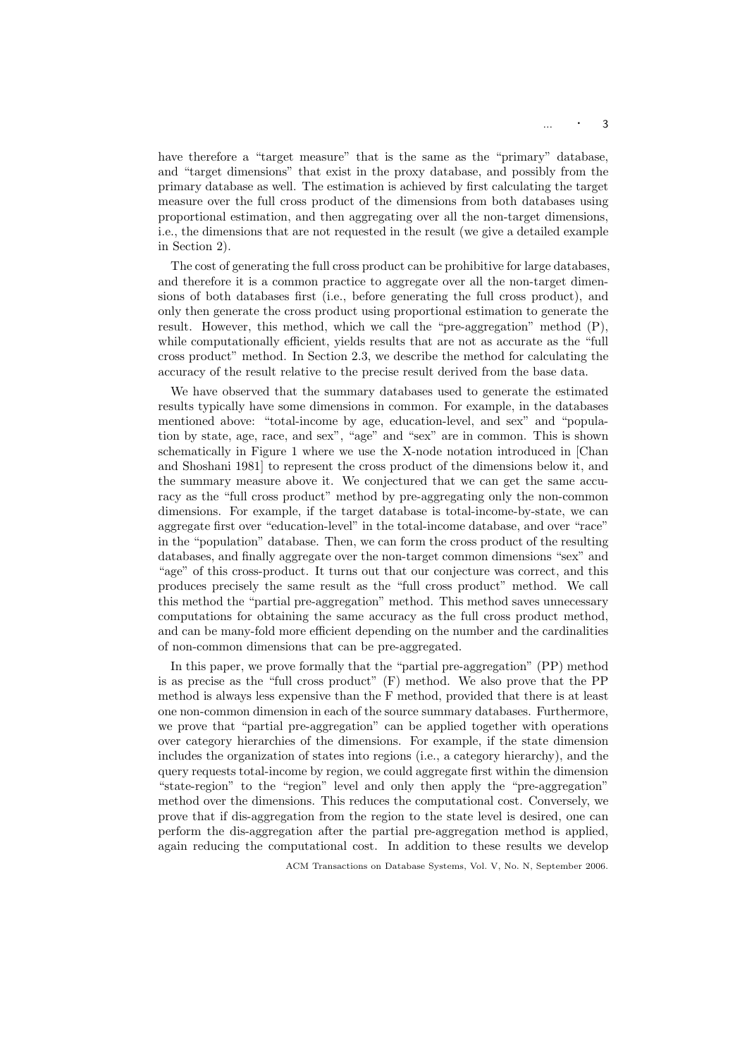have therefore a “target measure” that is the same as the “primary” database, and “target dimensions” that exist in the proxy database, and possibly from the primary database as well. The estimation is achieved by first calculating the target measure over the full cross product of the dimensions from both databases using proportional estimation, and then aggregating over all the non-target dimensions, i.e., the dimensions that are not requested in the result (we give a detailed example in Section 2).

The cost of generating the full cross product can be prohibitive for large databases, and therefore it is a common practice to aggregate over all the non-target dimensions of both databases first (i.e., before generating the full cross product), and only then generate the cross product using proportional estimation to generate the result. However, this method, which we call the “pre-aggregation” method (P), while computationally efficient, yields results that are not as accurate as the “full cross product” method. In Section 2.3, we describe the method for calculating the accuracy of the result relative to the precise result derived from the base data.

We have observed that the summary databases used to generate the estimated results typically have some dimensions in common. For example, in the databases mentioned above: “total-income by age, education-level, and sex” and “population by state, age, race, and sex”, “age” and “sex” are in common. This is shown schematically in Figure 1 where we use the X-node notation introduced in [Chan and Shoshani 1981] to represent the cross product of the dimensions below it, and the summary measure above it. We conjectured that we can get the same accuracy as the “full cross product” method by pre-aggregating only the non-common dimensions. For example, if the target database is total-income-by-state, we can aggregate first over “education-level” in the total-income database, and over “race” in the “population” database. Then, we can form the cross product of the resulting databases, and finally aggregate over the non-target common dimensions “sex” and “age” of this cross-product. It turns out that our conjecture was correct, and this produces precisely the same result as the “full cross product” method. We call this method the “partial pre-aggregation” method. This method saves unnecessary computations for obtaining the same accuracy as the full cross product method, and can be many-fold more efficient depending on the number and the cardinalities of non-common dimensions that can be pre-aggregated.

In this paper, we prove formally that the “partial pre-aggregation” (PP) method is as precise as the “full cross product” (F) method. We also prove that the PP method is always less expensive than the F method, provided that there is at least one non-common dimension in each of the source summary databases. Furthermore, we prove that “partial pre-aggregation” can be applied together with operations over category hierarchies of the dimensions. For example, if the state dimension includes the organization of states into regions (i.e., a category hierarchy), and the query requests total-income by region, we could aggregate first within the dimension “state-region” to the “region” level and only then apply the “pre-aggregation” method over the dimensions. This reduces the computational cost. Conversely, we prove that if dis-aggregation from the region to the state level is desired, one can perform the dis-aggregation after the partial pre-aggregation method is applied, again reducing the computational cost. In addition to these results we develop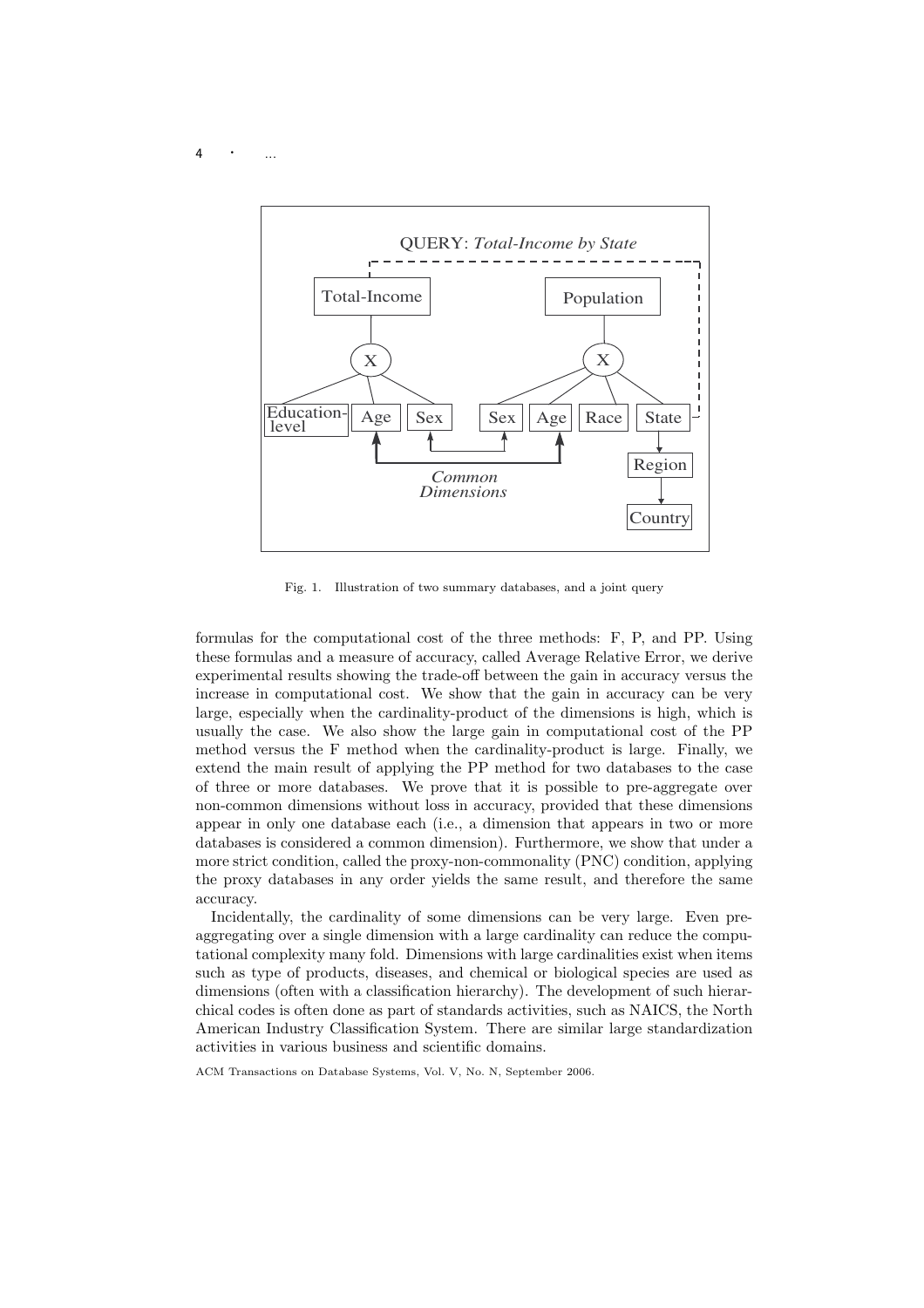Fig. 1. Illustration of two summary databases, and a joint query

formulas for the computational cost of the three methods: F, P, and PP. Using these formulas and a measure of accuracy, called Average Relative Error, we derive experimental results showing the trade-off between the gain in accuracy versus the increase in computational cost. We show that the gain in accuracy can be very large, especially when the cardinality-product of the dimensions is high, which is usually the case. We also show the large gain in computational cost of the PP method versus the F method when the cardinality-product is large. Finally, we extend the main result of applying the PP method for two databases to the case of three or more databases. We prove that it is possible to pre-aggregate over non-common dimensions without loss in accuracy, provided that these dimensions appear in only one database each (i.e., a dimension that appears in two or more databases is considered a common dimension). Furthermore, we show that under a more strict condition, called the proxy-non-commonality (PNC) condition, applying the proxy databases in any order yields the same result, and therefore the same accuracy.

Incidentally, the cardinality of some dimensions can be very large. Even pre-aggregating over a single dimension with a large cardinality can reduce the computational complexity many fold. Dimensions with large cardinalities exist when items such as type of products, diseases, and chemical or biological species are used as dimensions (often with a classification hierarchy). The development of such hierarchical codes is often done as part of standards activities, such as NAICS, the North American Industry Classification System. There are similar large standardization activities in various business and scientific domains.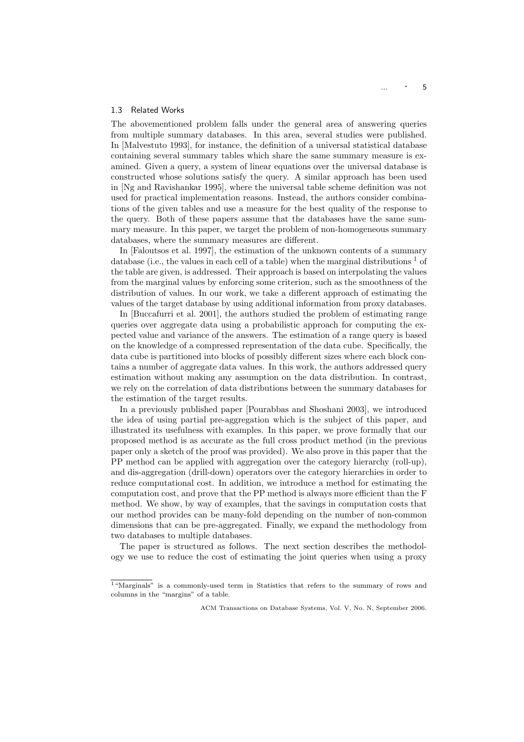### 1.3 Related Works

The abovementioned problem falls under the general area of answering queries from multiple summary databases. In this area, several studies were published. In [Malvestuto 1993], for instance, the definition of a universal statistical database containing several summary tables which share the same summary measure is examined. Given a query, a system of linear equations over the universal database is constructed whose solutions satisfy the query. A similar approach has been used in [Ng and Ravishankar 1995], where the universal table scheme definition was not used for practical implementation reasons. Instead, the authors consider combinations of the given tables and use a measure for the best quality of the response to the query. Both of these papers assume that the databases have the same summary measure. In this paper, we target the problem of non-homogeneous summary databases, where the summary measures are different.

In [Faloutsos et al. 1997], the estimation of the unknown contents of a summary database (i.e., the values in each cell of a table) when the marginal distributions [1] of the table are given, is addressed. Their approach is based on interpolating the values from the marginal values by enforcing some criterion, such as the smoothness of the distribution of values. In our work, we take a different approach of estimating the values of the target database by using additional information from proxy databases.

In [Buccafurri et al. 2001], the authors studied the problem of estimating range queries over aggregate data using a probabilistic approach for computing the expected value and variance of the answers. The estimation of a range query is based on the knowledge of a compressed representation of the data cube. Specifically, the data cube is partitioned into blocks of possibly different sizes where each block contains a number of aggregate data values. In this work, the authors addressed query estimation without making any assumption on the data distribution. In contrast, we rely on the correlation of data distributions between the summary databases for the estimation of the target results.

In a previously published paper [Pourabbas and Shoshani 2003], we introduced the idea of using partial pre-aggregation which is the subject of this paper, and illustrated its usefulness with examples. In this paper, we prove formally that our proposed method is as accurate as the full cross product method (in the previous paper only a sketch of the proof was provided). We also prove in this paper that the PP method can be applied with aggregation over the category hierarchy (roll-up), and dis-aggregation (drill-down) operators over the category hierarchies in order to reduce computational cost. In addition, we introduce a method for estimating the computation cost, and prove that the PP method is always more efficient than the F method. We show, by way of examples, that the savings in computation costs that our method provides can be many-fold depending on the number of non-common dimensions that can be pre-aggregated. Finally, we expand the methodology from two databases to multiple databases.

The paper is structured as follows. The next section describes the methodology we use to reduce the cost of estimating the joint queries when using a proxy

---

[1] "Marginals" is a commonly-used term in Statistics that refers to the summary of rows and columns in the "margins" of a table.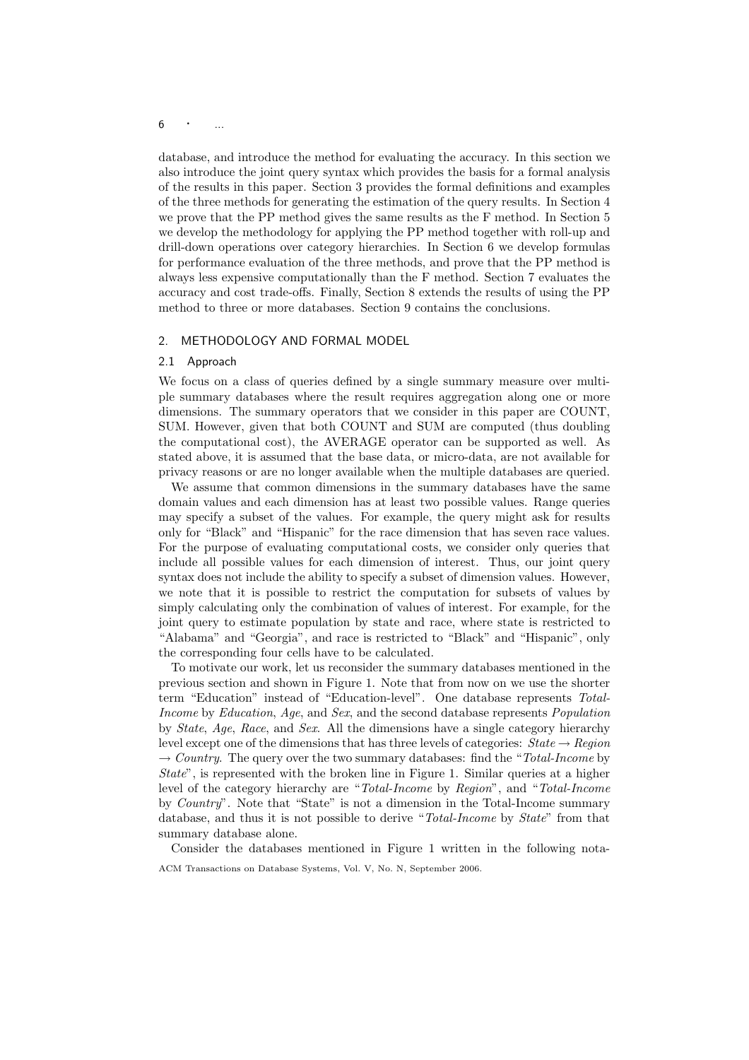database, and introduce the method for evaluating the accuracy. In this section we also introduce the joint query syntax which provides the basis for a formal analysis of the results in this paper. Section 3 provides the formal definitions and examples of the three methods for generating the estimation of the query results. In Section 4 we prove that the PP method gives the same results as the F method. In Section 5 we develop the methodology for applying the PP method together with roll-up and drill-down operations over category hierarchies. In Section 6 we develop formulas for performance evaluation of the three methods, and prove that the PP method is always less expensive computationally than the F method. Section 7 evaluates the accuracy and cost trade-offs. Finally, Section 8 extends the results of using the PP method to three or more databases. Section 9 contains the conclusions.

## 2. METHODOLOGY AND FORMAL MODEL

### 2.1 Approach

We focus on a class of queries defined by a single summary measure over multiple summary databases where the result requires aggregation along one or more dimensions. The summary operators that we consider in this paper are COUNT, SUM. However, given that both COUNT and SUM are computed (thus doubling the computational cost), the AVERAGE operator can be supported as well. As stated above, it is assumed that the base data, or micro-data, are not available for privacy reasons or are no longer available when the multiple databases are queried.

We assume that common dimensions in the summary databases have the same domain values and each dimension has at least two possible values. Range queries may specify a subset of the values. For example, the query might ask for results only for "Black" and "Hispanic" for the race dimension that has seven race values. For the purpose of evaluating computational costs, we consider only queries that include all possible values for each dimension of interest. Thus, our joint query syntax does not include the ability to specify a subset of dimension values. However, we note that it is possible to restrict the computation for subsets of values by simply calculating only the combination of values of interest. For example, for the joint query to estimate population by state and race, where state is restricted to "Alabama" and "Georgia", and race is restricted to "Black" and "Hispanic", only the corresponding four cells have to be calculated.

To motivate our work, let us reconsider the summary databases mentioned in the previous section and shown in Figure 1. Note that from now on we use the shorter term "Education" instead of "Education-level". One database represents *Total-Income* by *Education*, *Age*, and *Sex*, and the second database represents *Population* by *State*, *Age*, *Race*, and *Sex*. All the dimensions have a single category hierarchy level except one of the dimensions that has three levels of categories: *State* $\rightarrow$ *Region* $\rightarrow$ *Country*. The query over the two summary databases: find the "*Total-Income* by *State*", is represented with the broken line in Figure 1. Similar queries at a higher level of the category hierarchy are "*Total-Income* by *Region*", and "*Total-Income* by *Country*". Note that "State" is not a dimension in the Total-Income summary database, and thus it is not possible to derive "*Total-Income* by *State*" from that summary database alone.

Consider the databases mentioned in Figure 1 written in the following nota-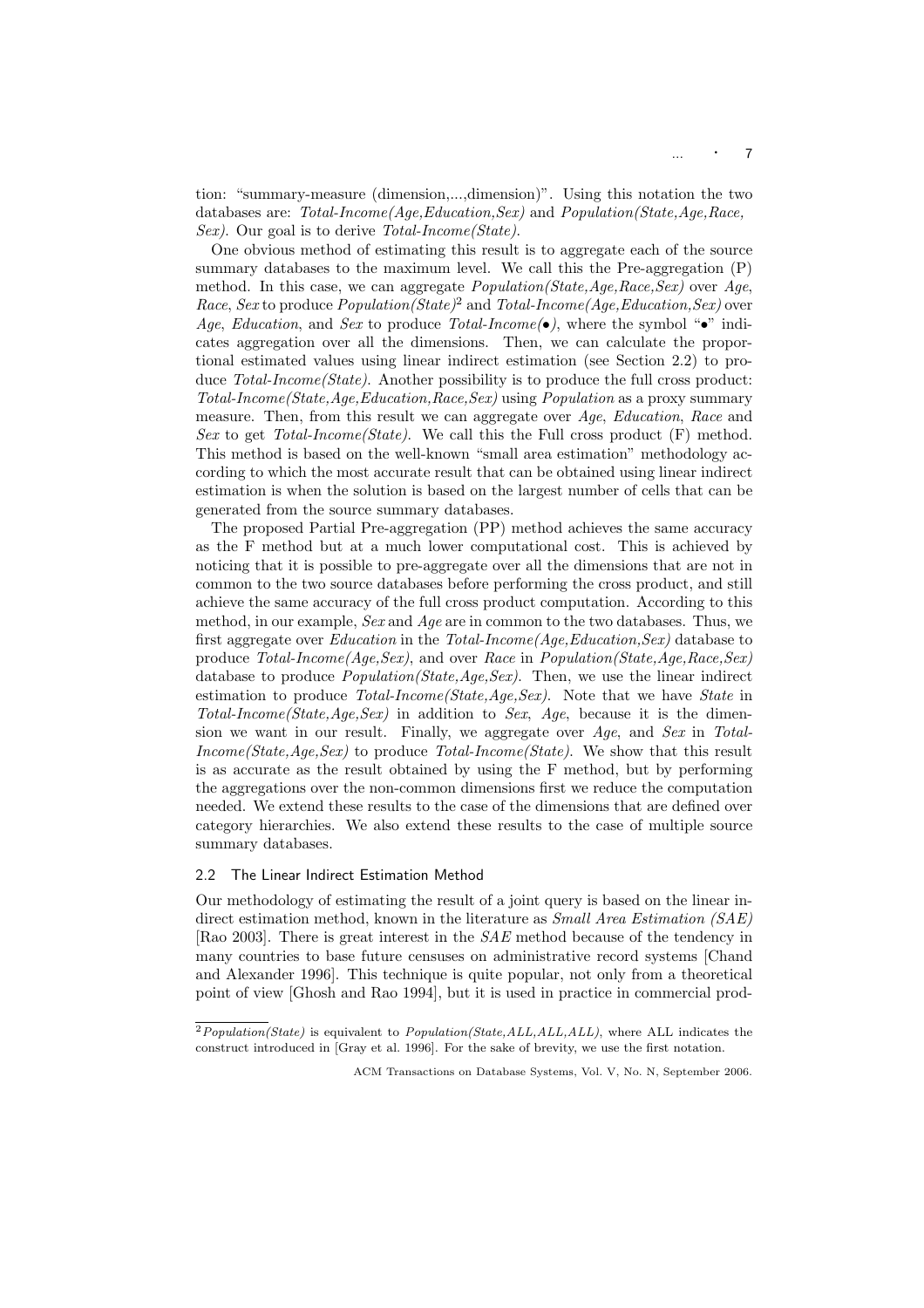tion: "summary-measure (dimension,...,dimension)". Using this notation the two databases are: *Total-Income(Age,Education,Sex)* and *Population(State,Age,Race, Sex)*. Our goal is to derive *Total-Income(State)*.

One obvious method of estimating this result is to aggregate each of the source summary databases to the maximum level. We call this the Pre-aggregation (P) method. In this case, we can aggregate *Population(State,Age,Race,Sex)* over *Age*, *Race*, *Sex* to produce *Population(State)*[2] and *Total-Income(Age,Education,Sex)* over *Age*, *Education*, and *Sex* to produce *Total-Income(•)*, where the symbol "•" indicates aggregation over all the dimensions. Then, we can calculate the proportional estimated values using linear indirect estimation (see Section 2.2) to produce *Total-Income(State)*. Another possibility is to produce the full cross product: *Total-Income(State,Age,Education,Race,Sex)* using *Population* as a proxy summary measure. Then, from this result we can aggregate over *Age*, *Education*, *Race* and *Sex* to get *Total-Income(State)*. We call this the Full cross product (F) method. This method is based on the well-known "small area estimation" methodology according to which the most accurate result that can be obtained using linear indirect estimation is when the solution is based on the largest number of cells that can be generated from the source summary databases.

The proposed Partial Pre-aggregation (PP) method achieves the same accuracy as the F method but at a much lower computational cost. This is achieved by noticing that it is possible to pre-aggregate over all the dimensions that are not in common to the two source databases before performing the cross product, and still achieve the same accuracy of the full cross product computation. According to this method, in our example, *Sex* and *Age* are in common to the two databases. Thus, we first aggregate over *Education* in the *Total-Income(Age,Education,Sex)* database to produce *Total-Income(Age,Sex)*, and over *Race* in *Population(State,Age,Race,Sex)* database to produce *Population(State,Age,Sex)*. Then, we use the linear indirect estimation to produce *Total-Income(State,Age,Sex)*. Note that we have *State* in *Total-Income(State,Age,Sex)* in addition to *Sex*, *Age*, because it is the dimension we want in our result. Finally, we aggregate over *Age*, and *Sex* in *Total-Income(State,Age,Sex)* to produce *Total-Income(State)*. We show that this result is as accurate as the result obtained by using the F method, but by performing the aggregations over the non-common dimensions first we reduce the computation needed. We extend these results to the case of the dimensions that are defined over category hierarchies. We also extend these results to the case of multiple source summary databases.

### 2.2 The Linear Indirect Estimation Method

Our methodology of estimating the result of a joint query is based on the linear indirect estimation method, known in the literature as *Small Area Estimation (SAE)* [Rao 2003]. There is great interest in the *SAE* method because of the tendency in many countries to base future censuses on administrative record systems [Chand and Alexander 1996]. This technique is quite popular, not only from a theoretical point of view [Ghosh and Rao 1994], but it is used in practice in commercial prod-

[2] *Population(State)* is equivalent to *Population(State,ALL,ALL,ALL)*, where ALL indicates the construct introduced in [Gray et al. 1996]. For the sake of brevity, we use the first notation.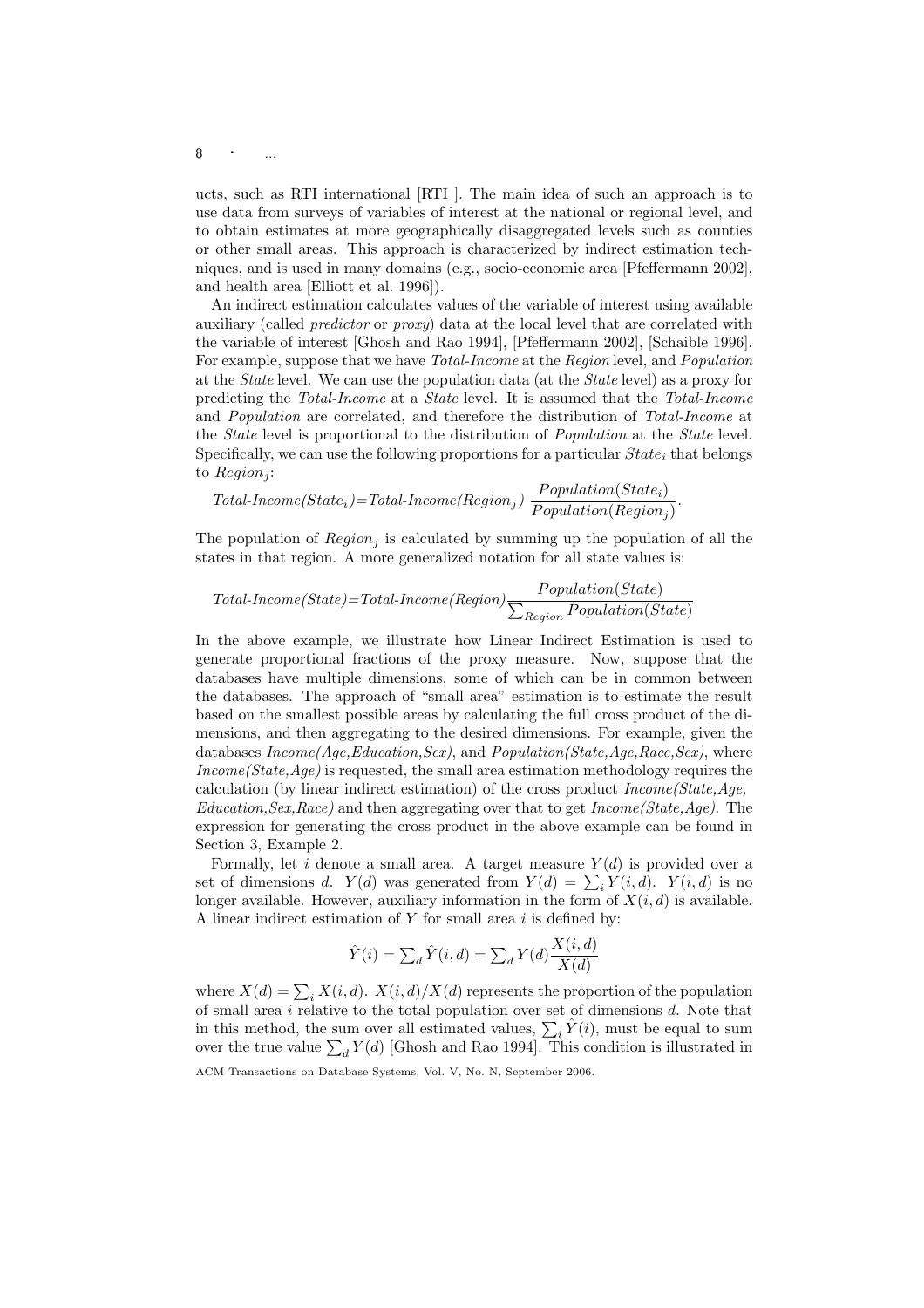ucts, such as RTI international [RTI ]. The main idea of such an approach is to use data from surveys of variables of interest at the national or regional level, and to obtain estimates at more geographically disaggregated levels such as counties or other small areas. This approach is characterized by indirect estimation techniques, and is used in many domains (e.g., socio-economic area [Pfeffermann 2002], and health area [Elliott et al. 1996]).

An indirect estimation calculates values of the variable of interest using available auxiliary (called *predictor* or *proxy*) data at the local level that are correlated with the variable of interest [Ghosh and Rao 1994], [Pfeffermann 2002], [Schaible 1996]. For example, suppose that we have *Total-Income* at the *Region* level, and *Population* at the *State* level. We can use the population data (at the *State* level) as a proxy for predicting the *Total-Income* at a *State* level. It is assumed that the *Total-Income* and *Population* are correlated, and therefore the distribution of *Total-Income* at the *State* level is proportional to the distribution of *Population* at the *State* level. Specifically, we can use the following proportions for a particular $State_i$ that belongs to $Region_j$:

$$\textit{Total-Income}(State_i) = \textit{Total-Income}(Region_j)\ \frac{Population(State_i)}{Population(Region_j)}.$$

The population of $Region_j$ is calculated by summing up the population of all the states in that region. A more generalized notation for all state values is:

$$\textit{Total-Income}(State) = \textit{Total-Income}(Region)\frac{Population(State)}{\sum_{Region} Population(State)}$$

In the above example, we illustrate how Linear Indirect Estimation is used to generate proportional fractions of the proxy measure. Now, suppose that the databases have multiple dimensions, some of which can be in common between the databases. The approach of "small area" estimation is to estimate the result based on the smallest possible areas by calculating the full cross product of the dimensions, and then aggregating to the desired dimensions. For example, given the databases *Income(Age,Education,Sex)*, and *Population(State,Age,Race,Sex)*, where *Income(State,Age)* is requested, the small area estimation methodology requires the calculation (by linear indirect estimation) of the cross product *Income(State,Age, Education,Sex,Race)* and then aggregating over that to get *Income(State,Age)*. The expression for generating the cross product in the above example can be found in Section 3, Example 2.

Formally, let $i$ denote a small area. A target measure $Y(d)$ is provided over a set of dimensions $d$. $Y(d)$ was generated from $Y(d) = \sum_i Y(i,d)$. $Y(i,d)$ is no longer available. However, auxiliary information in the form of $X(i,d)$ is available. A linear indirect estimation of $Y$ for small area $i$ is defined by:

$$\hat{Y}(i) = \textstyle\sum_d \hat{Y}(i,d) = \sum_d Y(d)\dfrac{X(i,d)}{X(d)}$$

where $X(d) = \sum_i X(i,d)$. $X(i,d)/X(d)$ represents the proportion of the population of small area $i$ relative to the total population over set of dimensions $d$. Note that in this method, the sum over all estimated values, $\sum_i \hat{Y}(i)$, must be equal to sum over the true value $\sum_d Y(d)$ [Ghosh and Rao 1994]. This condition is illustrated in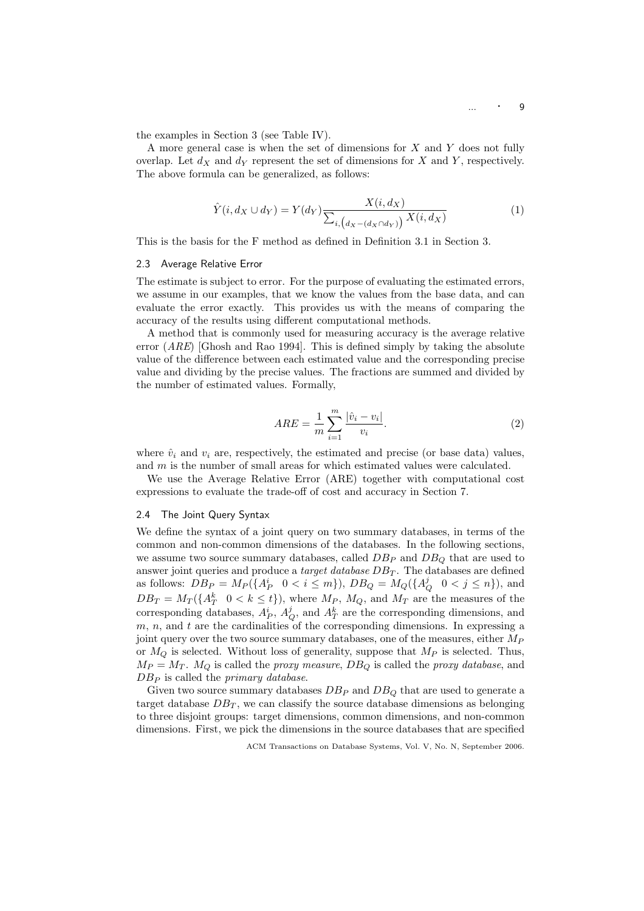the examples in Section 3 (see Table IV).

A more general case is when the set of dimensions for $X$ and $Y$ does not fully overlap. Let $d_X$ and $d_Y$ represent the set of dimensions for $X$ and $Y$, respectively. The above formula can be generalized, as follows:

$$\hat{Y}(i, d_X \cup d_Y) = Y(d_Y) \frac{X(i, d_X)}{\sum_{i,\left(d_X - (d_X \cap d_Y)\right)} X(i, d_X)} \tag{1}$$

This is the basis for the F method as defined in Definition 3.1 in Section 3.

### 2.3 Average Relative Error

The estimate is subject to error. For the purpose of evaluating the estimated errors, we assume in our examples, that we know the values from the base data, and can evaluate the error exactly. This provides us with the means of comparing the accuracy of the results using different computational methods.

A method that is commonly used for measuring accuracy is the average relative error (*ARE*) [Ghosh and Rao 1994]. This is defined simply by taking the absolute value of the difference between each estimated value and the corresponding precise value and dividing by the precise values. The fractions are summed and divided by the number of estimated values. Formally,

$$ARE = \frac{1}{m} \sum_{i=1}^{m} \frac{|\hat{v}_i - v_i|}{v_i}. \tag{2}$$

where $\hat{v}_i$ and $v_i$ are, respectively, the estimated and precise (or base data) values, and $m$ is the number of small areas for which estimated values were calculated.

We use the Average Relative Error (ARE) together with computational cost expressions to evaluate the trade-off of cost and accuracy in Section 7.

### 2.4 The Joint Query Syntax

We define the syntax of a joint query on two summary databases, in terms of the common and non-common dimensions of the databases. In the following sections, we assume two source summary databases, called $DB_P$ and $DB_Q$ that are used to answer joint queries and produce a *target database* $DB_T$. The databases are defined as follows: $DB_P = M_P(\{A_P^i \quad 0 < i \leq m\})$, $DB_Q = M_Q(\{A_Q^j \quad 0 < j \leq n\})$, and $DB_T = M_T(\{A_T^k \quad 0 < k \leq t\})$, where $M_P$, $M_Q$, and $M_T$ are the measures of the corresponding databases, $A_P^i$, $A_Q^j$, and $A_T^k$ are the corresponding dimensions, and $m$, $n$, and $t$ are the cardinalities of the corresponding dimensions. In expressing a joint query over the two source summary databases, one of the measures, either $M_P$ or $M_Q$ is selected. Without loss of generality, suppose that $M_P$ is selected. Thus, $M_P = M_T$. $M_Q$ is called the *proxy measure*, $DB_Q$ is called the *proxy database*, and $DB_P$ is called the *primary database*.

Given two source summary databases $DB_P$ and $DB_Q$ that are used to generate a target database $DB_T$, we can classify the source database dimensions as belonging to three disjoint groups: target dimensions, common dimensions, and non-common dimensions. First, we pick the dimensions in the source databases that are specified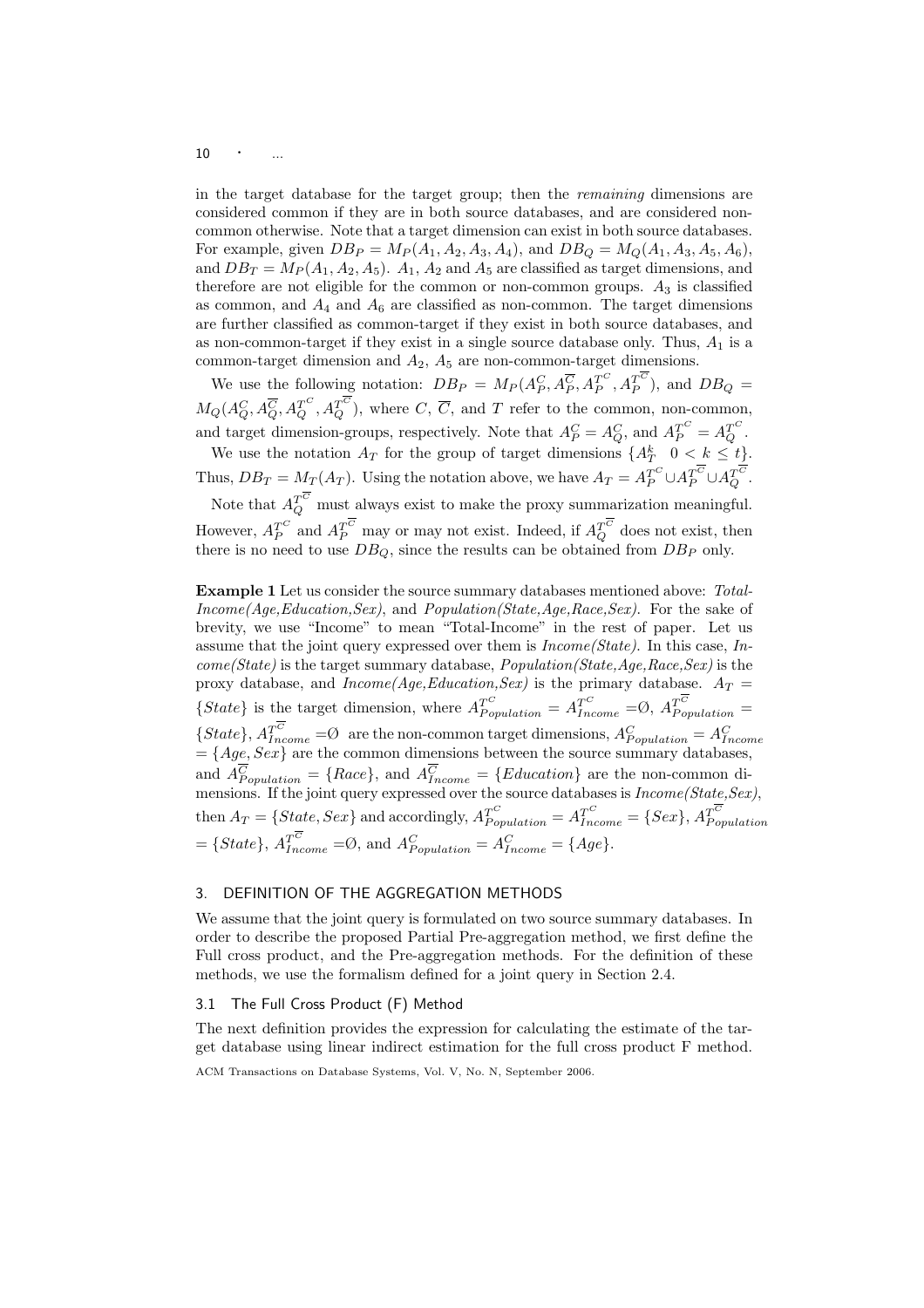in the target database for the target group; then the *remaining* dimensions are considered common if they are in both source databases, and are considered non-common otherwise. Note that a target dimension can exist in both source databases. For example, given $DB_P = M_P(A_1, A_2, A_3, A_4)$, and $DB_Q = M_Q(A_1, A_3, A_5, A_6)$, and $DB_T = M_P(A_1, A_2, A_5)$. $A_1$, $A_2$ and $A_5$ are classified as target dimensions, and therefore are not eligible for the common or non-common groups. $A_3$ is classified as common, and $A_4$ and $A_6$ are classified as non-common. The target dimensions are further classified as common-target if they exist in both source databases, and as non-common-target if they exist in a single source database only. Thus, $A_1$ is a common-target dimension and $A_2$, $A_5$ are non-common-target dimensions.

We use the following notation: $DB_P = M_P(A_P^C, A_P^{\overline{C}}, A_P^{T^C}, A_P^{T^{\overline{C}}})$, and $DB_Q = M_Q(A_Q^C, A_Q^{\overline{C}}, A_Q^{T^C}, A_Q^{T^{\overline{C}}})$, where $C$, $\overline{C}$, and $T$ refer to the common, non-common, and target dimension-groups, respectively. Note that $A_P^C = A_Q^C$, and $A_P^{T^C} = A_Q^{T^C}$.

We use the notation $A_T$ for the group of target dimensions $\{A_T^k \;\; 0 < k \leq t\}$. Thus, $DB_T = M_T(A_T)$. Using the notation above, we have $A_T = A_P^{T^C} \cup A_P^{T^{\overline{C}}} \cup A_Q^{T^{\overline{C}}}$.

Note that $A_Q^{T^{\overline{C}}}$ must always exist to make the proxy summarization meaningful. However, $A_P^{T^C}$ and $A_P^{T^{\overline{C}}}$ may or may not exist. Indeed, if $A_Q^{T^{\overline{C}}}$ does not exist, then there is no need to use $DB_Q$, since the results can be obtained from $DB_P$ only.

**Example 1** Let us consider the source summary databases mentioned above: *Total-Income(Age,Education,Sex)*, and *Population(State,Age,Race,Sex)*. For the sake of brevity, we use "Income" to mean "Total-Income" in the rest of paper. Let us assume that the joint query expressed over them is *Income(State)*. In this case, *Income(State)* is the target summary database, *Population(State,Age,Race,Sex)* is the proxy database, and *Income(Age,Education,Sex)* is the primary database. $A_T = \{State\}$ is the target dimension, where $A_{Population}^{T^C} = A_{Income}^{T^C} = \emptyset$, $A_{Population}^{T^{\overline{C}}} = \{State\}$, $A_{Income}^{T^{\overline{C}}} = \emptyset$ are the non-common target dimensions, $A_{Population}^C = A_{Income}^C = \{Age, Sex\}$ are the common dimensions between the source summary databases, and $A_{Population}^{\overline{C}} = \{Race\}$, and $A_{Income}^{\overline{C}} = \{Education\}$ are the non-common dimensions. If the joint query expressed over the source databases is *Income(State,Sex)*, then $A_T = \{State, Sex\}$ and accordingly, $A_{Population}^{T^C} = A_{Income}^{T^C} = \{Sex\}$, $A_{Population}^{T^{\overline{C}}} = \{State\}$, $A_{Income}^{T^{\overline{C}}} = \emptyset$, and $A_{Population}^C = A_{Income}^C = \{Age\}$.

## 3. DEFINITION OF THE AGGREGATION METHODS

We assume that the joint query is formulated on two source summary databases. In order to describe the proposed Partial Pre-aggregation method, we first define the Full cross product, and the Pre-aggregation methods. For the definition of these methods, we use the formalism defined for a joint query in Section 2.4.

### 3.1 The Full Cross Product (F) Method

The next definition provides the expression for calculating the estimate of the target database using linear indirect estimation for the full cross product F method.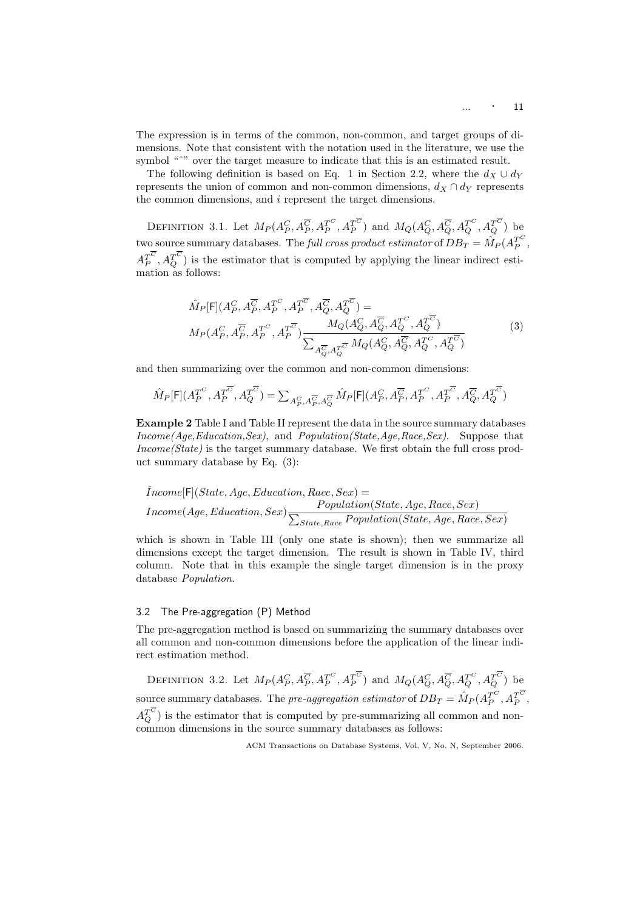The expression is in terms of the common, non-common, and target groups of dimensions. Note that consistent with the notation used in the literature, we use the symbol "ˆ" over the target measure to indicate that this is an estimated result.

The following definition is based on Eq. 1 in Section 2.2, where the $d_X \cup d_Y$ represents the union of common and non-common dimensions, $d_X \cap d_Y$ represents the common dimensions, and $i$ represent the target dimensions.

Definition 3.1. Let $M_P(A_P^C, A_P^{\overline{C}}, A_P^{T^C}, A_P^{T^{\overline{C}}})$ and $M_Q(A_Q^C, A_Q^{\overline{C}}, A_Q^{T^C}, A_Q^{T^{\overline{C}}})$ be two source summary databases. The *full cross product estimator* of $DB_T = \hat{M}_P(A_P^{T^C}, A_P^{T^{\overline{C}}}, A_Q^{T^{\overline{C}}})$ is the estimator that is computed by applying the linear indirect estimation as follows:

$$
\begin{aligned}
&\hat{M}_P[\mathsf{F}](A_P^C, A_P^{\overline{C}}, A_P^{T^C}, A_P^{T^{\overline{C}}}, A_Q^{\overline{C}}, A_Q^{T^{\overline{C}}}) = \\
&M_P(A_P^C, A_P^{\overline{C}}, A_P^{T^C}, A_P^{T^{\overline{C}}}) \frac{M_Q(A_Q^C, A_Q^{\overline{C}}, A_Q^{T^C}, A_Q^{T^{\overline{C}}})}{\sum_{A_Q^{\overline{C}}, A_Q^{T^{\overline{C}}}} M_Q(A_Q^C, A_Q^{\overline{C}}, A_Q^{T^C}, A_Q^{T^{\overline{C}}})}
\end{aligned}
\tag{3}
$$

and then summarizing over the common and non-common dimensions:

$$\hat{M}_P[\mathsf{F}](A_P^{T^C}, A_P^{T^{\overline{C}}}, A_Q^{T^{\overline{C}}}) = \sum_{A_P^C, A_P^{\overline{C}}, A_Q^{\overline{C}}} \hat{M}_P[\mathsf{F}](A_P^C, A_P^{\overline{C}}, A_P^{T^C}, A_P^{T^{\overline{C}}}, A_Q^{\overline{C}}, A_Q^{T^{\overline{C}}})$$

**Example 2** Table I and Table II represent the data in the source summary databases *Income(Age,Education,Sex)*, and *Population(State,Age,Race,Sex)*. Suppose that *Income(State)* is the target summary database. We first obtain the full cross product summary database by Eq. (3):

$$
\begin{aligned}
&\hat{Income}[\mathsf{F}](State, Age, Education, Race, Sex) = \\
&Income(Age, Education, Sex) \frac{Population(State, Age, Race, Sex)}{\sum_{State, Race} Population(State, Age, Race, Sex)}
\end{aligned}
$$

which is shown in Table III (only one state is shown); then we summarize all dimensions except the target dimension. The result is shown in Table IV, third column. Note that in this example the single target dimension is in the proxy database *Population*.

### 3.2 The Pre-aggregation (P) Method

The pre-aggregation method is based on summarizing the summary databases over all common and non-common dimensions before the application of the linear indirect estimation method.

Definition 3.2. Let $M_P(A_P^C, A_P^{\overline{C}}, A_P^{T^C}, A_P^{T^{\overline{C}}})$ and $M_Q(A_Q^C, A_Q^{\overline{C}}, A_Q^{T^C}, A_Q^{T^{\overline{C}}})$ be source summary databases. The *pre-aggregation estimator* of $DB_T = \hat{M}_P(A_P^{T^C}, A_P^{T^{\overline{C}}}, A_Q^{T^{\overline{C}}})$ is the estimator that is computed by pre-summarizing all common and non-common dimensions in the source summary databases as follows: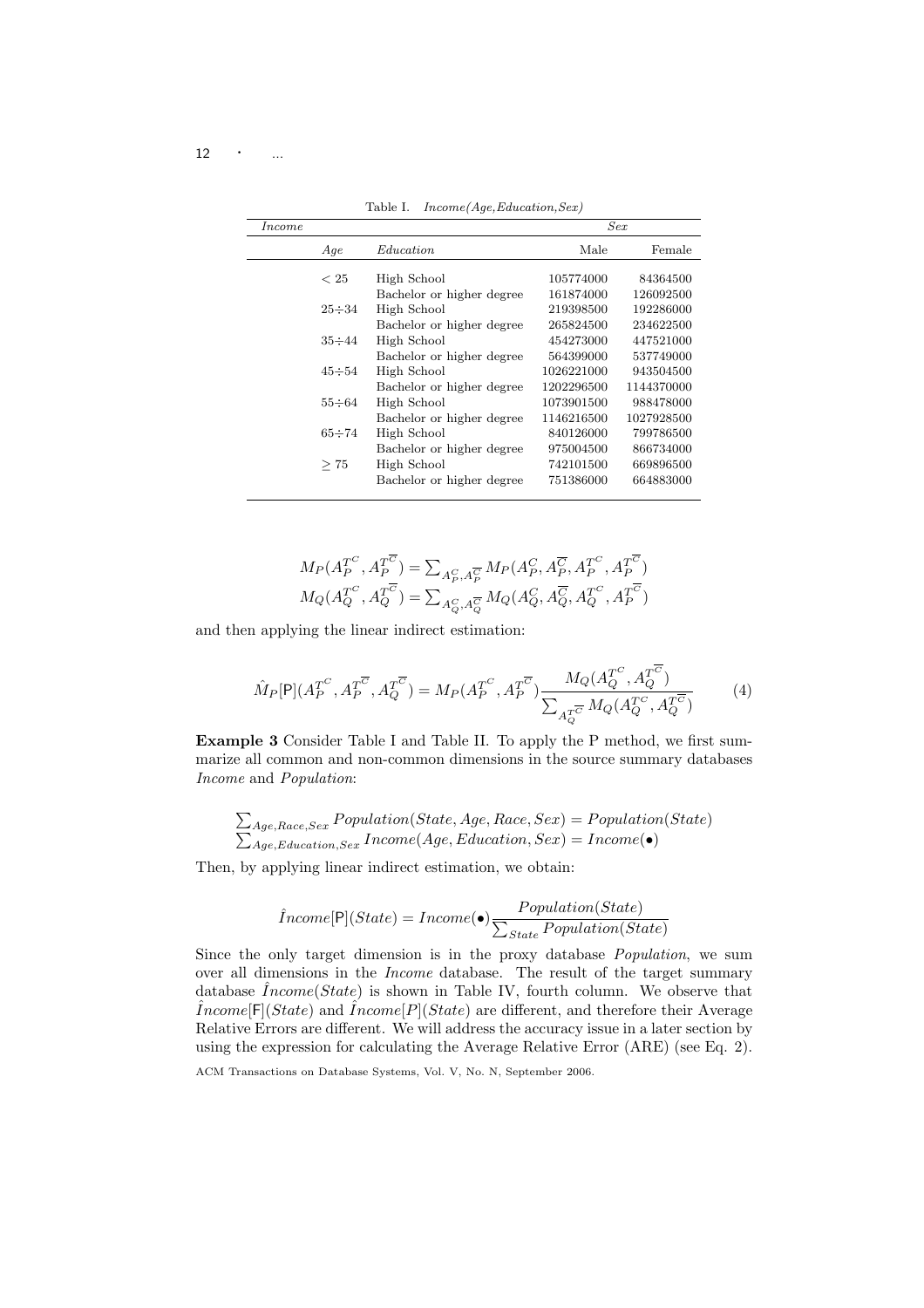Table I. *Income(Age,Education,Sex)*

| *Income* | | | *Sex* | |
|---|---|---|---|---|
| | *Age* | *Education* | Male | Female |
| | $< 25$ | High School | 105774000 | 84364500 |
| | | Bachelor or higher degree | 161874000 | 126092500 |
| | $25 \div 34$ | High School | 219398500 | 192286000 |
| | | Bachelor or higher degree | 265824500 | 234622500 |
| | $35 \div 44$ | High School | 454273000 | 447521000 |
| | | Bachelor or higher degree | 564399000 | 537749000 |
| | $45 \div 54$ | High School | 1026221000 | 943504500 |
| | | Bachelor or higher degree | 1202296500 | 1144370000 |
| | $55 \div 64$ | High School | 1073901500 | 988478000 |
| | | Bachelor or higher degree | 1146216500 | 1027928500 |
| | $65 \div 74$ | High School | 840126000 | 799786500 |
| | | Bachelor or higher degree | 975004500 | 866734000 |
| | $\geq 75$ | High School | 742101500 | 669896500 |
| | | Bachelor or higher degree | 751386000 | 664883000 |

$$
\begin{aligned}
M_P(A_P^{T^C}, A_P^{T^{\overline{C}}}) &= \textstyle\sum_{A_P^C, A_P^{\overline{C}}} M_P(A_P^C, A_P^{\overline{C}}, A_P^{T^C}, A_P^{T^{\overline{C}}}) \\
M_Q(A_Q^{T^C}, A_Q^{T^{\overline{C}}}) &= \textstyle\sum_{A_Q^C, A_Q^{\overline{C}}} M_Q(A_Q^C, A_Q^{\overline{C}}, A_Q^{T^C}, A_P^{T^{\overline{C}}})
\end{aligned}
$$

and then applying the linear indirect estimation:

$$
\hat{M}_P[\mathsf{P}](A_P^{T^C}, A_P^{T^{\overline{C}}}, A_Q^{T^{\overline{C}}}) = M_P(A_P^{T^C}, A_P^{T^{\overline{C}}}) \frac{M_Q(A_Q^{T^C}, A_Q^{T^{\overline{C}}})}{\sum_{A_Q^{T^{\overline{C}}}} M_Q(A_Q^{T^C}, A_Q^{T^{\overline{C}}})} \tag{4}
$$

**Example 3** Consider Table I and Table II. To apply the P method, we first summarize all common and non-common dimensions in the source summary databases *Income* and *Population*:

$$
\begin{aligned}
&\textstyle\sum_{Age,Race,Sex} Population(State, Age, Race, Sex) = Population(State) \\
&\textstyle\sum_{Age,Education,Sex} Income(Age, Education, Sex) = Income(\bullet)
\end{aligned}
$$

Then, by applying linear indirect estimation, we obtain:

$$
\hat{Income}[\mathsf{P}](State) = Income(\bullet) \frac{Population(State)}{\sum_{State} Population(State)}
$$

Since the only target dimension is in the proxy database *Population*, we sum over all dimensions in the *Income* database. The result of the target summary database $\hat{Income}(State)$ is shown in Table IV, fourth column. We observe that $\hat{Income}[\mathsf{F}](State)$ and $\hat{Income}[P](State)$ are different, and therefore their Average Relative Errors are different. We will address the accuracy issue in a later section by using the expression for calculating the Average Relative Error (ARE) (see Eq. 2).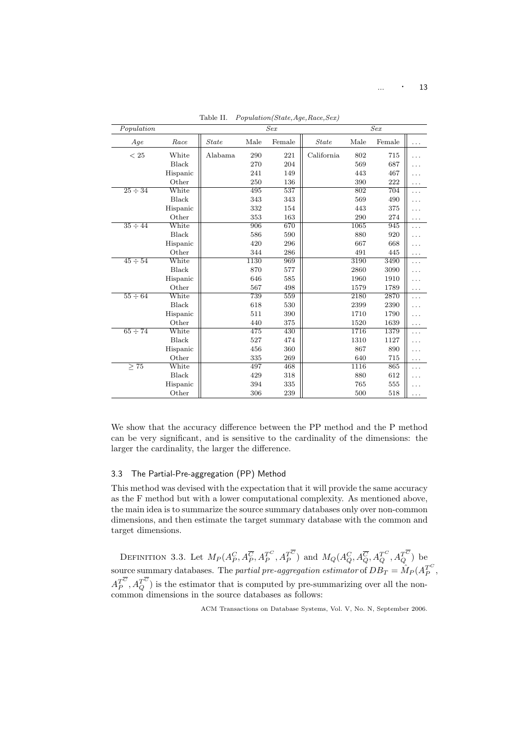Table II. *Population(State,Age,Race,Sex)*

| *Population* | | | *Sex* | | | *Sex* | | |
|---|---|---|---|---|---|---|---|---|
| *Age* | *Race* | *State* | Male | Female | *State* | Male | Female | ... |
| $< 25$ | White | Alabama | 290 | 221 | California | 802 | 715 | ... |
| | Black | | 270 | 204 | | 569 | 687 | ... |
| | Hispanic | | 241 | 149 | | 443 | 467 | ... |
| | Other | | 250 | 136 | | 390 | 222 | ... |
| $25 \div 34$ | White | | 495 | 537 | | 802 | 704 | ... |
| | Black | | 343 | 343 | | 569 | 490 | ... |
| | Hispanic | | 332 | 154 | | 443 | 375 | ... |
| | Other | | 353 | 163 | | 290 | 274 | ... |
| $35 \div 44$ | White | | 906 | 670 | | 1065 | 945 | ... |
| | Black | | 586 | 590 | | 880 | 920 | ... |
| | Hispanic | | 420 | 296 | | 667 | 668 | ... |
| | Other | | 344 | 286 | | 491 | 445 | ... |
| $45 \div 54$ | White | | 1130 | 969 | | 3190 | 3490 | ... |
| | Black | | 870 | 577 | | 2860 | 3090 | ... |
| | Hispanic | | 646 | 585 | | 1960 | 1910 | ... |
| | Other | | 567 | 498 | | 1579 | 1789 | ... |
| $55 \div 64$ | White | | 739 | 559 | | 2180 | 2870 | ... |
| | Black | | 618 | 530 | | 2399 | 2390 | ... |
| | Hispanic | | 511 | 390 | | 1710 | 1790 | ... |
| | Other | | 440 | 375 | | 1520 | 1639 | ... |
| $65 \div 74$ | White | | 475 | 430 | | 1716 | 1379 | ... |
| | Black | | 527 | 474 | | 1310 | 1127 | ... |
| | Hispanic | | 456 | 360 | | 867 | 890 | ... |
| | Other | | 335 | 269 | | 640 | 715 | ... |
| $\geq 75$ | White | | 497 | 468 | | 1116 | 865 | ... |
| | Black | | 429 | 318 | | 880 | 612 | ... |
| | Hispanic | | 394 | 335 | | 765 | 555 | ... |
| | Other | | 306 | 239 | | 500 | 518 | ... |

We show that the accuracy difference between the PP method and the P method can be very significant, and is sensitive to the cardinality of the dimensions: the larger the cardinality, the larger the difference.

### 3.3 The Partial-Pre-aggregation (PP) Method

This method was devised with the expectation that it will provide the same accuracy as the F method but with a lower computational complexity. As mentioned above, the main idea is to summarize the source summary databases only over non-common dimensions, and then estimate the target summary database with the common and target dimensions.

Definition 3.3. Let $M_P(A_P^C, A_P^{\overline{C}}, A_P^{T^C}, A_P^{T^{\overline{C}}})$ and $M_Q(A_Q^C, A_Q^{\overline{C}}, A_Q^{T^C}, A_Q^{T^{\overline{C}}})$ be source summary databases. The *partial pre-aggregation estimator* of $DB_T = \hat{M}_P(A_P^{T^C}, A_P^{T^{\overline{C}}}, A_Q^{T^{\overline{C}}})$ is the estimator that is computed by pre-summarizing over all the non-common dimensions in the source databases as follows: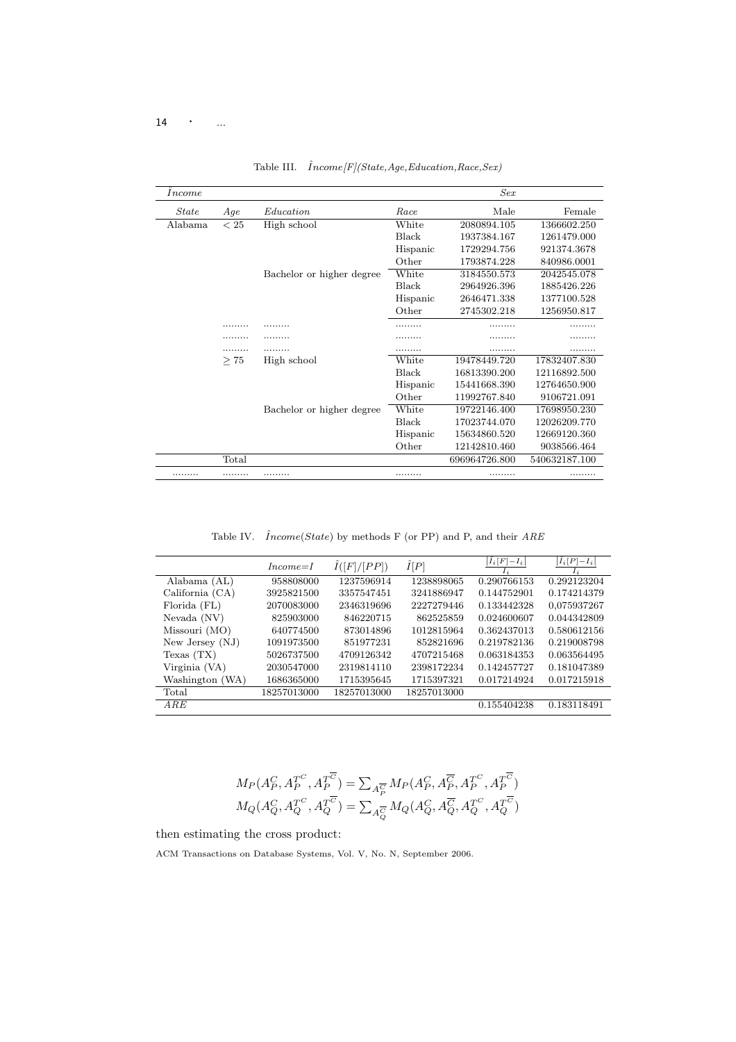Table III. $\hat{Income}[F](State, Age, Education, Race, Sex)$

| $\hat{Income}$ | | | | *Sex* | |
|---|---|---|---|---|---|
| *State* | *Age* | *Education* | *Race* | Male | Female |
| Alabama | $< 25$ | High school | White | 2080894.105 | 1366602.250 |
| | | | Black | 1937384.167 | 1261479.000 |
| | | | Hispanic | 1729294.756 | 921374.3678 |
| | | | Other | 1793874.228 | 840986.0001 |
| | | Bachelor or higher degree | White | 3184550.573 | 2042545.078 |
| | | | Black | 2964926.396 | 1885426.226 |
| | | | Hispanic | 2646471.338 | 1377100.528 |
| | | | Other | 2745302.218 | 1256950.817 |
| | ......... | ......... | ......... | ......... | ......... |
| | ......... | ......... | ......... | ......... | ......... |
| | ......... | ......... | ......... | ......... | ......... |
| | $\geq 75$ | High school | White | 19478449.720 | 17832407.830 |
| | | | Black | 16813390.200 | 12116892.500 |
| | | | Hispanic | 15441668.390 | 12764650.900 |
| | | | Other | 11992767.840 | 9106721.091 |
| | | Bachelor or higher degree | White | 19722146.400 | 17698950.230 |
| | | | Black | 17023744.070 | 12026209.770 |
| | | | Hispanic | 15634860.520 | 12669120.360 |
| | | | Other | 12142810.460 | 9038566.464 |
| | Total | | | 696964726.800 | 540632187.100 |
| ......... | ......... | ......... | ......... | ......... | ......... |

Table IV. $\hat{Income}(State)$ by methods F (or PP) and P, and their $ARE$

| | $Income{=}I$ | $\hat{I}([F]/[PP])$ | $\hat{I}[P]$ | $\frac{\lvert \hat{I}_i[F]-I_i \rvert}{I_i}$ | $\frac{\lvert \hat{I}_i[P]-I_i \rvert}{I_i}$ |
|---|---|---|---|---|---|
| Alabama (AL) | 958808000 | 1237596914 | 1238898065 | 0.290766153 | 0.292123204 |
| California (CA) | 3925821500 | 3357547451 | 3241886947 | 0.144752901 | 0.174214379 |
| Florida (FL) | 2070083000 | 2346319696 | 2227279446 | 0.133442328 | 0,075937267 |
| Nevada (NV) | 825903000 | 846220715 | 862525859 | 0.024600607 | 0.044342809 |
| Missouri (MO) | 640774500 | 873014896 | 1012815964 | 0.362437013 | 0.580612156 |
| New Jersey (NJ) | 1091973500 | 851977231 | 852821696 | 0.219782136 | 0.219008798 |
| Texas (TX) | 5026737500 | 4709126342 | 4707215468 | 0.063184353 | 0.063564495 |
| Virginia (VA) | 2030547000 | 2319814110 | 2398172234 | 0.142457727 | 0.181047389 |
| Washington (WA) | 1686365000 | 1715395645 | 1715397321 | 0.017214924 | 0.017215918 |
| Total | 18257013000 | 18257013000 | 18257013000 | | |
| $ARE$ | | | | 0.155404238 | 0.183118491 |

$$M_P(A_P^C, A_P^{T^C}, A_P^{T^{\overline{C}}}) = \sum_{A_P^{\overline{C}}} M_P(A_P^C, A_P^{\overline{C}}, A_P^{T^C}, A_P^{T^{\overline{C}}})$$
$$M_Q(A_Q^C, A_Q^{T^C}, A_Q^{T^{\overline{C}}}) = \sum_{A_Q^{\overline{C}}} M_Q(A_Q^C, A_Q^{\overline{C}}, A_Q^{T^C}, A_Q^{T^{\overline{C}}})$$

then estimating the cross product: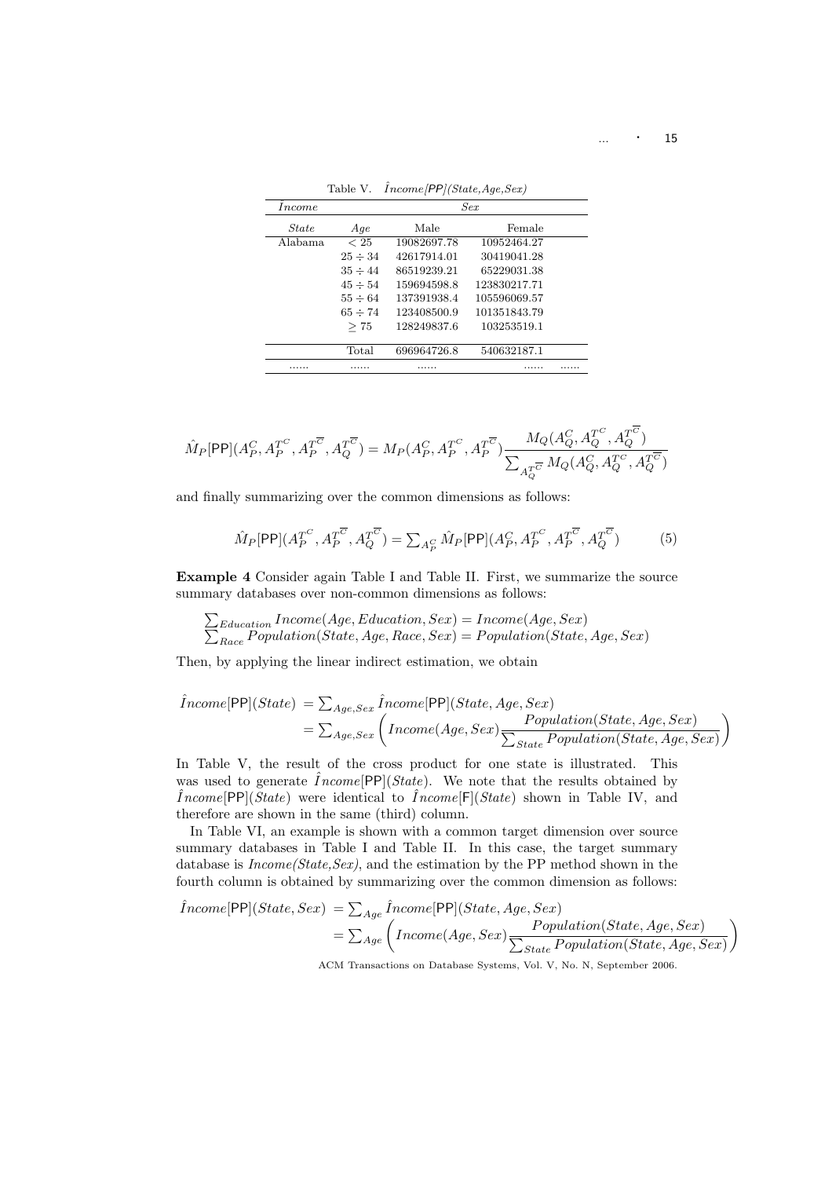Table V. $\hat{Income}[\mathsf{PP}](State,Age,Sex)$

| $\hat{Income}$ | | *Sex* | | |
|---|---|---|---|---|
| *State* | *Age* | Male | Female | |
| Alabama | $< 25$ | 19082697.78 | 10952464.27 | |
| | $25 \div 34$ | 42617914.01 | 30419041.28 | |
| | $35 \div 44$ | 86519239.21 | 65229031.38 | |
| | $45 \div 54$ | 159694598.8 | 123830217.71 | |
| | $55 \div 64$ | 137391938.4 | 105596069.57 | |
| | $65 \div 74$ | 123408500.9 | 101351843.79 | |
| | $\geq 75$ | 128249837.6 | 103253519.1 | |
| | Total | 696964726.8 | 540632187.1 | |
| ...... | ...... | ...... | ...... | ...... |

$$\hat{M}_P[\mathsf{PP}](A_P^C, A_P^{T^C}, A_P^{T^{\overline{C}}}, A_Q^{T^{\overline{C}}}) = M_P(A_P^C, A_P^{T^C}, A_P^{T^{\overline{C}}}) \frac{M_Q(A_Q^C, A_Q^{T^C}, A_Q^{T^{\overline{C}}})}{\sum_{A_Q^{T^{\overline{C}}}} M_Q(A_Q^C, A_Q^{T^C}, A_Q^{T^{\overline{C}}})}$$

and finally summarizing over the common dimensions as follows:

$$\hat{M}_P[\mathsf{PP}](A_P^{T^C}, A_P^{T^{\overline{C}}}, A_Q^{T^{\overline{C}}}) = \sum_{A_P^C} \hat{M}_P[\mathsf{PP}](A_P^C, A_P^{T^C}, A_P^{T^{\overline{C}}}, A_Q^{T^{\overline{C}}}) \qquad (5)$$

**Example 4** Consider again Table I and Table II. First, we summarize the source summary databases over non-common dimensions as follows:

$$\sum_{Education} Income(Age, Education, Sex) = Income(Age, Sex)$$
$$\sum_{Race} Population(State, Age, Race, Sex) = Population(State, Age, Sex)$$

Then, by applying the linear indirect estimation, we obtain

$$\begin{aligned}\hat{Income}[\mathsf{PP}](State) &= \sum_{Age,Sex} \hat{Income}[\mathsf{PP}](State, Age, Sex) \\ &= \sum_{Age,Sex} \left( Income(Age, Sex) \frac{Population(State, Age, Sex)}{\sum_{State} Population(State, Age, Sex)} \right)\end{aligned}$$

In Table V, the result of the cross product for one state is illustrated. This was used to generate $\hat{Income}[\mathsf{PP}](State)$. We note that the results obtained by $\hat{Income}[\mathsf{PP}](State)$ were identical to $\hat{Income}[\mathsf{F}](State)$ shown in Table IV, and therefore are shown in the same (third) column.

In Table VI, an example is shown with a common target dimension over source summary databases in Table I and Table II. In this case, the target summary database is *Income(State,Sex)*, and the estimation by the PP method shown in the fourth column is obtained by summarizing over the common dimension as follows:

$$\begin{aligned}\hat{Income}[\mathsf{PP}](State, Sex) &= \sum_{Age} \hat{Income}[\mathsf{PP}](State, Age, Sex) \\ &= \sum_{Age} \left( Income(Age, Sex) \frac{Population(State, Age, Sex)}{\sum_{State} Population(State, Age, Sex)} \right)\end{aligned}$$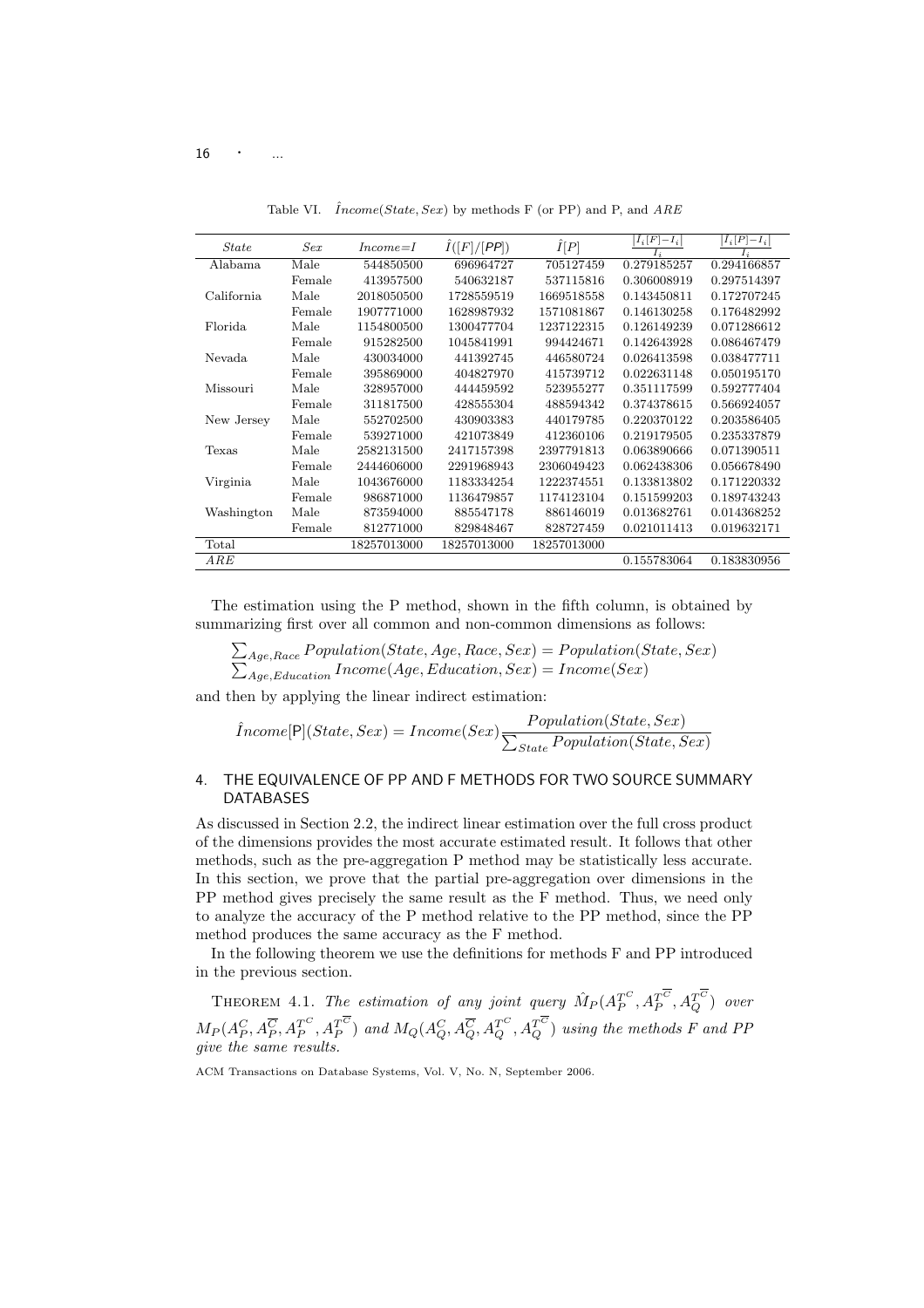Table VI. $\hat{I}ncome(State, Sex)$ by methods F (or PP) and P, and $ARE$

| *State* | *Sex* | *Income*=$I$ | $\hat{I}([F]/[PP])$ | $\hat{I}[P]$ | $\frac{\lvert \hat{I}_i[F]-I_i \rvert}{I_i}$ | $\frac{\lvert \hat{I}_i[P]-I_i \rvert}{I_i}$ |
|---|---|---|---|---|---|---|
| Alabama | Male | 544850500 | 696964727 | 705127459 | 0.279185257 | 0.294166857 |
| | Female | 413957500 | 540632187 | 537115816 | 0.306008919 | 0.297514397 |
| California | Male | 2018050500 | 1728559519 | 1669518558 | 0.143450811 | 0.172707245 |
| | Female | 1907771000 | 1628987932 | 1571081867 | 0.146130258 | 0.176482992 |
| Florida | Male | 1154800500 | 1300477704 | 1237122315 | 0.126149239 | 0.071286612 |
| | Female | 915282500 | 1045841991 | 994424671 | 0.142643928 | 0.086467479 |
| Nevada | Male | 430034000 | 441392745 | 446580724 | 0.026413598 | 0.038477711 |
| | Female | 395869000 | 404827970 | 415739712 | 0.022631148 | 0.050195170 |
| Missouri | Male | 328957000 | 444459592 | 523955277 | 0.351117599 | 0.592777404 |
| | Female | 311817500 | 428555304 | 488594342 | 0.374378615 | 0.566924057 |
| New Jersey | Male | 552702500 | 430903383 | 440179785 | 0.220370122 | 0.203586405 |
| | Female | 539271000 | 421073849 | 412360106 | 0.219179505 | 0.235337879 |
| Texas | Male | 2582131500 | 2417157398 | 2397791813 | 0.063890666 | 0.071390511 |
| | Female | 2444606000 | 2291968943 | 2306049423 | 0.062438306 | 0.056678490 |
| Virginia | Male | 1043676000 | 1183334254 | 1222374551 | 0.133813802 | 0.171220332 |
| | Female | 986871000 | 1136479857 | 1174123104 | 0.151599203 | 0.189743243 |
| Washington | Male | 873594000 | 885547178 | 886146019 | 0.013682761 | 0.014368252 |
| | Female | 812771000 | 829848467 | 828727459 | 0.021011413 | 0.019632171 |
| Total | | 18257013000 | 18257013000 | 18257013000 | | |
| *ARE* | | | | | 0.155783064 | 0.183830956 |

The estimation using the P method, shown in the fifth column, is obtained by summarizing first over all common and non-common dimensions as follows:

$$\sum_{Age,Race} Population(State, Age, Race, Sex) = Population(State, Sex)$$
$$\sum_{Age,Education} Income(Age, Education, Sex) = Income(Sex)$$

and then by applying the linear indirect estimation:

$$\hat{I}ncome[\mathsf{P}](State, Sex) = Income(Sex)\frac{Population(State, Sex)}{\sum_{State} Population(State, Sex)}$$

## 4. THE EQUIVALENCE OF PP AND F METHODS FOR TWO SOURCE SUMMARY DATABASES

As discussed in Section 2.2, the indirect linear estimation over the full cross product of the dimensions provides the most accurate estimated result. It follows that other methods, such as the pre-aggregation P method may be statistically less accurate. In this section, we prove that the partial pre-aggregation over dimensions in the PP method gives precisely the same result as the F method. Thus, we need only to analyze the accuracy of the P method relative to the PP method, since the PP method produces the same accuracy as the F method.

In the following theorem we use the definitions for methods F and PP introduced in the previous section.

THEOREM 4.1. *The estimation of any joint query* $\hat{M}_P(A_P^{T^C}, A_P^{T^{\overline{C}}}, A_Q^{T^{\overline{C}}})$ *over* $M_P(A_P^C, A_P^{\overline{C}}, A_P^{T^C}, A_P^{T^{\overline{C}}})$ *and* $M_Q(A_Q^C, A_Q^{\overline{C}}, A_Q^{T^C}, A_Q^{T^{\overline{C}}})$ *using the methods F and PP give the same results.*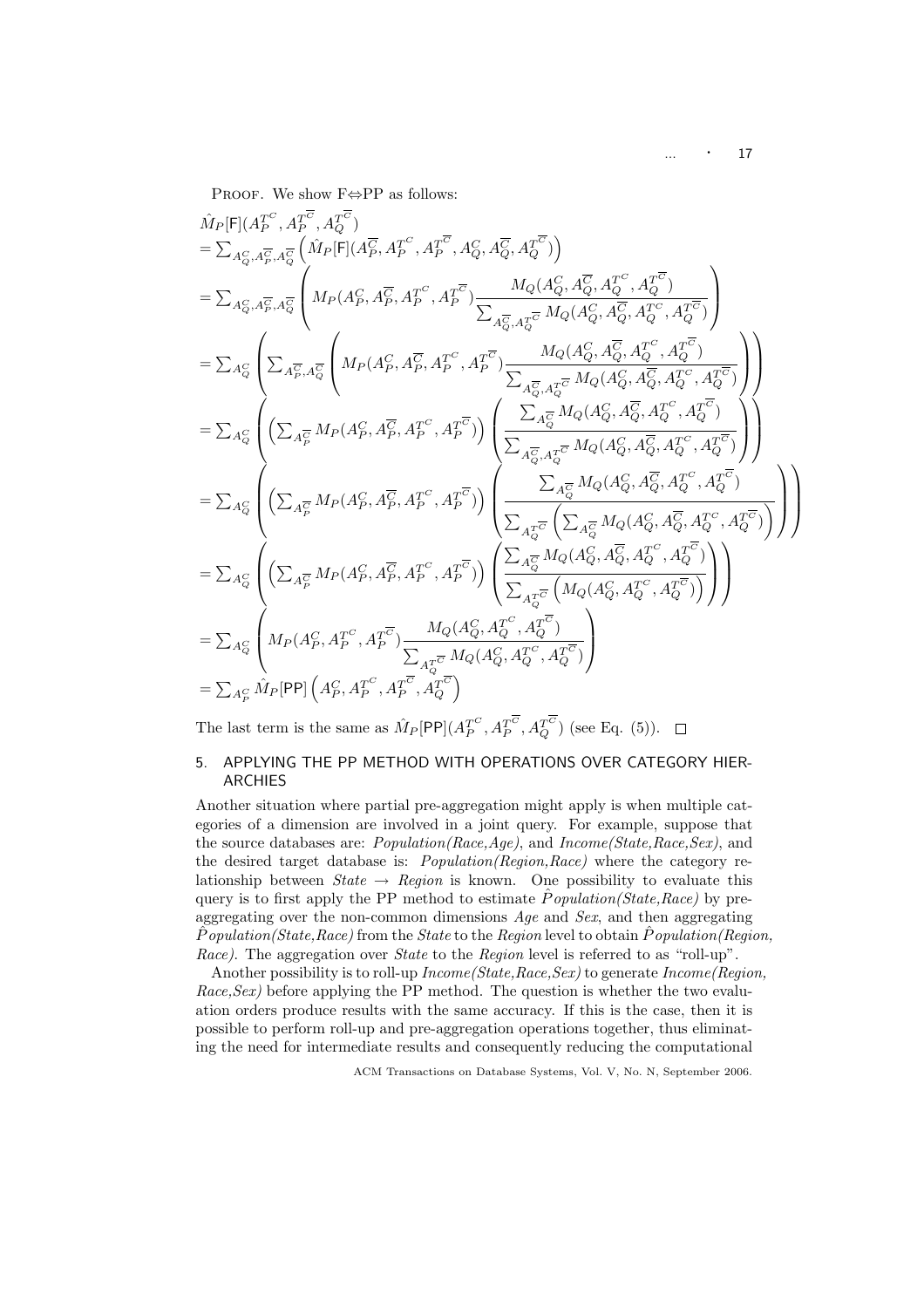PROOF. We show F⇔PP as follows:

$$
\begin{aligned}
&\hat{M}_P[\mathsf{F}](A_P^{T^C}, A_P^{T^{\overline{C}}}, A_Q^{T^{\overline{C}}}) \\
&= \textstyle\sum_{A_Q^C, A_P^{\overline{C}}, A_Q^{\overline{C}}} \left( \hat{M}_P[\mathsf{F}](A_P^{\overline{C}}, A_P^{T^C}, A_P^{T^{\overline{C}}}, A_Q^C, A_Q^{\overline{C}}, A_Q^{T^{\overline{C}}}) \right) \\
&= \textstyle\sum_{A_Q^C, A_P^{\overline{C}}, A_Q^{\overline{C}}} \left( M_P(A_P^C, A_P^{\overline{C}}, A_P^{T^C}, A_P^{T^{\overline{C}}}) \dfrac{M_Q(A_Q^C, A_Q^{\overline{C}}, A_Q^{T^C}, A_Q^{T^{\overline{C}}})}{\sum_{A_Q^{\overline{C}}, A_Q^{T^{\overline{C}}}} M_Q(A_Q^C, A_Q^{\overline{C}}, A_Q^{T^C}, A_Q^{T^{\overline{C}}})} \right) \\
&= \textstyle\sum_{A_Q^C} \left( \sum_{A_P^{\overline{C}}, A_Q^{\overline{C}}} \left( M_P(A_P^C, A_P^{\overline{C}}, A_P^{T^C}, A_P^{T^{\overline{C}}}) \dfrac{M_Q(A_Q^C, A_Q^{\overline{C}}, A_Q^{T^C}, A_Q^{T^{\overline{C}}})}{\sum_{A_Q^{\overline{C}}, A_Q^{T^{\overline{C}}}} M_Q(A_Q^C, A_Q^{\overline{C}}, A_Q^{T^C}, A_Q^{T^{\overline{C}}})} \right) \right) \\
&= \textstyle\sum_{A_Q^C} \left( \left( \sum_{A_P^{\overline{C}}} M_P(A_P^C, A_P^{\overline{C}}, A_P^{T^C}, A_P^{T^{\overline{C}}}) \right) \left( \dfrac{\sum_{A_Q^{\overline{C}}} M_Q(A_Q^C, A_Q^{\overline{C}}, A_Q^{T^C}, A_Q^{T^{\overline{C}}})}{\sum_{A_Q^{\overline{C}}, A_Q^{T^{\overline{C}}}} M_Q(A_Q^C, A_Q^{\overline{C}}, A_Q^{T^C}, A_Q^{T^{\overline{C}}})} \right) \right) \\
&= \textstyle\sum_{A_Q^C} \left( \left( \sum_{A_P^{\overline{C}}} M_P(A_P^C, A_P^{\overline{C}}, A_P^{T^C}, A_P^{T^{\overline{C}}}) \right) \left( \dfrac{\sum_{A_Q^{\overline{C}}} M_Q(A_Q^C, A_Q^{\overline{C}}, A_Q^{T^C}, A_Q^{T^{\overline{C}}})}{\sum_{A_Q^{T^{\overline{C}}}} \left( \sum_{A_Q^{\overline{C}}} M_Q(A_Q^C, A_Q^{\overline{C}}, A_Q^{T^C}, A_Q^{T^{\overline{C}}}) \right)} \right) \right) \\
&= \textstyle\sum_{A_Q^C} \left( \left( \sum_{A_P^{\overline{C}}} M_P(A_P^C, A_P^{\overline{C}}, A_P^{T^C}, A_P^{T^{\overline{C}}}) \right) \left( \dfrac{\sum_{A_Q^{\overline{C}}} M_Q(A_Q^C, A_Q^{\overline{C}}, A_Q^{T^C}, A_Q^{T^{\overline{C}}})}{\sum_{A_Q^{T^{\overline{C}}}} \left( M_Q(A_Q^C, A_Q^{T^C}, A_Q^{T^{\overline{C}}}) \right)} \right) \right) \\
&= \textstyle\sum_{A_Q^C} \left( M_P(A_P^C, A_P^{T^C}, A_P^{T^{\overline{C}}}) \dfrac{M_Q(A_Q^C, A_Q^{T^C}, A_Q^{T^{\overline{C}}})}{\sum_{A_Q^{T^{\overline{C}}}} M_Q(A_Q^C, A_Q^{T^C}, A_Q^{T^{\overline{C}}})} \right) \\
&= \textstyle\sum_{A_P^C} \hat{M}_P[\mathsf{PP}] \left( A_P^C, A_P^{T^C}, A_P^{T^{\overline{C}}}, A_Q^{T^{\overline{C}}} \right)
\end{aligned}
$$

The last term is the same as $\hat{M}_P[\mathsf{PP}](A_P^{T^C}, A_P^{T^{\overline{C}}}, A_Q^{T^{\overline{C}}})$ (see Eq. (5)). □

## 5. APPLYING THE PP METHOD WITH OPERATIONS OVER CATEGORY HIERARCHIES

Another situation where partial pre-aggregation might apply is when multiple categories of a dimension are involved in a joint query. For example, suppose that the source databases are: *Population(Race,Age)*, and *Income(State,Race,Sex)*, and the desired target database is: *Population(Region,Race)* where the category relationship between *State* → *Region* is known. One possibility to evaluate this query is to first apply the PP method to estimate $\hat{P}$*opulation(State,Race)* by pre-aggregating over the non-common dimensions *Age* and *Sex*, and then aggregating $\hat{P}$*opulation(State,Race)* from the *State* to the *Region* level to obtain $\hat{P}$*opulation(Region, Race)*. The aggregation over *State* to the *Region* level is referred to as "roll-up".

Another possibility is to roll-up *Income(State,Race,Sex)* to generate *Income(Region, Race,Sex)* before applying the PP method. The question is whether the two evaluation orders produce results with the same accuracy. If this is the case, then it is possible to perform roll-up and pre-aggregation operations together, thus eliminating the need for intermediate results and consequently reducing the computational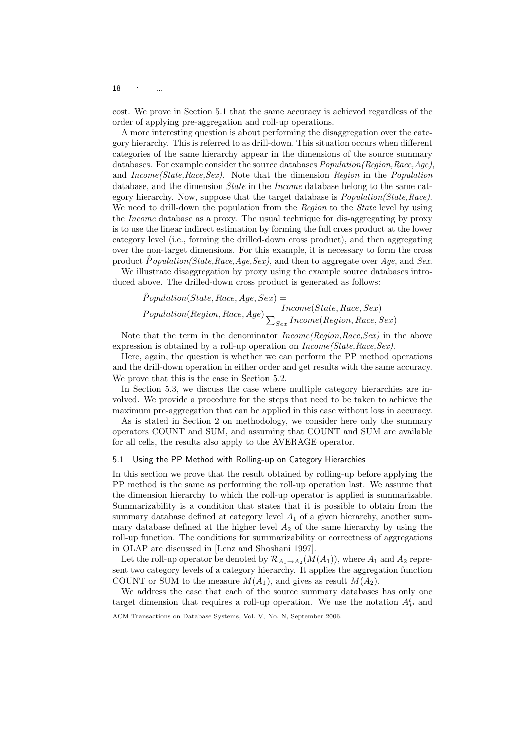cost. We prove in Section 5.1 that the same accuracy is achieved regardless of the order of applying pre-aggregation and roll-up operations.

A more interesting question is about performing the disaggregation over the category hierarchy. This is referred to as drill-down. This situation occurs when different categories of the same hierarchy appear in the dimensions of the source summary databases. For example consider the source databases *Population(Region,Race,Age)*, and *Income(State,Race,Sex)*. Note that the dimension *Region* in the *Population* database, and the dimension *State* in the *Income* database belong to the same category hierarchy. Now, suppose that the target database is *Population(State,Race)*. We need to drill-down the population from the *Region* to the *State* level by using the *Income* database as a proxy. The usual technique for dis-aggregating by proxy is to use the linear indirect estimation by forming the full cross product at the lower category level (i.e., forming the drilled-down cross product), and then aggregating over the non-target dimensions. For this example, it is necessary to form the cross product $\hat{P}opulation(State,Race,Age,Sex)$, and then to aggregate over *Age*, and *Sex*.

We illustrate disaggregation by proxy using the example source databases introduced above. The drilled-down cross product is generated as follows:

$$\hat{P}opulation(State, Race, Age, Sex) =$$
$$Population(Region, Race, Age)\frac{Income(State, Race, Sex)}{\sum_{Sex} Income(Region, Race, Sex)}$$

Note that the term in the denominator *Income(Region,Race,Sex)* in the above expression is obtained by a roll-up operation on *Income(State,Race,Sex)*.

Here, again, the question is whether we can perform the PP method operations and the drill-down operation in either order and get results with the same accuracy. We prove that this is the case in Section 5.2.

In Section 5.3, we discuss the case where multiple category hierarchies are involved. We provide a procedure for the steps that need to be taken to achieve the maximum pre-aggregation that can be applied in this case without loss in accuracy.

As is stated in Section 2 on methodology, we consider here only the summary operators COUNT and SUM, and assuming that COUNT and SUM are available for all cells, the results also apply to the AVERAGE operator.

### 5.1 Using the PP Method with Rolling-up on Category Hierarchies

In this section we prove that the result obtained by rolling-up before applying the PP method is the same as performing the roll-up operation last. We assume that the dimension hierarchy to which the roll-up operator is applied is summarizable. Summarizability is a condition that states that it is possible to obtain from the summary database defined at category level $A_1$ of a given hierarchy, another summary database defined at the higher level $A_2$ of the same hierarchy by using the roll-up function. The conditions for summarizability or correctness of aggregations in OLAP are discussed in [Lenz and Shoshani 1997].

Let the roll-up operator be denoted by $\mathcal{R}_{A_1 \to A_2}(M(A_1))$, where $A_1$ and $A_2$ represent two category levels of a category hierarchy. It applies the aggregation function COUNT or SUM to the measure $M(A_1)$, and gives as result $M(A_2)$.

We address the case that each of the source summary databases has only one target dimension that requires a roll-up operation. We use the notation $A_P^t$ and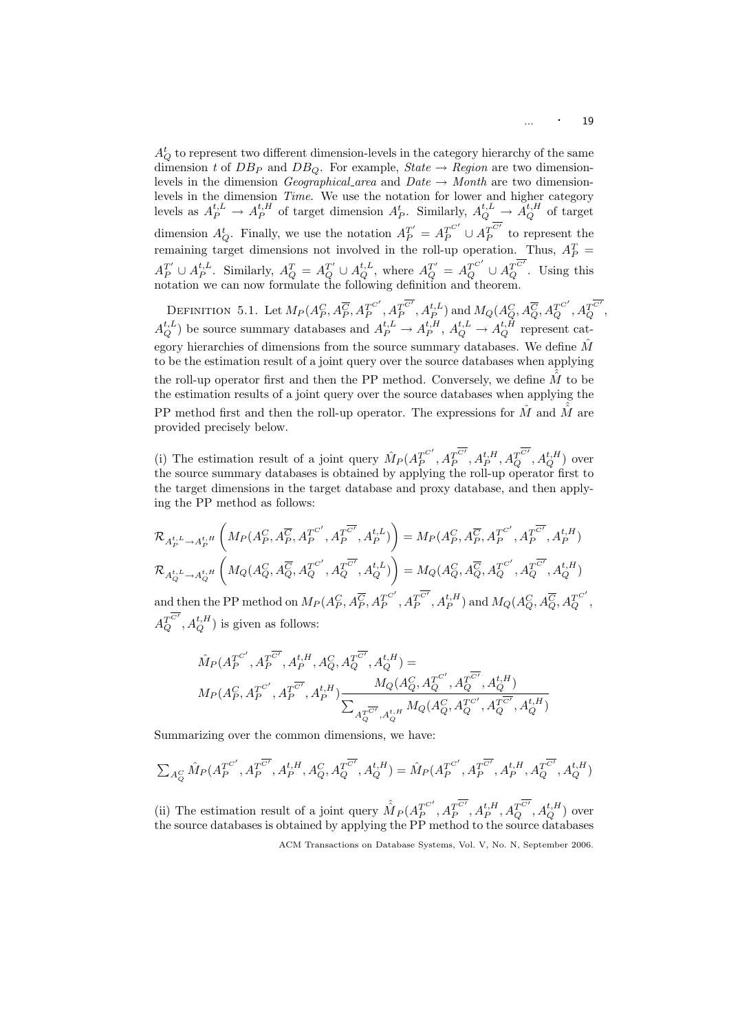$A_Q^t$ to represent two different dimension-levels in the category hierarchy of the same dimension $t$ of $DB_P$ and $DB_Q$. For example, *State* $\rightarrow$ *Region* are two dimension-levels in the dimension *Geographical_area* and *Date* $\rightarrow$ *Month* are two dimension-levels in the dimension *Time*. We use the notation for lower and higher category levels as $A_P^{t,L} \rightarrow A_P^{t,H}$ of target dimension $A_P^t$. Similarly, $A_Q^{t,L} \rightarrow A_Q^{t,H}$ of target dimension $A_Q^t$. Finally, we use the notation $A_P^{T'} = A_P^{T^{C'}} \cup A_P^{T^{\overline{C'}}}$ to represent the remaining target dimensions not involved in the roll-up operation. Thus, $A_P^T = A_P^{T'} \cup A_P^{t,L}$. Similarly, $A_Q^T = A_Q^{T'} \cup A_Q^{t,L}$, where $A_Q^{T'} = A_Q^{T^{C'}} \cup A_Q^{T^{\overline{C'}}}$. Using this notation we can now formulate the following definition and theorem.

Definition 5.1. Let $M_P(A_P^C, A_P^{\overline{C}}, A_P^{T^{C'}}, A_P^{T^{\overline{C'}}}, A_P^{t,L})$ and $M_Q(A_Q^C, A_Q^{\overline{C}}, A_Q^{T^{C'}}, A_Q^{T^{\overline{C'}}}, A_Q^{t,L})$ be source summary databases and $A_P^{t,L} \rightarrow A_P^{t,H}$, $A_Q^{t,L} \rightarrow A_Q^{t,H}$ represent category hierarchies of dimensions from the source summary databases. We define $\hat{M}$ to be the estimation result of a joint query over the source databases when applying the roll-up operator first and then the PP method. Conversely, we define $\hat{\hat{M}}$ to be the estimation results of a joint query over the source databases when applying the PP method first and then the roll-up operator. The expressions for $\hat{M}$ and $\hat{\hat{M}}$ are provided precisely below.

(i) The estimation result of a joint query $\hat{M}_P(A_P^{T^{C'}}, A_P^{T^{\overline{C'}}}, A_P^{t,H}, A_Q^{T^{\overline{C'}}}, A_Q^{t,H})$ over the source summary databases is obtained by applying the roll-up operator first to the target dimensions in the target database and proxy database, and then applying the PP method as follows:

$$\mathcal{R}_{A_P^{t,L} \rightarrow A_P^{t,H}}\left(M_P(A_P^C, A_P^{\overline{C}}, A_P^{T^{C'}}, A_P^{T^{\overline{C'}}}, A_P^{t,L})\right) = M_P(A_P^C, A_P^{\overline{C}}, A_P^{T^{C'}}, A_P^{T^{\overline{C'}}}, A_P^{t,H})$$

$$\mathcal{R}_{A_Q^{t,L} \rightarrow A_Q^{t,H}}\left(M_Q(A_Q^C, A_Q^{\overline{C}}, A_Q^{T^{C'}}, A_Q^{T^{\overline{C'}}}, A_Q^{t,L})\right) = M_Q(A_Q^C, A_Q^{\overline{C}}, A_Q^{T^{C'}}, A_Q^{T^{\overline{C'}}}, A_Q^{t,H})$$

and then the PP method on $M_P(A_P^C, A_P^{\overline{C}}, A_P^{T^{C'}}, A_P^{T^{\overline{C'}}}, A_P^{t,H})$ and $M_Q(A_Q^C, A_Q^{\overline{C}}, A_Q^{T^{C'}}, A_Q^{T^{\overline{C'}}}, A_Q^{t,H})$ is given as follows:

$$\hat{M}_P(A_P^{T^{C'}}, A_P^{T^{\overline{C'}}}, A_P^{t,H}, A_Q^C, A_Q^{T^{\overline{C'}}}, A_Q^{t,H}) =$$
$$M_P(A_P^C, A_P^{T^{C'}}, A_P^{T^{\overline{C'}}}, A_P^{t,H}) \frac{M_Q(A_Q^C, A_Q^{T^{C'}}, A_Q^{T^{\overline{C'}}}, A_Q^{t,H})}{\sum_{A_Q^{T^{\overline{C'}}}, A_Q^{t,H}} M_Q(A_Q^C, A_Q^{T^{C'}}, A_Q^{T^{\overline{C'}}}, A_Q^{t,H})}$$

Summarizing over the common dimensions, we have:

$$\sum_{A_Q^C} \hat{M}_P(A_P^{T^{C'}}, A_P^{T^{\overline{C'}}}, A_P^{t,H}, A_Q^C, A_Q^{T^{\overline{C'}}}, A_Q^{t,H}) = \hat{M}_P(A_P^{T^{C'}}, A_P^{T^{\overline{C'}}}, A_P^{t,H}, A_Q^{T^{\overline{C'}}}, A_Q^{t,H})$$

(ii) The estimation result of a joint query $\hat{\hat{M}}_P(A_P^{T^{C'}}, A_P^{T^{\overline{C'}}}, A_P^{t,H}, A_Q^{T^{\overline{C'}}}, A_Q^{t,H})$ over the source databases is obtained by applying the PP method to the source databases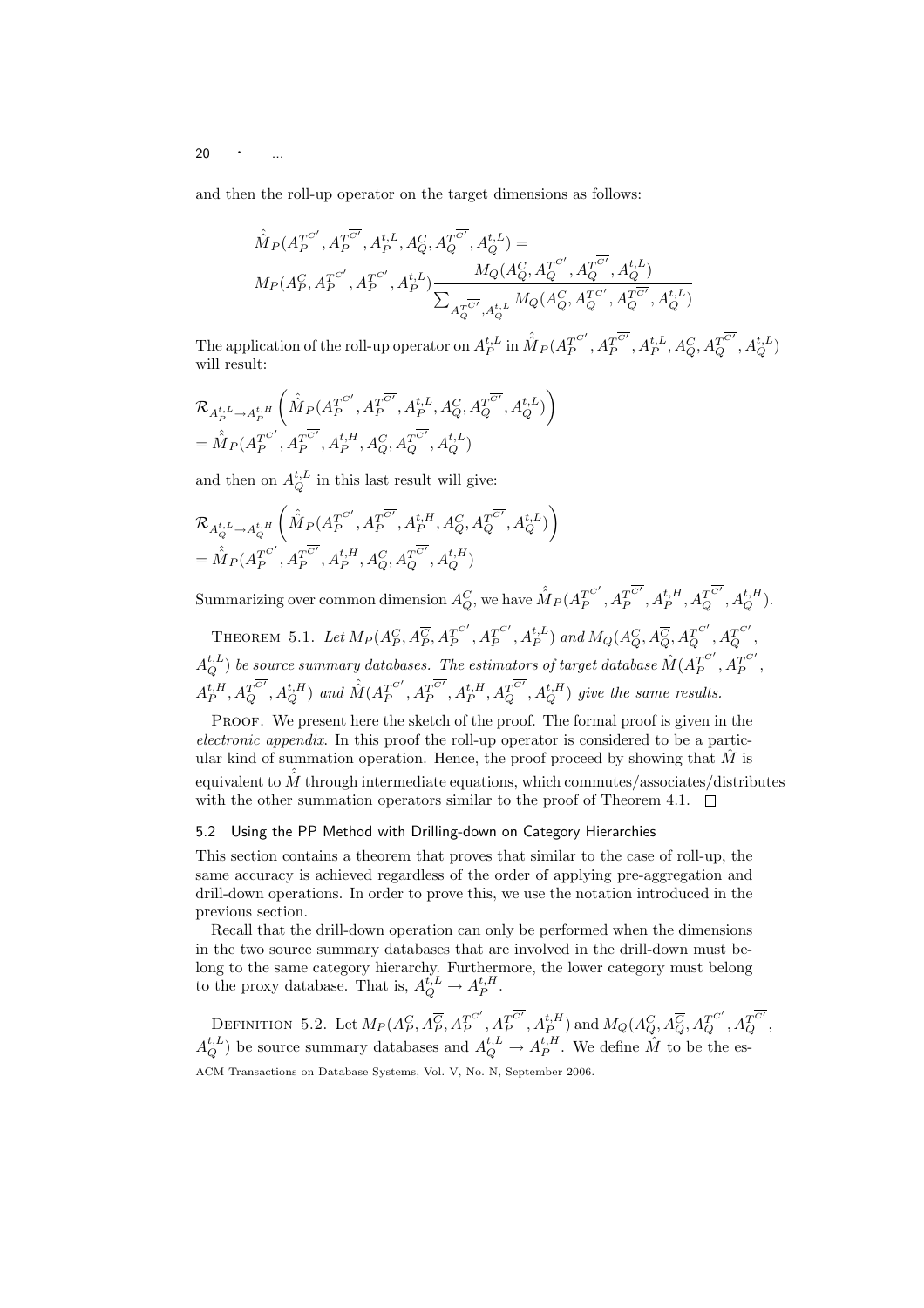and then the roll-up operator on the target dimensions as follows:

$$\hat{\hat{M}}_P(A_P^{T^{C'}}, A_P^{T^{\overline{C'}}}, A_P^{t,L}, A_Q^C, A_Q^{T^{\overline{C'}}}, A_Q^{t,L}) =$$
$$M_P(A_P^C, A_P^{T^{C'}}, A_P^{T^{\overline{C'}}}, A_P^{t,L}) \frac{M_Q(A_Q^C, A_Q^{T^{C'}}, A_Q^{T^{\overline{C'}}}, A_Q^{t,L})}{\sum_{A_Q^{T^{\overline{C'}}}, A_Q^{t,L}} M_Q(A_Q^C, A_Q^{T^{C'}}, A_Q^{T^{\overline{C'}}}, A_Q^{t,L})}$$

The application of the roll-up operator on $A_P^{t,L}$ in $\hat{\hat{M}}_P(A_P^{T^{C'}}, A_P^{T^{\overline{C'}}}, A_P^{t,L}, A_Q^C, A_Q^{T^{\overline{C'}}}, A_Q^{t,L})$ will result:

$$\mathcal{R}_{A_P^{t,L} \to A_P^{t,H}} \left( \hat{\hat{M}}_P(A_P^{T^{C'}}, A_P^{T^{\overline{C'}}}, A_P^{t,L}, A_Q^C, A_Q^{T^{\overline{C'}}}, A_Q^{t,L}) \right)$$
$$= \hat{\hat{M}}_P(A_P^{T^{C'}}, A_P^{T^{\overline{C'}}}, A_P^{t,H}, A_Q^C, A_Q^{T^{\overline{C'}}}, A_Q^{t,L})$$

and then on $A_Q^{t,L}$ in this last result will give:

$$\mathcal{R}_{A_Q^{t,L} \to A_Q^{t,H}} \left( \hat{\hat{M}}_P(A_P^{T^{C'}}, A_P^{T^{\overline{C'}}}, A_P^{t,H}, A_Q^C, A_Q^{T^{\overline{C'}}}, A_Q^{t,L}) \right)$$
$$= \hat{\hat{M}}_P(A_P^{T^{C'}}, A_P^{T^{\overline{C'}}}, A_P^{t,H}, A_Q^C, A_Q^{T^{\overline{C'}}}, A_Q^{t,H})$$

Summarizing over common dimension $A_Q^C$, we have $\hat{\hat{M}}_P(A_P^{T^{C'}}, A_P^{T^{\overline{C'}}}, A_P^{t,H}, A_Q^{T^{\overline{C'}}}, A_Q^{t,H})$.

THEOREM 5.1. *Let $M_P(A_P^C, A_P^{\overline{C}}, A_P^{T^{C'}}, A_P^{T^{\overline{C'}}}, A_P^{t,L})$ and $M_Q(A_Q^C, A_Q^{\overline{C}}, A_Q^{T^{C'}}, A_Q^{T^{\overline{C'}}}, A_Q^{t,L})$ be source summary databases. The estimators of target database $\hat{M}(A_P^{T^{C'}}, A_P^{T^{\overline{C'}}}, A_P^{t,H}, A_Q^{T^{\overline{C'}}}, A_Q^{t,H})$ and $\hat{\hat{M}}(A_P^{T^{C'}}, A_P^{T^{\overline{C'}}}, A_P^{t,H}, A_Q^{T^{\overline{C'}}}, A_Q^{t,H})$ give the same results.*

PROOF. We present here the sketch of the proof. The formal proof is given in the *electronic appendix*. In this proof the roll-up operator is considered to be a particular kind of summation operation. Hence, the proof proceed by showing that $\hat{M}$ is equivalent to $\hat{\hat{M}}$ through intermediate equations, which commutes/associates/distributes with the other summation operators similar to the proof of Theorem 4.1. □

### 5.2 Using the PP Method with Drilling-down on Category Hierarchies

This section contains a theorem that proves that similar to the case of roll-up, the same accuracy is achieved regardless of the order of applying pre-aggregation and drill-down operations. In order to prove this, we use the notation introduced in the previous section.

Recall that the drill-down operation can only be performed when the dimensions in the two source summary databases that are involved in the drill-down must belong to the same category hierarchy. Furthermore, the lower category must belong to the proxy database. That is, $A_Q^{t,L} \to A_P^{t,H}$.

DEFINITION 5.2. Let $M_P(A_P^C, A_P^{\overline{C}}, A_P^{T^{C'}}, A_P^{T^{\overline{C'}}}, A_P^{t,H})$ and $M_Q(A_Q^C, A_Q^{\overline{C}}, A_Q^{T^{C'}}, A_Q^{T^{\overline{C'}}}, A_Q^{t,L})$ be source summary databases and $A_Q^{t,L} \to A_P^{t,H}$. We define $\hat{M}$ to be the es-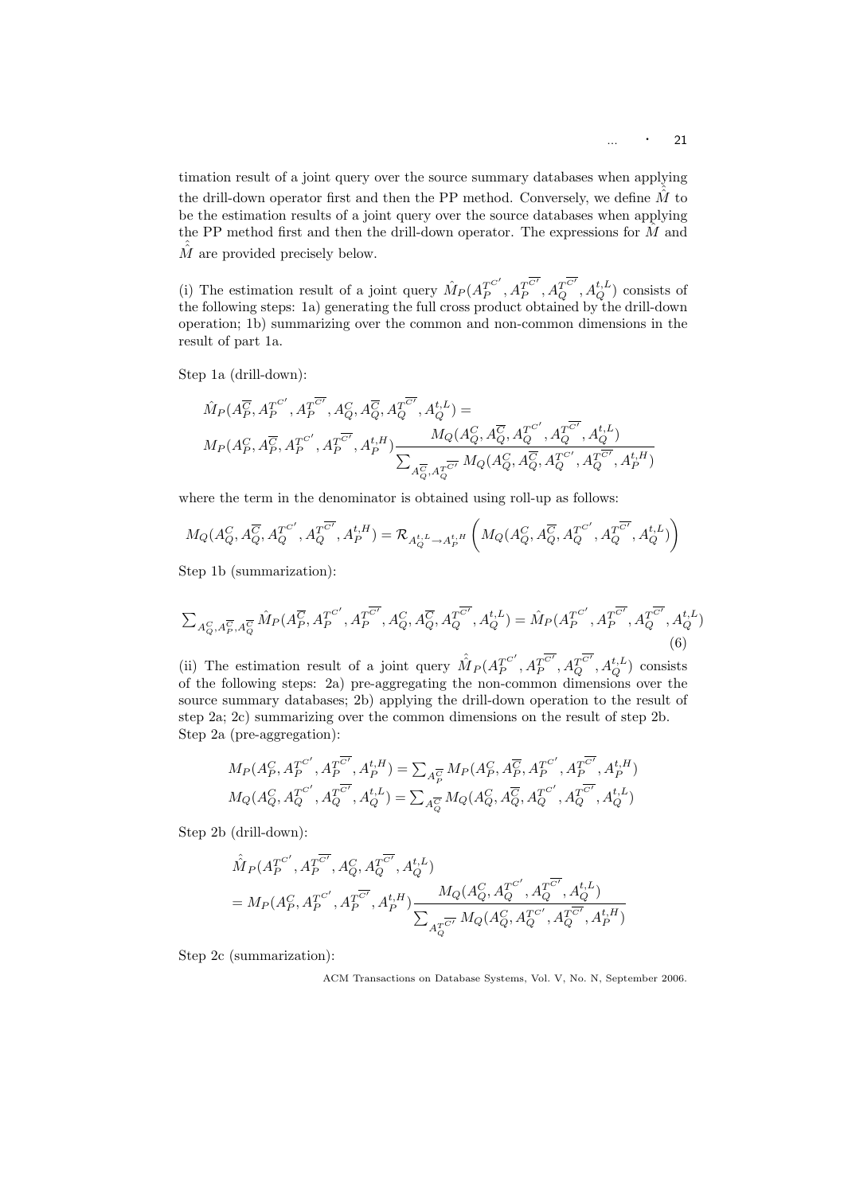timation result of a joint query over the source summary databases when applying the drill-down operator first and then the PP method. Conversely, we define $\hat{\hat{M}}$ to be the estimation results of a joint query over the source databases when applying the PP method first and then the drill-down operator. The expressions for $\hat{M}$ and $\hat{\hat{M}}$ are provided precisely below.

(i) The estimation result of a joint query $\hat{M}_P(A_P^{T^{C'}}, A_P^{T^{\overline{C'}}}, A_Q^{T^{\overline{C'}}}, A_Q^{t,L})$ consists of the following steps: 1a) generating the full cross product obtained by the drill-down operation; 1b) summarizing over the common and non-common dimensions in the result of part 1a.

Step 1a (drill-down):

$$
\begin{aligned}
&\hat{M}_P(A_P^{\overline{C}}, A_P^{T^{C'}}, A_P^{T^{\overline{C'}}}, A_Q^{C}, A_Q^{\overline{C}}, A_Q^{T^{\overline{C'}}}, A_Q^{t,L}) = \\
&M_P(A_P^{C}, A_P^{\overline{C}}, A_P^{T^{C'}}, A_P^{T^{\overline{C'}}}, A_P^{t,H}) \frac{M_Q(A_Q^{C}, A_Q^{\overline{C}}, A_Q^{T^{C'}}, A_Q^{T^{\overline{C'}}}, A_Q^{t,L})}{\sum_{A_Q^{\overline{C}}, A_Q^{T^{\overline{C'}}}} M_Q(A_Q^{C}, A_Q^{\overline{C}}, A_Q^{T^{C'}}, A_Q^{T^{\overline{C'}}}, A_P^{t,H})}
\end{aligned}
$$

where the term in the denominator is obtained using roll-up as follows:

$$
M_Q(A_Q^{C}, A_Q^{\overline{C}}, A_Q^{T^{C'}}, A_Q^{T^{\overline{C'}}}, A_P^{t,H}) = \mathcal{R}_{A_Q^{t,L} \to A_P^{t,H}} \left( M_Q(A_Q^{C}, A_Q^{\overline{C}}, A_Q^{T^{C'}}, A_Q^{T^{\overline{C'}}}, A_Q^{t,L}) \right)
$$

Step 1b (summarization):

$$
\sum_{A_Q^{C}, A_P^{\overline{C}}, A_Q^{\overline{C}}} \hat{M}_P(A_P^{\overline{C}}, A_P^{T^{C'}}, A_P^{T^{\overline{C'}}}, A_Q^{C}, A_Q^{\overline{C}}, A_Q^{T^{\overline{C'}}}, A_Q^{t,L}) = \hat{M}_P(A_P^{T^{C'}}, A_P^{T^{\overline{C'}}}, A_Q^{T^{\overline{C'}}}, A_Q^{t,L}) \tag{6}
$$

(ii) The estimation result of a joint query $\hat{\hat{M}}_P(A_P^{T^{C'}}, A_P^{T^{\overline{C'}}}, A_Q^{T^{\overline{C'}}}, A_Q^{t,L})$ consists of the following steps: 2a) pre-aggregating the non-common dimensions over the source summary databases; 2b) applying the drill-down operation to the result of step 2a; 2c) summarizing over the common dimensions on the result of step 2b.
Step 2a (pre-aggregation):

$$
\begin{aligned}
M_P(A_P^{C}, A_P^{T^{C'}}, A_P^{T^{\overline{C'}}}, A_P^{t,H}) &= \textstyle\sum_{A_P^{\overline{C}}} M_P(A_P^{C}, A_P^{\overline{C}}, A_P^{T^{C'}}, A_P^{T^{\overline{C'}}}, A_P^{t,H}) \\
M_Q(A_Q^{C}, A_Q^{T^{C'}}, A_Q^{T^{\overline{C'}}}, A_Q^{t,L}) &= \textstyle\sum_{A_Q^{\overline{C}}} M_Q(A_Q^{C}, A_Q^{\overline{C}}, A_Q^{T^{C'}}, A_Q^{T^{\overline{C'}}}, A_Q^{t,L})
\end{aligned}
$$

Step 2b (drill-down):

$$
\begin{aligned}
&\hat{\hat{M}}_P(A_P^{T^{C'}}, A_P^{T^{\overline{C'}}}, A_Q^{C}, A_Q^{T^{\overline{C'}}}, A_Q^{t,L}) \\
&= M_P(A_P^{C}, A_P^{T^{C'}}, A_P^{T^{\overline{C'}}}, A_P^{t,H}) \frac{M_Q(A_Q^{C}, A_Q^{T^{C'}}, A_Q^{T^{\overline{C'}}}, A_Q^{t,L})}{\sum_{A_Q^{T^{\overline{C'}}}} M_Q(A_Q^{C}, A_Q^{T^{C'}}, A_Q^{T^{\overline{C'}}}, A_P^{t,H})}
\end{aligned}
$$

Step 2c (summarization):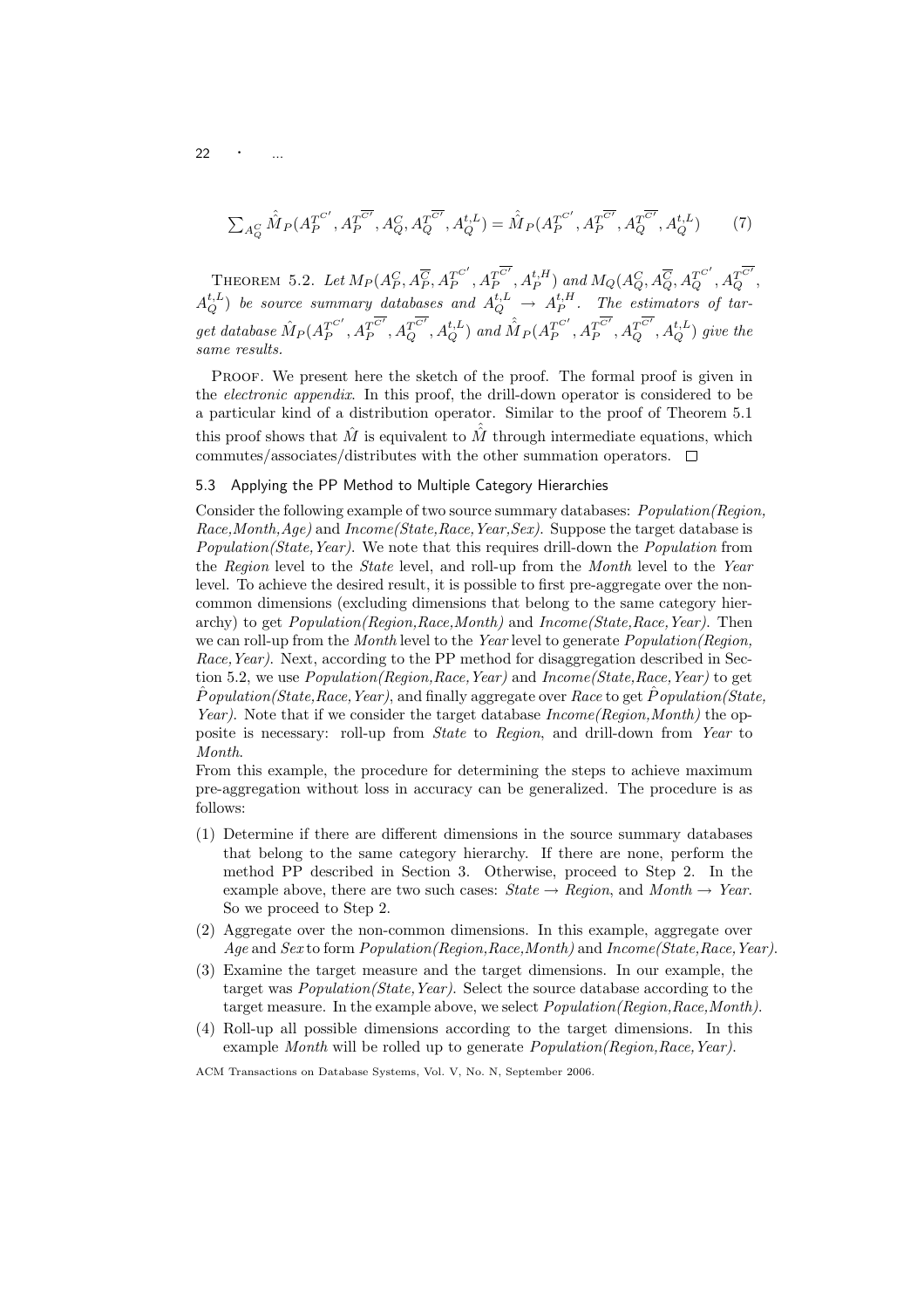$$\sum_{A_Q^C} \hat{\hat{M}}_P(A_P^{T^{C'}}, A_P^{T^{\overline{C'}}}, A_Q^C, A_Q^{T^{\overline{C'}}}, A_Q^{t,L}) = \hat{\hat{M}}_P(A_P^{T^{C'}}, A_P^{T^{\overline{C'}}}, A_Q^{T^{\overline{C'}}}, A_Q^{t,L}) \qquad (7)$$

THEOREM 5.2. *Let* $M_P(A_P^C, A_P^{\overline{C}}, A_P^{T^{C'}}, A_P^{T^{\overline{C'}}}, A_P^{t,H})$ *and* $M_Q(A_Q^C, A_Q^{\overline{C}}, A_Q^{T^{C'}}, A_Q^{T^{\overline{C'}}}, A_Q^{t,L})$ *be source summary databases and* $A_Q^{t,L} \rightarrow A_P^{t,H}$. *The estimators of target database* $\hat{M}_P(A_P^{T^{C'}}, A_P^{T^{\overline{C'}}}, A_Q^{T^{\overline{C'}}}, A_Q^{t,L})$ *and* $\hat{\hat{M}}_P(A_P^{T^{C'}}, A_P^{T^{\overline{C'}}}, A_Q^{T^{\overline{C'}}}, A_Q^{t,L})$ *give the same results.*

PROOF. We present here the sketch of the proof. The formal proof is given in the *electronic appendix*. In this proof, the drill-down operator is considered to be a particular kind of a distribution operator. Similar to the proof of Theorem 5.1 this proof shows that $\hat{M}$ is equivalent to $\hat{\hat{M}}$ through intermediate equations, which commutes/associates/distributes with the other summation operators. □

### 5.3 Applying the PP Method to Multiple Category Hierarchies

Consider the following example of two source summary databases: *Population(Region, Race,Month,Age)* and *Income(State,Race,Year,Sex)*. Suppose the target database is *Population(State,Year)*. We note that this requires drill-down the *Population* from the *Region* level to the *State* level, and roll-up from the *Month* level to the *Year* level. To achieve the desired result, it is possible to first pre-aggregate over the non-common dimensions (excluding dimensions that belong to the same category hierarchy) to get *Population(Region,Race,Month)* and *Income(State,Race,Year)*. Then we can roll-up from the *Month* level to the *Year* level to generate *Population(Region, Race,Year)*. Next, according to the PP method for disaggregation described in Section 5.2, we use *Population(Region,Race,Year)* and *Income(State,Race,Year)* to get *$\hat{P}$opulation(State,Race,Year)*, and finally aggregate over *Race* to get *$\hat{P}$opulation(State, Year)*. Note that if we consider the target database *Income(Region,Month)* the opposite is necessary: roll-up from *State* to *Region*, and drill-down from *Year* to *Month*.

From this example, the procedure for determining the steps to achieve maximum pre-aggregation without loss in accuracy can be generalized. The procedure is as follows:

(1) Determine if there are different dimensions in the source summary databases that belong to the same category hierarchy. If there are none, perform the method PP described in Section 3. Otherwise, proceed to Step 2. In the example above, there are two such cases: *State* $\rightarrow$ *Region*, and *Month* $\rightarrow$ *Year*. So we proceed to Step 2.

(2) Aggregate over the non-common dimensions. In this example, aggregate over *Age* and *Sex* to form *Population(Region,Race,Month)* and *Income(State,Race,Year)*.

(3) Examine the target measure and the target dimensions. In our example, the target was *Population(State,Year)*. Select the source database according to the target measure. In the example above, we select *Population(Region,Race,Month)*.

(4) Roll-up all possible dimensions according to the target dimensions. In this example *Month* will be rolled up to generate *Population(Region,Race,Year)*.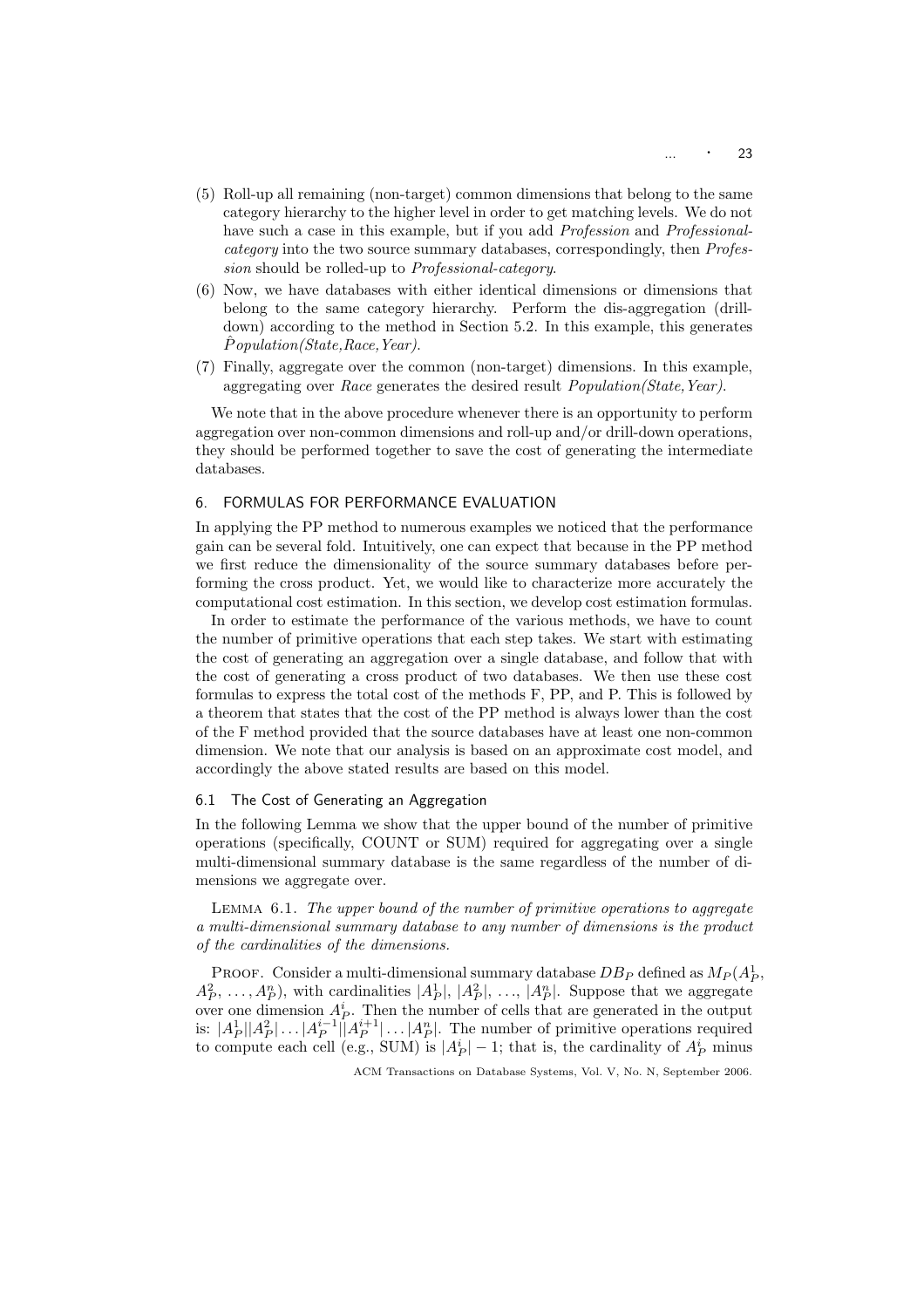(5) Roll-up all remaining (non-target) common dimensions that belong to the same category hierarchy to the higher level in order to get matching levels. We do not have such a case in this example, but if you add *Profession* and *Professional-category* into the two source summary databases, correspondingly, then *Profession* should be rolled-up to *Professional-category*.

(6) Now, we have databases with either identical dimensions or dimensions that belong to the same category hierarchy. Perform the dis-aggregation (drill-down) according to the method in Section 5.2. In this example, this generates $\hat{P}opulation(State, Race, Year)$.

(7) Finally, aggregate over the common (non-target) dimensions. In this example, aggregating over *Race* generates the desired result *Population(State, Year)*.

We note that in the above procedure whenever there is an opportunity to perform aggregation over non-common dimensions and roll-up and/or drill-down operations, they should be performed together to save the cost of generating the intermediate databases.

## 6. FORMULAS FOR PERFORMANCE EVALUATION

In applying the PP method to numerous examples we noticed that the performance gain can be several fold. Intuitively, one can expect that because in the PP method we first reduce the dimensionality of the source summary databases before performing the cross product. Yet, we would like to characterize more accurately the computational cost estimation. In this section, we develop cost estimation formulas.

In order to estimate the performance of the various methods, we have to count the number of primitive operations that each step takes. We start with estimating the cost of generating an aggregation over a single database, and follow that with the cost of generating a cross product of two databases. We then use these cost formulas to express the total cost of the methods F, PP, and P. This is followed by a theorem that states that the cost of the PP method is always lower than the cost of the F method provided that the source databases have at least one non-common dimension. We note that our analysis is based on an approximate cost model, and accordingly the above stated results are based on this model.

### 6.1 The Cost of Generating an Aggregation

In the following Lemma we show that the upper bound of the number of primitive operations (specifically, COUNT or SUM) required for aggregating over a single multi-dimensional summary database is the same regardless of the number of dimensions we aggregate over.

LEMMA 6.1. *The upper bound of the number of primitive operations to aggregate a multi-dimensional summary database to any number of dimensions is the product of the cardinalities of the dimensions.*

PROOF. Consider a multi-dimensional summary database $DB_P$ defined as $M_P(A_P^1, A_P^2, \ldots, A_P^n)$, with cardinalities $|A_P^1|$, $|A_P^2|$, $\ldots$, $|A_P^n|$. Suppose that we aggregate over one dimension $A_P^i$. Then the number of cells that are generated in the output is: $|A_P^1||A_P^2|\ldots|A_P^{i-1}||A_P^{i+1}|\ldots|A_P^n|$. The number of primitive operations required to compute each cell (e.g., SUM) is $|A_P^i| - 1$; that is, the cardinality of $A_P^i$ minus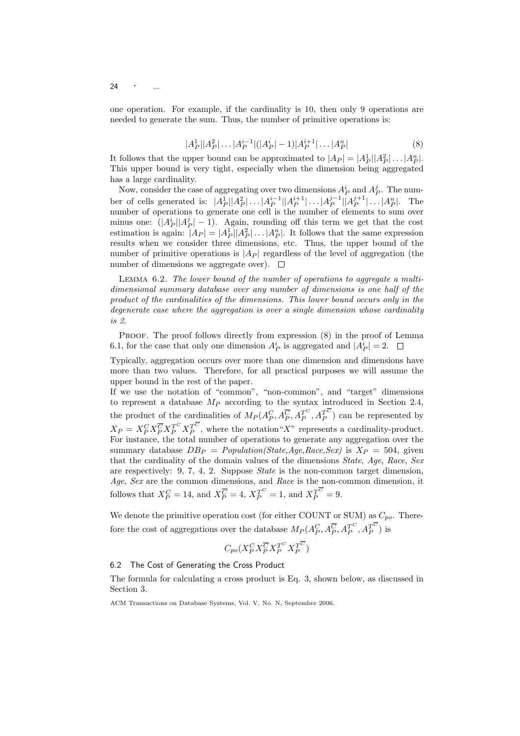one operation. For example, if the cardinality is 10, then only 9 operations are needed to generate the sum. Thus, the number of primitive operations is:

$$|A_P^1||A_P^2|\ldots|A_P^{i-1}|(|A_P^i|-1)|A_P^{i+1}|\ldots|A_P^n| \tag{8}$$

It follows that the upper bound can be approximated to $|A_P| = |A_P^1||A_P^2|\ldots|A_P^n|$. This upper bound is very tight, especially when the dimension being aggregated has a large cardinality.

Now, consider the case of aggregating over two dimensions $A_P^i$ and $A_P^j$. The number of cells generated is: $|A_P^1||A_P^2|\ldots|A_P^{i-1}||A_P^{i+1}|\ldots|A_P^{j-1}||A_P^{j+1}|\ldots|A_P^n|$. The number of operations to generate one cell is the number of elements to sum over minus one: $(|A_P^i||A_P^j|-1)$. Again, rounding off this term we get that the cost estimation is again: $|A_P| = |A_P^1||A_P^2|\ldots|A_P^n|$. It follows that the same expression results when we consider three dimensions, etc. Thus, the upper bound of the number of primitive operations is $|A_P|$ regardless of the level of aggregation (the number of dimensions we aggregate over). □

Lemma 6.2. *The lower bound of the number of operations to aggregate a multidimensional summary database over any number of dimensions is one half of the product of the cardinalities of the dimensions. This lower bound occurs only in the degenerate case where the aggregation is over a single dimension whose cardinality is 2.*

Proof. The proof follows directly from expression (8) in the proof of Lemma 6.1, for the case that only one dimension $A_P^i$ is aggregated and $|A_P^i| = 2$. □

Typically, aggregation occurs over more than one dimension and dimensions have more than two values. Therefore, for all practical purposes we will assume the upper bound in the rest of the paper.

If we use the notation of "common", "non-common", and "target" dimensions to represent a database $M_P$ according to the syntax introduced in Section 2.4, the product of the cardinalities of $M_P(A_P^C, A_P^{\overline{C}}, A_P^{T^C}, A_P^{T^{\overline{C}}})$ can be represented by $X_P = X_P^C X_P^{\overline{C}} X_P^{T^C} X_P^{T^{\overline{C}}}$, where the notation "$X$" represents a cardinality-product. For instance, the total number of operations to generate any aggregation over the summary database $DB_P$ = *Population(State,Age,Race,Sex)* is $X_P = 504$, given that the cardinality of the domain values of the dimensions *State*, *Age*, *Race*, *Sex* are respectively: 9, 7, 4, 2. Suppose *State* is the non-common target dimension, *Age*, *Sex* are the common dimensions, and *Race* is the non-common dimension, it follows that $X_P^C = 14$, and $X_P^{\overline{C}} = 4$, $X_P^{T^C} = 1$, and $X_P^{T^{\overline{C}}} = 9$.

We denote the primitive operation cost (for either COUNT or SUM) as $C_{po}$. Therefore the cost of aggregations over the database $M_P(A_P^C, A_P^{\overline{C}}, A_P^{T^C}, A_P^{T^{\overline{C}}})$ is

$$C_{po}(X_P^C X_P^{\overline{C}} X_P^{T^C} X_P^{T^{\overline{C}}})$$

### 6.2 The Cost of Generating the Cross Product

The formula for calculating a cross product is Eq. 3, shown below, as discussed in Section 3.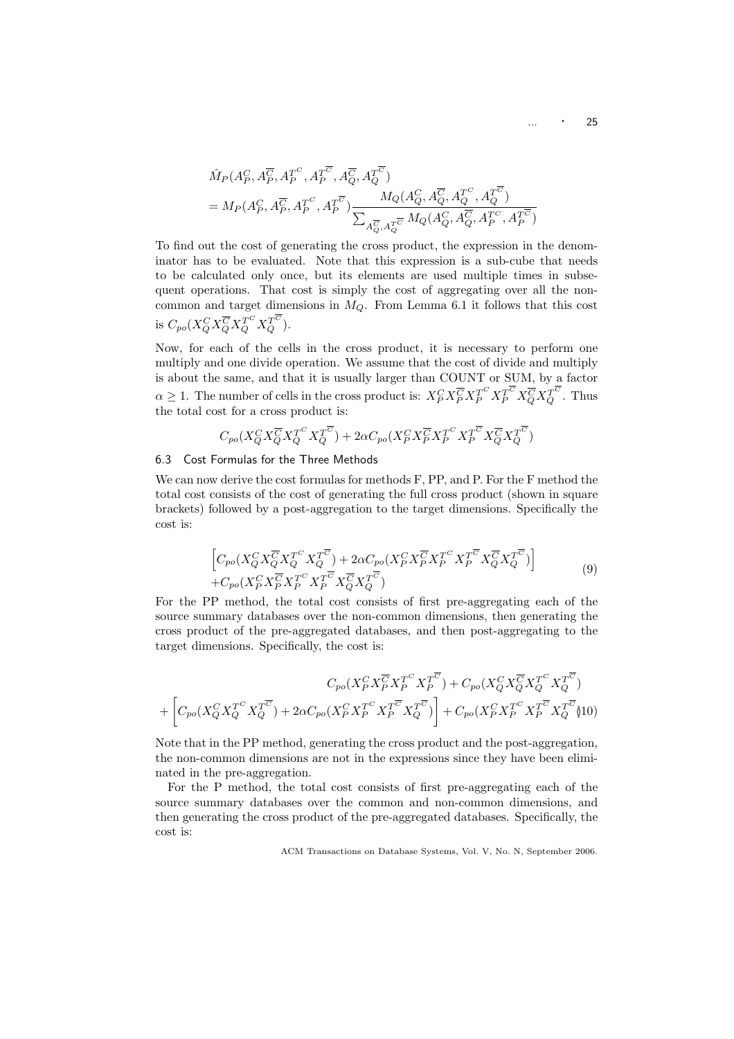$$\hat{M}_P(A_P^C, A_P^{\overline{C}}, A_P^{T^C}, A_P^{T^{\overline{C}}}, A_Q^{\overline{C}}, A_Q^{T^{\overline{C}}})$$
$$= M_P(A_P^C, A_P^{\overline{C}}, A_P^{T^C}, A_P^{T^{\overline{C}}}) \frac{M_Q(A_Q^C, A_Q^{\overline{C}}, A_Q^{T^C}, A_Q^{T^{\overline{C}}})}{\sum_{A_Q^{\overline{C}}, A_Q^{T^{\overline{C}}}} M_Q(A_Q^C, A_Q^{\overline{C}}, A_P^{T^C}, A_P^{T^{\overline{C}}})}$$

To find out the cost of generating the cross product, the expression in the denominator has to be evaluated. Note that this expression is a sub-cube that needs to be calculated only once, but its elements are used multiple times in subsequent operations. That cost is simply the cost of aggregating over all the non-common and target dimensions in $M_Q$. From Lemma 6.1 it follows that this cost is $C_{po}(X_Q^C X_Q^{\overline{C}} X_Q^{T^C} X_Q^{T^{\overline{C}}})$.

Now, for each of the cells in the cross product, it is necessary to perform one multiply and one divide operation. We assume that the cost of divide and multiply is about the same, and that it is usually larger than COUNT or SUM, by a factor $\alpha \geq 1$. The number of cells in the cross product is: $X_P^C X_P^{\overline{C}} X_P^{T^C} X_P^{T^{\overline{C}}} X_Q^{\overline{C}} X_Q^{T^{\overline{C}}}$. Thus the total cost for a cross product is:

$$C_{po}(X_Q^C X_Q^{\overline{C}} X_Q^{T^C} X_Q^{T^{\overline{C}}}) + 2\alpha C_{po}(X_P^C X_P^{\overline{C}} X_P^{T^C} X_P^{T^{\overline{C}}} X_Q^{\overline{C}} X_Q^{T^{\overline{C}}})$$

### 6.3 Cost Formulas for the Three Methods

We can now derive the cost formulas for methods F, PP, and P. For the F method the total cost consists of the cost of generating the full cross product (shown in square brackets) followed by a post-aggregation to the target dimensions. Specifically the cost is:

$$\left[C_{po}(X_Q^C X_Q^{\overline{C}} X_Q^{T^C} X_Q^{T^{\overline{C}}}) + 2\alpha C_{po}(X_P^C X_P^{\overline{C}} X_P^{T^C} X_P^{T^{\overline{C}}} X_Q^{\overline{C}} X_Q^{T^{\overline{C}}})\right] + C_{po}(X_P^C X_P^{\overline{C}} X_P^{T^C} X_P^{T^{\overline{C}}} X_Q^{\overline{C}} X_Q^{T^{\overline{C}}}) \tag{9}$$

For the PP method, the total cost consists of first pre-aggregating each of the source summary databases over the non-common dimensions, then generating the cross product of the pre-aggregated databases, and then post-aggregating to the target dimensions. Specifically, the cost is:

$$C_{po}(X_P^C X_P^{\overline{C}} X_P^{T^C} X_P^{T^{\overline{C}}}) + C_{po}(X_Q^C X_Q^{\overline{C}} X_Q^{T^C} X_Q^{T^{\overline{C}}}) + \left[C_{po}(X_Q^C X_Q^{T^C} X_Q^{T^{\overline{C}}}) + 2\alpha C_{po}(X_P^C X_P^{T^C} X_P^{T^{\overline{C}}} X_Q^{T^{\overline{C}}})\right] + C_{po}(X_P^C X_P^{T^C} X_P^{T^{\overline{C}}} X_Q^{T^{\overline{C}}}) \tag{10}$$

Note that in the PP method, generating the cross product and the post-aggregation, the non-common dimensions are not in the expressions since they have been eliminated in the pre-aggregation.

For the P method, the total cost consists of first pre-aggregating each of the source summary databases over the common and non-common dimensions, and then generating the cross product of the pre-aggregated databases. Specifically, the cost is: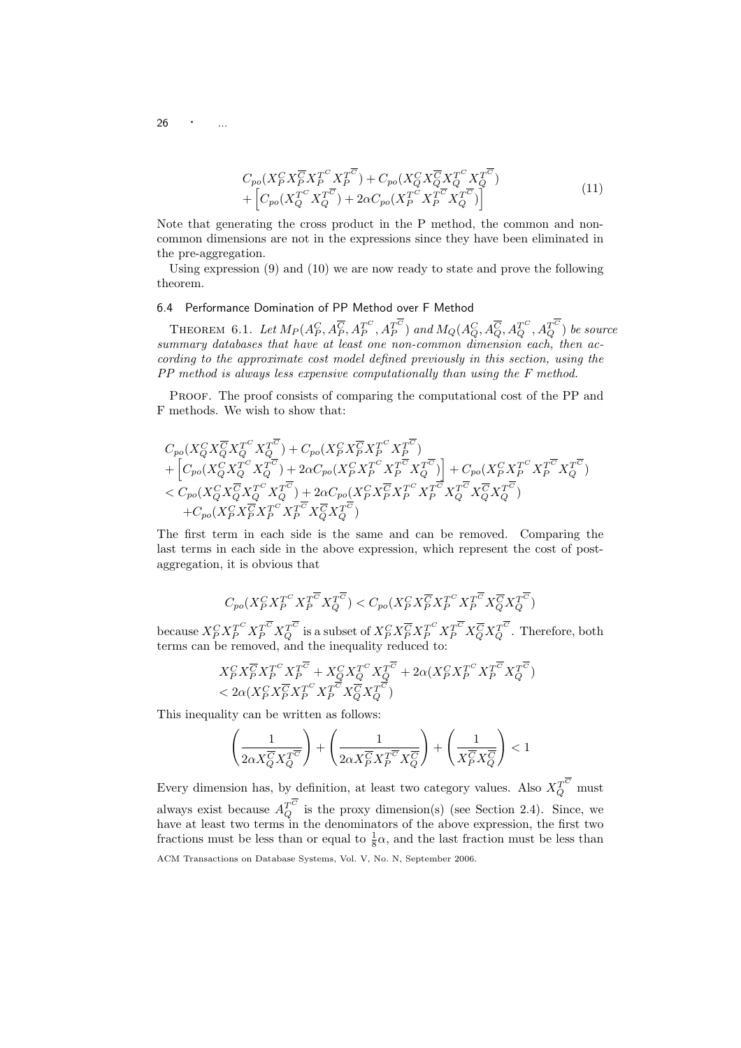$$
\begin{aligned}
&C_{po}(X_P^C X_P^{\overline{C}} X_P^{T^C} X_P^{T^{\overline{C}}}) + C_{po}(X_Q^C X_Q^{\overline{C}} X_Q^{T^C} X_Q^{T^{\overline{C}}}) \\
&+ \left[ C_{po}(X_Q^{T^C} X_Q^{T^{\overline{C}}}) + 2\alpha C_{po}(X_P^{T^C} X_P^{T^{\overline{C}}} X_Q^{T^{\overline{C}}}) \right]
\end{aligned} \tag{11}
$$

Note that generating the cross product in the P method, the common and non-common dimensions are not in the expressions since they have been eliminated in the pre-aggregation.

Using expression (9) and (10) we are now ready to state and prove the following theorem.

### 6.4 Performance Domination of PP Method over F Method

THEOREM 6.1. *Let $M_P(A_P^C, A_P^{\overline{C}}, A_P^{T^C}, A_P^{T^{\overline{C}}})$ and $M_Q(A_Q^C, A_Q^{\overline{C}}, A_Q^{T^C}, A_Q^{T^{\overline{C}}})$ be source summary databases that have at least one non-common dimension each, then according to the approximate cost model defined previously in this section, using the PP method is always less expensive computationally than using the F method.*

PROOF. The proof consists of comparing the computational cost of the PP and F methods. We wish to show that:

$$
\begin{aligned}
&C_{po}(X_Q^C X_Q^{\overline{C}} X_Q^{T^C} X_Q^{T^{\overline{C}}}) + C_{po}(X_P^C X_P^{\overline{C}} X_P^{T^C} X_P^{T^{\overline{C}}}) \\
&+ \left[ C_{po}(X_Q^C X_Q^{T^C} X_Q^{T^{\overline{C}}}) + 2\alpha C_{po}(X_P^C X_P^{T^C} X_P^{T^{\overline{C}}} X_Q^{T^{\overline{C}}}) \right] + C_{po}(X_P^C X_P^{T^C} X_P^{T^{\overline{C}}} X_Q^{T^{\overline{C}}}) \\
&< C_{po}(X_Q^C X_Q^{\overline{C}} X_Q^{T^C} X_Q^{T^{\overline{C}}}) + 2\alpha C_{po}(X_P^C X_P^{\overline{C}} X_P^{T^C} X_P^{T^{\overline{C}}} X_Q^{\overline{C}} X_Q^{T^{\overline{C}}}) \\
&\quad + C_{po}(X_P^C X_P^{\overline{C}} X_P^{T^C} X_P^{T^{\overline{C}}} X_Q^{\overline{C}} X_Q^{T^{\overline{C}}})
\end{aligned}
$$

The first term in each side is the same and can be removed. Comparing the last terms in each side in the above expression, which represent the cost of post-aggregation, it is obvious that

$$
C_{po}(X_P^C X_P^{T^C} X_P^{T^{\overline{C}}} X_Q^{T^{\overline{C}}}) < C_{po}(X_P^C X_P^{\overline{C}} X_P^{T^C} X_P^{T^{\overline{C}}} X_Q^{\overline{C}} X_Q^{T^{\overline{C}}})
$$

because $X_P^C X_P^{T^C} X_P^{T^{\overline{C}}} X_Q^{T^{\overline{C}}}$ is a subset of $X_P^C X_P^{\overline{C}} X_P^{T^C} X_P^{T^{\overline{C}}} X_Q^{\overline{C}} X_Q^{T^{\overline{C}}}$. Therefore, both terms can be removed, and the inequality reduced to:

$$
\begin{aligned}
&X_P^C X_P^{\overline{C}} X_P^{T^C} X_P^{T^{\overline{C}}} + X_Q^C X_Q^{T^C} X_Q^{T^{\overline{C}}} + 2\alpha (X_P^C X_P^{T^C} X_P^{T^{\overline{C}}} X_Q^{T^{\overline{C}}}) \\
&< 2\alpha (X_P^C X_P^{\overline{C}} X_P^{T^C} X_P^{T^{\overline{C}}} X_Q^{\overline{C}} X_Q^{T^{\overline{C}}})
\end{aligned}
$$

This inequality can be written as follows:

$$
\left( \frac{1}{2\alpha X_Q^{\overline{C}} X_Q^{T^{\overline{C}}}} \right) + \left( \frac{1}{2\alpha X_P^{\overline{C}} X_P^{T^{\overline{C}}} X_Q^{\overline{C}}} \right) + \left( \frac{1}{X_P^{\overline{C}} X_Q^{\overline{C}}} \right) < 1
$$

Every dimension has, by definition, at least two category values. Also $X_Q^{T^{\overline{C}}}$ must always exist because $A_Q^{T^{\overline{C}}}$ is the proxy dimension(s) (see Section 2.4). Since, we have at least two terms in the denominators of the above expression, the first two fractions must be less than or equal to $\frac{1}{8}\alpha$, and the last fraction must be less than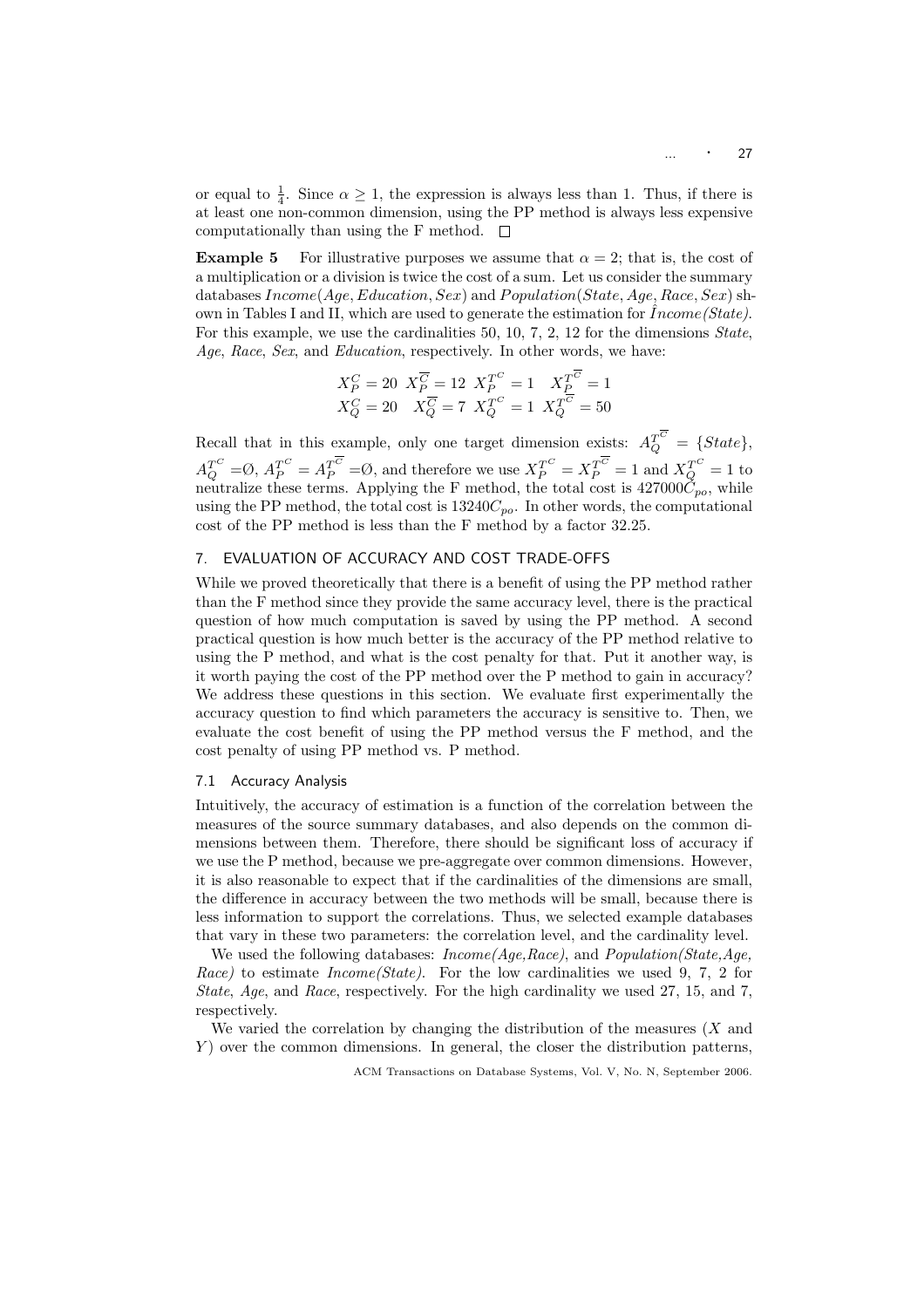or equal to $\frac{1}{4}$. Since $\alpha \geq 1$, the expression is always less than 1. Thus, if there is at least one non-common dimension, using the PP method is always less expensive computationally than using the F method. □

**Example 5** For illustrative purposes we assume that $\alpha = 2$; that is, the cost of a multiplication or a division is twice the cost of a sum. Let us consider the summary databases $Income(Age, Education, Sex)$ and $Population(State, Age, Race, Sex)$ shown in Tables I and II, which are used to generate the estimation for $\dot{I}ncome(State)$. For this example, we use the cardinalities 50, 10, 7, 2, 12 for the dimensions *State*, *Age*, *Race*, *Sex*, and *Education*, respectively. In other words, we have:

$$X_P^C = 20 \;\; X_P^{\overline{C}} = 12 \;\; X_P^{T^C} = 1 \quad X_P^{T^{\overline{C}}} = 1$$
$$X_Q^C = 20 \quad X_Q^{\overline{C}} = 7 \;\; X_Q^{T^C} = 1 \;\; X_Q^{T^{\overline{C}}} = 50$$

Recall that in this example, only one target dimension exists: $A_Q^{T^{\overline{C}}} = \{State\}$, $A_Q^{T^C} = \emptyset$, $A_P^{T^C} = A_P^{T^{\overline{C}}} = \emptyset$, and therefore we use $X_P^{T^C} = X_P^{T^{\overline{C}}} = 1$ and $X_Q^{T^C} = 1$ to neutralize these terms. Applying the F method, the total cost is $427000C_{po}$, while using the PP method, the total cost is $13240C_{po}$. In other words, the computational cost of the PP method is less than the F method by a factor 32.25.

## 7. EVALUATION OF ACCURACY AND COST TRADE-OFFS

While we proved theoretically that there is a benefit of using the PP method rather than the F method since they provide the same accuracy level, there is the practical question of how much computation is saved by using the PP method. A second practical question is how much better is the accuracy of the PP method relative to using the P method, and what is the cost penalty for that. Put it another way, is it worth paying the cost of the PP method over the P method to gain in accuracy? We address these questions in this section. We evaluate first experimentally the accuracy question to find which parameters the accuracy is sensitive to. Then, we evaluate the cost benefit of using the PP method versus the F method, and the cost penalty of using PP method vs. P method.

### 7.1 Accuracy Analysis

Intuitively, the accuracy of estimation is a function of the correlation between the measures of the source summary databases, and also depends on the common dimensions between them. Therefore, there should be significant loss of accuracy if we use the P method, because we pre-aggregate over common dimensions. However, it is also reasonable to expect that if the cardinalities of the dimensions are small, the difference in accuracy between the two methods will be small, because there is less information to support the correlations. Thus, we selected example databases that vary in these two parameters: the correlation level, and the cardinality level.

We used the following databases: *Income(Age,Race)*, and *Population(State,Age, Race)* to estimate *Income(State)*. For the low cardinalities we used 9, 7, 2 for *State*, *Age*, and *Race*, respectively. For the high cardinality we used 27, 15, and 7, respectively.

We varied the correlation by changing the distribution of the measures ($X$ and $Y$) over the common dimensions. In general, the closer the distribution patterns,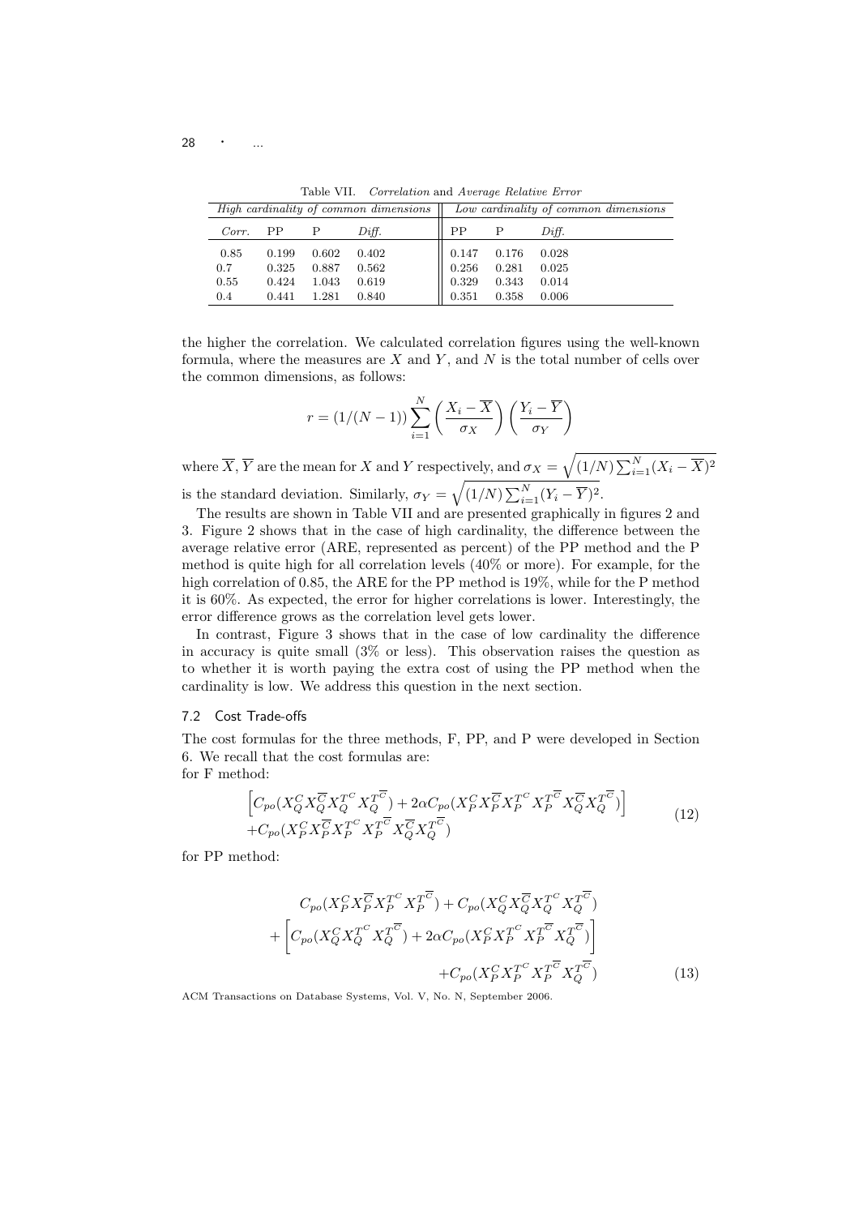Table VII. *Correlation* and *Average Relative Error*

| *High cardinality of common dimensions* | | | | *Low cardinality of common dimensions* | | |
|---|---|---|---|---|---|---|
| *Corr.* | PP | P | *Diff.* | PP | P | *Diff.* |
| 0.85 | 0.199 | 0.602 | 0.402 | 0.147 | 0.176 | 0.028 |
| 0.7 | 0.325 | 0.887 | 0.562 | 0.256 | 0.281 | 0.025 |
| 0.55 | 0.424 | 1.043 | 0.619 | 0.329 | 0.343 | 0.014 |
| 0.4 | 0.441 | 1.281 | 0.840 | 0.351 | 0.358 | 0.006 |

the higher the correlation. We calculated correlation figures using the well-known formula, where the measures are $X$ and $Y$, and $N$ is the total number of cells over the common dimensions, as follows:

$$r = (1/(N-1)) \sum_{i=1}^{N} \left( \frac{X_i - \overline{X}}{\sigma_X} \right) \left( \frac{Y_i - \overline{Y}}{\sigma_Y} \right)$$

where $\overline{X}$, $\overline{Y}$ are the mean for $X$ and $Y$ respectively, and $\sigma_X = \sqrt{(1/N)\sum_{i=1}^{N}(X_i - \overline{X})^2}$ is the standard deviation. Similarly, $\sigma_Y = \sqrt{(1/N)\sum_{i=1}^{N}(Y_i - \overline{Y})^2}$.

The results are shown in Table VII and are presented graphically in figures 2 and 3. Figure 2 shows that in the case of high cardinality, the difference between the average relative error (ARE, represented as percent) of the PP method and the P method is quite high for all correlation levels (40% or more). For example, for the high correlation of 0.85, the ARE for the PP method is 19%, while for the P method it is 60%. As expected, the error for higher correlations is lower. Interestingly, the error difference grows as the correlation level gets lower.

In contrast, Figure 3 shows that in the case of low cardinality the difference in accuracy is quite small (3% or less). This observation raises the question as to whether it is worth paying the extra cost of using the PP method when the cardinality is low. We address this question in the next section.

### 7.2 Cost Trade-offs

The cost formulas for the three methods, F, PP, and P were developed in Section 6. We recall that the cost formulas are:
for F method:

$$\begin{aligned}&\left[C_{po}(X_Q^C X_Q^{\overline{C}} X_Q^{T^C} X_Q^{T^{\overline{C}}}) + 2\alpha C_{po}(X_P^C X_P^{\overline{C}} X_P^{T^C} X_P^{T^{\overline{C}}} X_Q^{\overline{C}} X_Q^{T^{\overline{C}}})\right] \\ &+ C_{po}(X_P^C X_P^{\overline{C}} X_P^{T^C} X_P^{T^{\overline{C}}} X_Q^{\overline{C}} X_Q^{T^{\overline{C}}})\end{aligned} \tag{12}$$

for PP method:

$$\begin{aligned}&C_{po}(X_P^C X_P^{\overline{C}} X_P^{T^C} X_P^{T^{\overline{C}}}) + C_{po}(X_Q^C X_Q^{\overline{C}} X_Q^{T^C} X_Q^{T^{\overline{C}}}) \\ &+ \left[C_{po}(X_Q^C X_Q^{T^C} X_Q^{T^{\overline{C}}}) + 2\alpha C_{po}(X_P^C X_P^{T^C} X_P^{T^{\overline{C}}} X_Q^{T^{\overline{C}}})\right] \\ &+ C_{po}(X_P^C X_P^{T^C} X_P^{T^{\overline{C}}} X_Q^{T^{\overline{C}}})\end{aligned} \tag{13}$$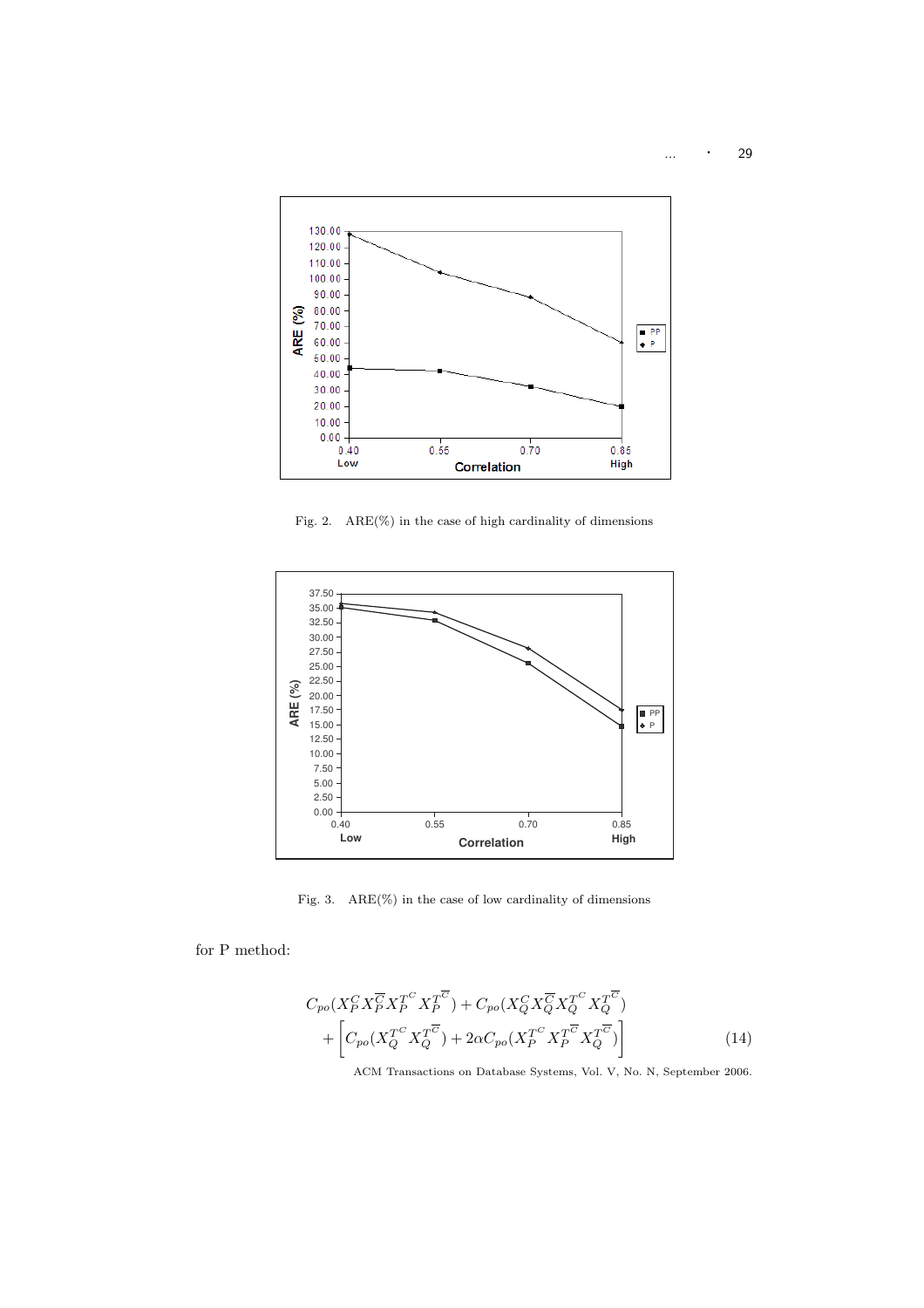Fig. 2. ARE(%) in the case of high cardinality of dimensions

Fig. 3. ARE(%) in the case of low cardinality of dimensions

for P method:

$$
\begin{aligned}
&C_{po}(X_P^C X_P^{\overline{C}} X_P^{T^C} X_P^{T^{\overline{C}}}) + C_{po}(X_Q^C X_Q^{\overline{C}} X_Q^{T^C} X_Q^{T^{\overline{C}}}) \\
&+ \left[ C_{po}(X_Q^{T^C} X_Q^{T^{\overline{C}}}) + 2\alpha C_{po}(X_P^{T^C} X_P^{T^{\overline{C}}} X_Q^{T^{\overline{C}}}) \right]
\end{aligned}
\tag{14}
$$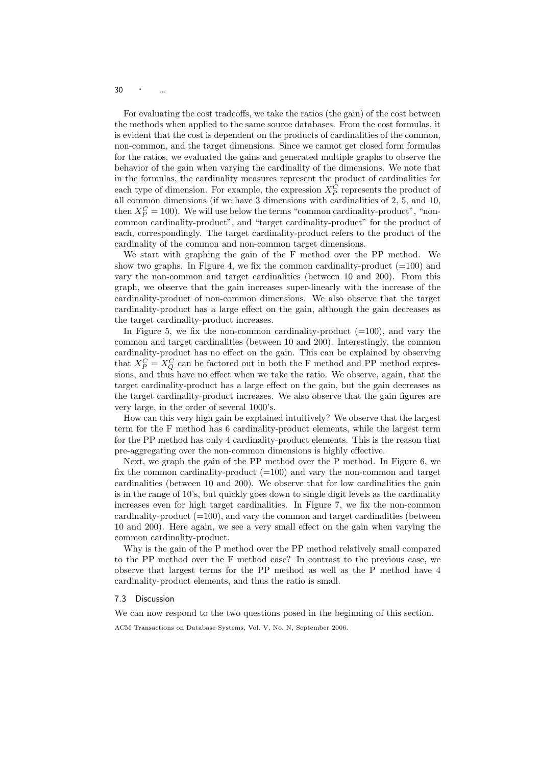For evaluating the cost tradeoffs, we take the ratios (the gain) of the cost between the methods when applied to the same source databases. From the cost formulas, it is evident that the cost is dependent on the products of cardinalities of the common, non-common, and the target dimensions. Since we cannot get closed form formulas for the ratios, we evaluated the gains and generated multiple graphs to observe the behavior of the gain when varying the cardinality of the dimensions. We note that in the formulas, the cardinality measures represent the product of cardinalities for each type of dimension. For example, the expression $X_P^C$ represents the product of all common dimensions (if we have 3 dimensions with cardinalities of 2, 5, and 10, then $X_P^C = 100$). We will use below the terms "common cardinality-product", "non-common cardinality-product", and "target cardinality-product" for the product of each, correspondingly. The target cardinality-product refers to the product of the cardinality of the common and non-common target dimensions.

We start with graphing the gain of the F method over the PP method. We show two graphs. In Figure 4, we fix the common cardinality-product (=100) and vary the non-common and target cardinalities (between 10 and 200). From this graph, we observe that the gain increases super-linearly with the increase of the cardinality-product of non-common dimensions. We also observe that the target cardinality-product has a large effect on the gain, although the gain decreases as the target cardinality-product increases.

In Figure 5, we fix the non-common cardinality-product (=100), and vary the common and target cardinalities (between 10 and 200). Interestingly, the common cardinality-product has no effect on the gain. This can be explained by observing that $X_P^C = X_Q^C$ can be factored out in both the F method and PP method expressions, and thus have no effect when we take the ratio. We observe, again, that the target cardinality-product has a large effect on the gain, but the gain decreases as the target cardinality-product increases. We also observe that the gain figures are very large, in the order of several 1000's.

How can this very high gain be explained intuitively? We observe that the largest term for the F method has 6 cardinality-product elements, while the largest term for the PP method has only 4 cardinality-product elements. This is the reason that pre-aggregating over the non-common dimensions is highly effective.

Next, we graph the gain of the PP method over the P method. In Figure 6, we fix the common cardinality-product (=100) and vary the non-common and target cardinalities (between 10 and 200). We observe that for low cardinalities the gain is in the range of 10's, but quickly goes down to single digit levels as the cardinality increases even for high target cardinalities. In Figure 7, we fix the non-common cardinality-product (=100), and vary the common and target cardinalities (between 10 and 200). Here again, we see a very small effect on the gain when varying the common cardinality-product.

Why is the gain of the P method over the PP method relatively small compared to the PP method over the F method case? In contrast to the previous case, we observe that largest terms for the PP method as well as the P method have 4 cardinality-product elements, and thus the ratio is small.

### 7.3 Discussion

We can now respond to the two questions posed in the beginning of this section.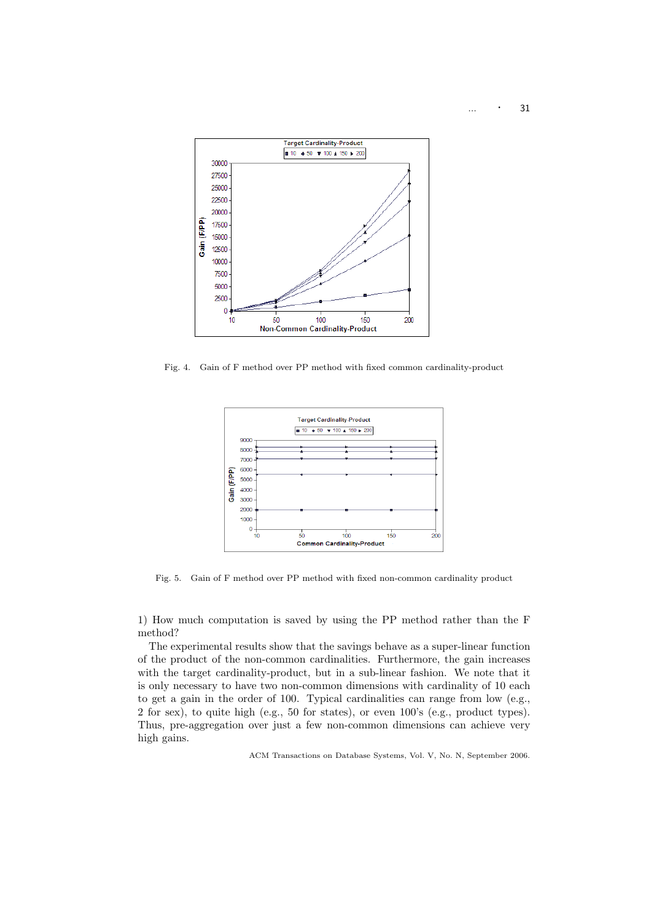Fig. 4. Gain of F method over PP method with fixed common cardinality-product

Fig. 5. Gain of F method over PP method with fixed non-common cardinality product

1) How much computation is saved by using the PP method rather than the F method?

The experimental results show that the savings behave as a super-linear function of the product of the non-common cardinalities. Furthermore, the gain increases with the target cardinality-product, but in a sub-linear fashion. We note that it is only necessary to have two non-common dimensions with cardinality of 10 each to get a gain in the order of 100. Typical cardinalities can range from low (e.g., 2 for sex), to quite high (e.g., 50 for states), or even 100's (e.g., product types). Thus, pre-aggregation over just a few non-common dimensions can achieve very high gains.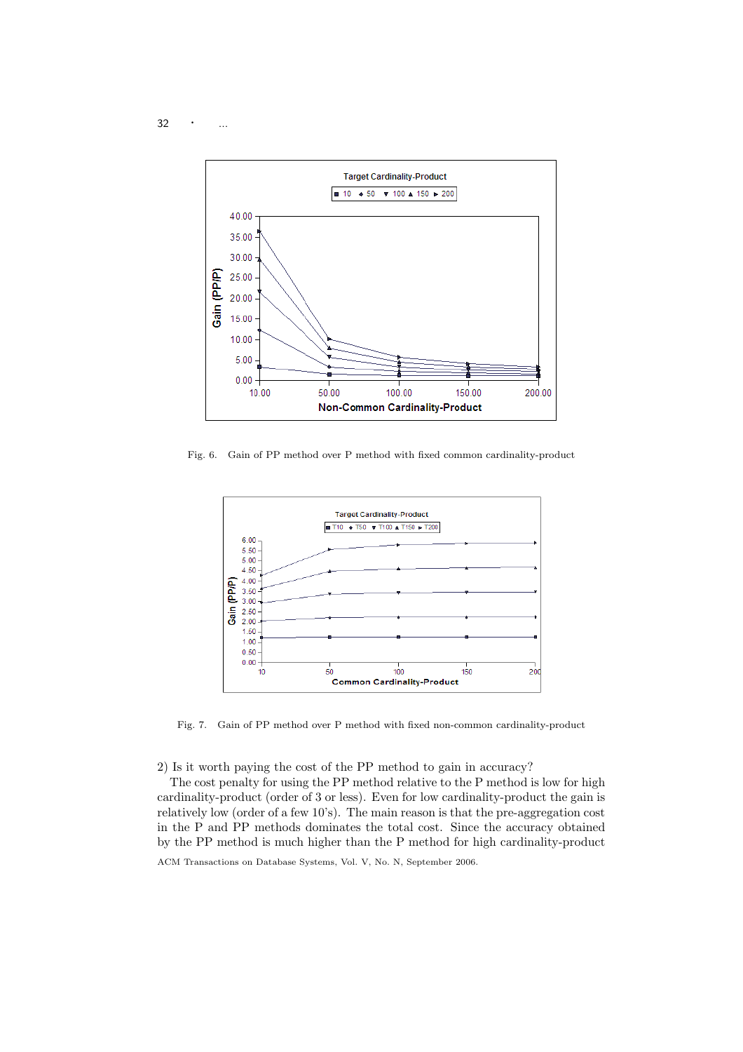Fig. 6. Gain of PP method over P method with fixed common cardinality-product

Fig. 7. Gain of PP method over P method with fixed non-common cardinality-product

2) Is it worth paying the cost of the PP method to gain in accuracy?

The cost penalty for using the PP method relative to the P method is low for high cardinality-product (order of 3 or less). Even for low cardinality-product the gain is relatively low (order of a few 10's). The main reason is that the pre-aggregation cost in the P and PP methods dominates the total cost. Since the accuracy obtained by the PP method is much higher than the P method for high cardinality-product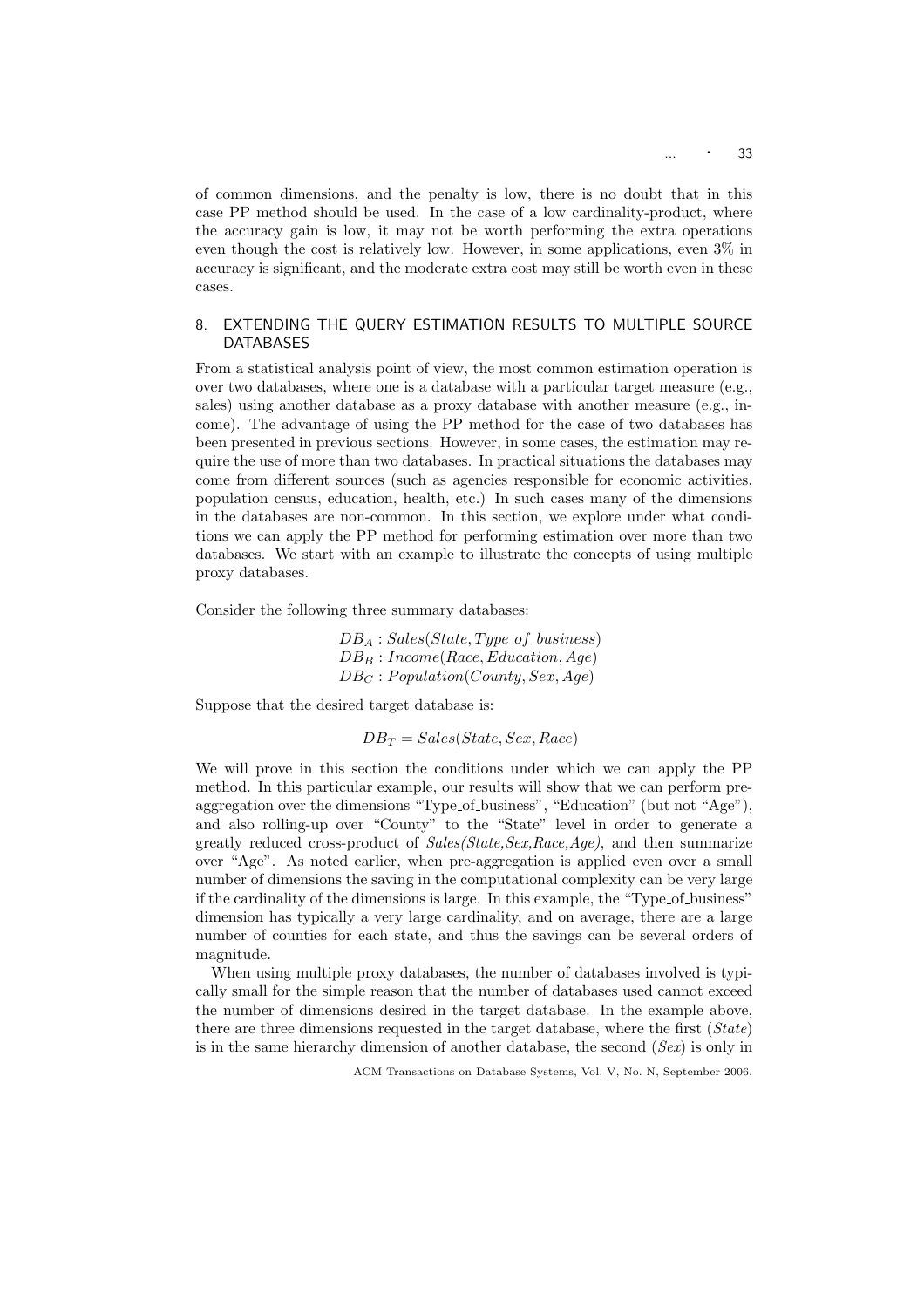of common dimensions, and the penalty is low, there is no doubt that in this case PP method should be used. In the case of a low cardinality-product, where the accuracy gain is low, it may not be worth performing the extra operations even though the cost is relatively low. However, in some applications, even 3% in accuracy is significant, and the moderate extra cost may still be worth even in these cases.

## 8. EXTENDING THE QUERY ESTIMATION RESULTS TO MULTIPLE SOURCE DATABASES

From a statistical analysis point of view, the most common estimation operation is over two databases, where one is a database with a particular target measure (e.g., sales) using another database as a proxy database with another measure (e.g., income). The advantage of using the PP method for the case of two databases has been presented in previous sections. However, in some cases, the estimation may require the use of more than two databases. In practical situations the databases may come from different sources (such as agencies responsible for economic activities, population census, education, health, etc.) In such cases many of the dimensions in the databases are non-common. In this section, we explore under what conditions we can apply the PP method for performing estimation over more than two databases. We start with an example to illustrate the concepts of using multiple proxy databases.

Consider the following three summary databases:

$$DB_A : Sales(State, Type\_of\_business)$$
$$DB_B : Income(Race, Education, Age)$$
$$DB_C : Population(County, Sex, Age)$$

Suppose that the desired target database is:

$$DB_T = Sales(State, Sex, Race)$$

We will prove in this section the conditions under which we can apply the PP method. In this particular example, our results will show that we can perform pre-aggregation over the dimensions "Type_of_business", "Education" (but not "Age"), and also rolling-up over "County" to the "State" level in order to generate a greatly reduced cross-product of *Sales(State,Sex,Race,Age)*, and then summarize over "Age". As noted earlier, when pre-aggregation is applied even over a small number of dimensions the saving in the computational complexity can be very large if the cardinality of the dimensions is large. In this example, the "Type_of_business" dimension has typically a very large cardinality, and on average, there are a large number of counties for each state, and thus the savings can be several orders of magnitude.

When using multiple proxy databases, the number of databases involved is typically small for the simple reason that the number of databases used cannot exceed the number of dimensions desired in the target database. In the example above, there are three dimensions requested in the target database, where the first (*State*) is in the same hierarchy dimension of another database, the second (*Sex*) is only in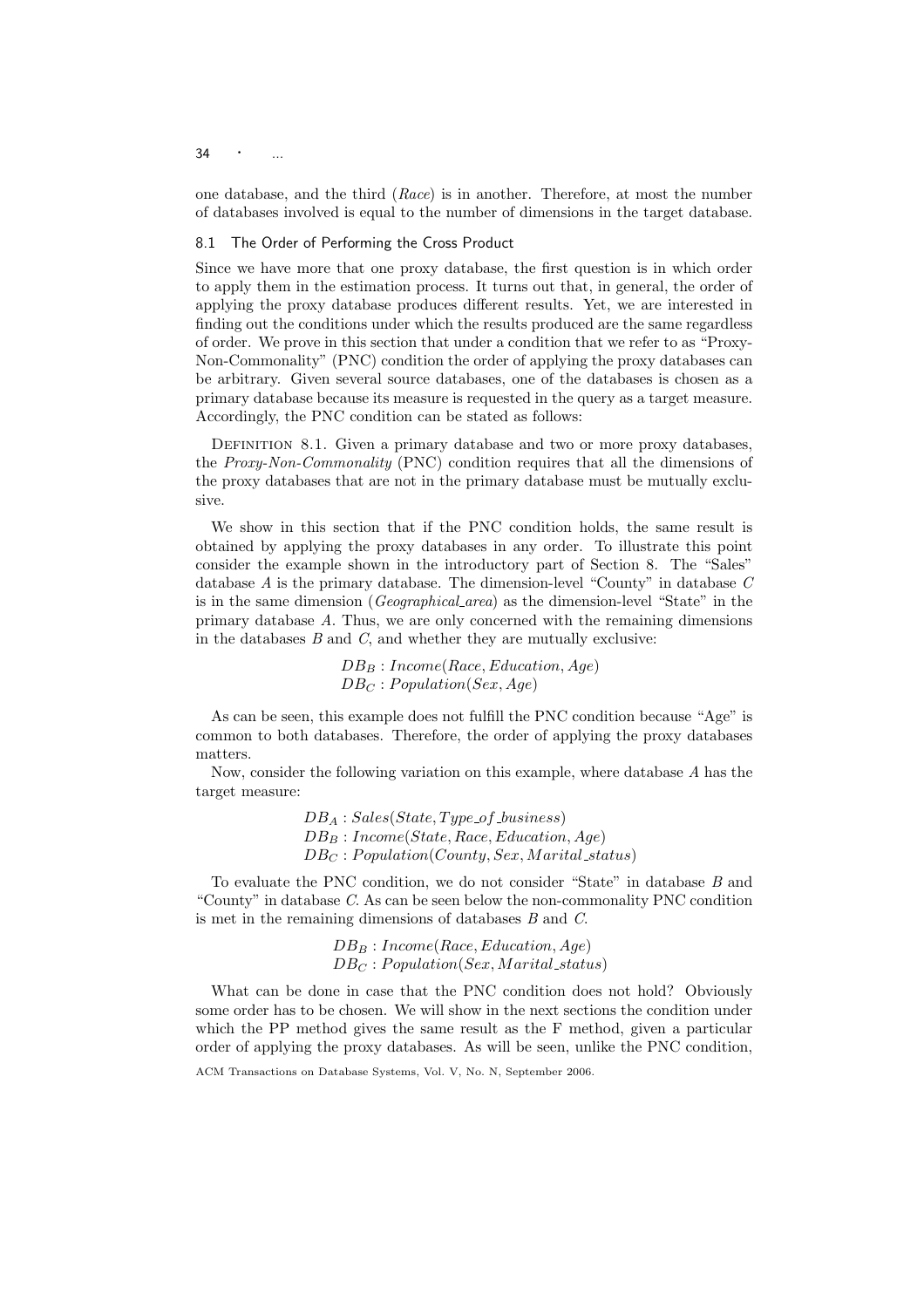one database, and the third (*Race*) is in another. Therefore, at most the number of databases involved is equal to the number of dimensions in the target database.

### 8.1 The Order of Performing the Cross Product

Since we have more that one proxy database, the first question is in which order to apply them in the estimation process. It turns out that, in general, the order of applying the proxy database produces different results. Yet, we are interested in finding out the conditions under which the results produced are the same regardless of order. We prove in this section that under a condition that we refer to as "Proxy-Non-Commonality" (PNC) condition the order of applying the proxy databases can be arbitrary. Given several source databases, one of the databases is chosen as a primary database because its measure is requested in the query as a target measure. Accordingly, the PNC condition can be stated as follows:

Definition 8.1. Given a primary database and two or more proxy databases, the *Proxy-Non-Commonality* (PNC) condition requires that all the dimensions of the proxy databases that are not in the primary database must be mutually exclusive.

We show in this section that if the PNC condition holds, the same result is obtained by applying the proxy databases in any order. To illustrate this point consider the example shown in the introductory part of Section 8. The "Sales" database $A$ is the primary database. The dimension-level "County" in database $C$ is in the same dimension (*Geographical_area*) as the dimension-level "State" in the primary database $A$. Thus, we are only concerned with the remaining dimensions in the databases $B$ and $C$, and whether they are mutually exclusive:

$$DB_B : Income(Race, Education, Age)$$
$$DB_C : Population(Sex, Age)$$

As can be seen, this example does not fulfill the PNC condition because "Age" is common to both databases. Therefore, the order of applying the proxy databases matters.

Now, consider the following variation on this example, where database $A$ has the target measure:

$$DB_A : Sales(State, Type\_of\_business)$$
$$DB_B : Income(State, Race, Education, Age)$$
$$DB_C : Population(County, Sex, Marital\_status)$$

To evaluate the PNC condition, we do not consider "State" in database $B$ and "County" in database $C$. As can be seen below the non-commonality PNC condition is met in the remaining dimensions of databases $B$ and $C$.

$$DB_B : Income(Race, Education, Age)$$
$$DB_C : Population(Sex, Marital\_status)$$

What can be done in case that the PNC condition does not hold? Obviously some order has to be chosen. We will show in the next sections the condition under which the PP method gives the same result as the F method, given a particular order of applying the proxy databases. As will be seen, unlike the PNC condition,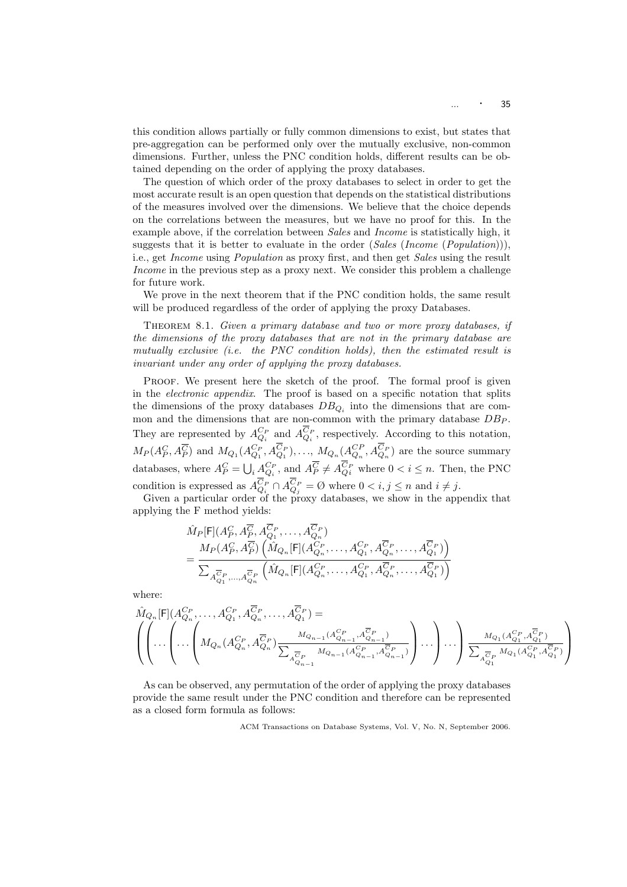this condition allows partially or fully common dimensions to exist, but states that pre-aggregation can be performed only over the mutually exclusive, non-common dimensions. Further, unless the PNC condition holds, different results can be obtained depending on the order of applying the proxy databases.

The question of which order of the proxy databases to select in order to get the most accurate result is an open question that depends on the statistical distributions of the measures involved over the dimensions. We believe that the choice depends on the correlations between the measures, but we have no proof for this. In the example above, if the correlation between *Sales* and *Income* is statistically high, it suggests that it is better to evaluate in the order (*Sales* (*Income* (*Population*))), i.e., get *Income* using *Population* as proxy first, and then get *Sales* using the result *Income* in the previous step as a proxy next. We consider this problem a challenge for future work.

We prove in the next theorem that if the PNC condition holds, the same result will be produced regardless of the order of applying the proxy Databases.

THEOREM 8.1. *Given a primary database and two or more proxy databases, if the dimensions of the proxy databases that are not in the primary database are mutually exclusive (i.e. the PNC condition holds), then the estimated result is invariant under any order of applying the proxy databases.*

PROOF. We present here the sketch of the proof. The formal proof is given in the *electronic appendix*. The proof is based on a specific notation that splits the dimensions of the proxy databases $DB_{Q_i}$ into the dimensions that are common and the dimensions that are non-common with the primary database $DB_P$. They are represented by $A_{Q_i}^{C_P}$ and $A_{Q_i}^{\overline{C}_P}$, respectively. According to this notation, $M_P(A_P^C, A_P^{\overline{C}})$ and $M_{Q_1}(A_{Q_1}^{C_P}, A_{Q_1}^{\overline{C}_P}), \ldots, M_{Q_n}(A_{Q_n}^{C_P}, A_{Q_n}^{\overline{C}_P})$ are the source summary databases, where $A_P^C = \bigcup_i A_{Q_i}^{C_P}$, and $A_P^{\overline{C}} \neq A_{Qi}^{\overline{C}_P}$ where $0 < i \leq n$. Then, the PNC condition is expressed as $A_{Q_i}^{\overline{C}_P} \cap A_{Q_j}^{\overline{C}_P} = \emptyset$ where $0 < i, j \leq n$ and $i \neq j$.

Given a particular order of the proxy databases, we show in the appendix that applying the F method yields:

$$\hat{M}_P[\mathsf{F}](A_P^C, A_P^{\overline{C}}, A_{Q_1}^{\overline{C}_P}, \ldots, A_{Q_n}^{\overline{C}_P}) = \frac{M_P(A_P^C, A_P^{\overline{C}}) \left( \hat{M}_{Q_n}[\mathsf{F}](A_{Q_n}^{C_P}, \ldots, A_{Q_1}^{C_P}, A_{Q_n}^{\overline{C}_P}, \ldots, A_{Q_1}^{\overline{C}_P}) \right)}{\sum_{A_{Q_1}^{\overline{C}_P}, \ldots, A_{Q_n}^{\overline{C}_P}} \left( \hat{M}_{Q_n}[\mathsf{F}](A_{Q_n}^{C_P}, \ldots, A_{Q_1}^{C_P}, A_{Q_n}^{\overline{C}_P}, \ldots, A_{Q_1}^{\overline{C}_P}) \right)}$$

where:

$$\hat{M}_{Q_n}[\mathsf{F}](A_{Q_n}^{C_P}, \ldots, A_{Q_1}^{C_P}, A_{Q_n}^{\overline{C}_P}, \ldots, A_{Q_1}^{\overline{C}_P}) = \left( \left( \cdots \left( \cdots \left( M_{Q_n}(A_{Q_n}^{C_P}, A_{Q_n}^{\overline{C}_P}) \frac{M_{Q_{n-1}}(A_{Q_{n-1}}^{C_P}, A_{Q_{n-1}}^{\overline{C}_P})}{\sum_{A_{Q_{n-1}}^{\overline{C}_P}} M_{Q_{n-1}}(A_{Q_{n-1}}^{C_P}, A_{Q_{n-1}}^{\overline{C}_P})} \right) \cdots \right) \cdots \right) \frac{M_{Q_1}(A_{Q_1}^{C_P}, A_{Q_1}^{\overline{C}_P})}{\sum_{A_{Q_1}^{\overline{C}_P}} M_{Q_1}(A_{Q_1}^{C_P}, A_{Q_1}^{\overline{C}_P})} \right)$$

As can be observed, any permutation of the order of applying the proxy databases provide the same result under the PNC condition and therefore can be represented as a closed form formula as follows: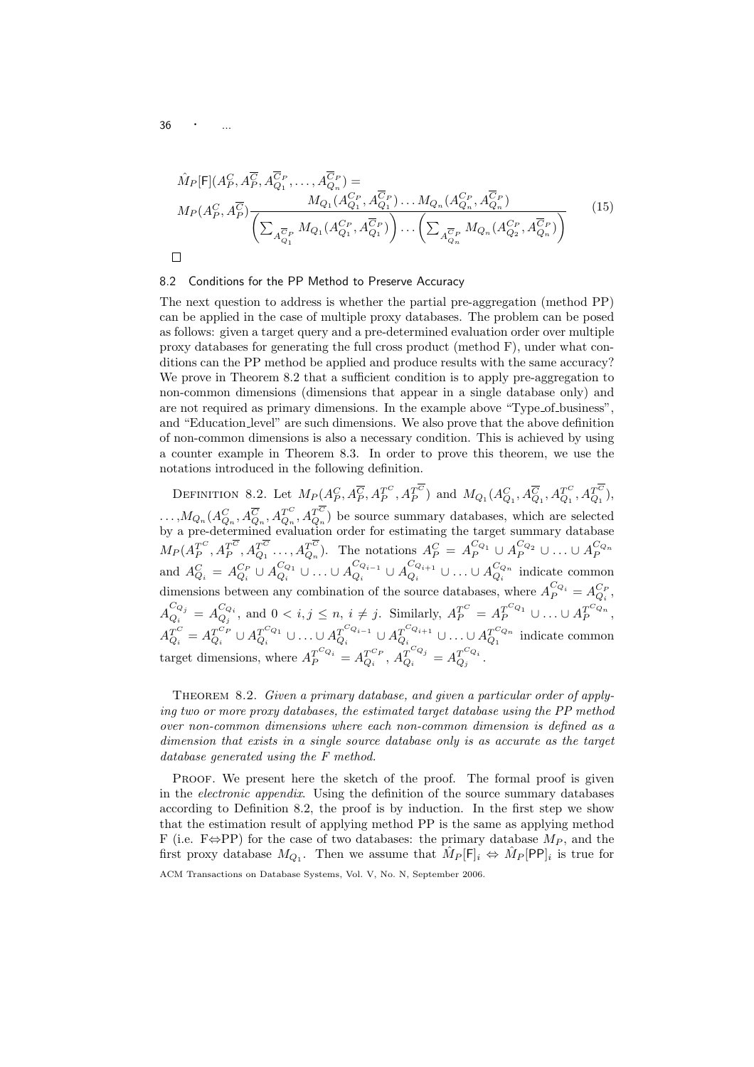$$
\hat{M}_P[\mathsf{F}](A_P^C, A_P^{\overline{C}}, A_{Q_1}^{\overline{C}_P}, \ldots, A_{Q_n}^{\overline{C}_P}) =
M_P(A_P^C, A_P^{\overline{C}}) \frac{M_{Q_1}(A_{Q_1}^{C_P}, A_{Q_1}^{\overline{C}_P}) \ldots M_{Q_n}(A_{Q_n}^{C_P}, A_{Q_n}^{\overline{C}_P})}{\left(\sum_{A_{Q_1}^{\overline{C}_P}} M_{Q_1}(A_{Q_1}^{C_P}, A_{Q_1}^{\overline{C}_P})\right) \ldots \left(\sum_{A_{Q_n}^{\overline{C}_P}} M_{Q_n}(A_{Q_2}^{C_P}, A_{Q_n}^{\overline{C}_P})\right)} \tag{15}
$$

□

### 8.2 Conditions for the PP Method to Preserve Accuracy

The next question to address is whether the partial pre-aggregation (method PP) can be applied in the case of multiple proxy databases. The problem can be posed as follows: given a target query and a pre-determined evaluation order over multiple proxy databases for generating the full cross product (method F), under what conditions can the PP method be applied and produce results with the same accuracy? We prove in Theorem 8.2 that a sufficient condition is to apply pre-aggregation to non-common dimensions (dimensions that appear in a single database only) and are not required as primary dimensions. In the example above "Type_of_business", and "Education_level" are such dimensions. We also prove that the above definition of non-common dimensions is also a necessary condition. This is achieved by using a counter example in Theorem 8.3. In order to prove this theorem, we use the notations introduced in the following definition.

Definition 8.2. Let $M_P(A_P^C, A_P^{\overline{C}}, A_P^{T^C}, A_P^{T^{\overline{C}}})$ and $M_{Q_1}(A_{Q_1}^C, A_{Q_1}^{\overline{C}}, A_{Q_1}^{T^C}, A_{Q_1}^{T^{\overline{C}}})$, $\ldots, M_{Q_n}(A_{Q_n}^C, A_{Q_n}^{\overline{C}}, A_{Q_n}^{T^C}, A_{Q_n}^{T^{\overline{C}}})$ be source summary databases, which are selected by a pre-determined evaluation order for estimating the target summary database $M_P(A_P^{T^C}, A_P^{T^{\overline{C}}}, A_{Q_1}^{T^{\overline{C}}} \ldots, A_{Q_n}^{T^{\overline{C}}})$. The notations $A_P^C = A_P^{C_{Q_1}} \cup A_P^{C_{Q_2}} \cup \ldots \cup A_P^{C_{Q_n}}$ and $A_{Q_i}^C = A_{Q_i}^{C_P} \cup A_{Q_i}^{C_{Q_1}} \cup \ldots \cup A_{Q_i}^{C_{Q_{i-1}}} \cup A_{Q_i}^{C_{Q_{i+1}}} \cup \ldots \cup A_{Q_i}^{C_{Q_n}}$ indicate common dimensions between any combination of the source databases, where $A_P^{C_{Q_i}} = A_{Q_i}^{C_P}$, $A_{Q_i}^{C_{Q_j}} = A_{Q_j}^{C_{Q_i}}$, and $0 < i, j \leq n$, $i \neq j$. Similarly, $A_P^{T^C} = A_P^{T^{C_{Q_1}}} \cup \ldots \cup A_P^{T^{C_{Q_n}}}$, $A_{Q_i}^{T^C} = A_{Q_i}^{T^{C_P}} \cup A_{Q_i}^{T^{C_{Q_1}}} \cup \ldots \cup A_{Q_i}^{T^{C_{Q_{i-1}}}} \cup A_{Q_i}^{T^{C_{Q_{i+1}}}} \cup \ldots \cup A_{Q_1}^{T^{C_{Q_n}}}$ indicate common target dimensions, where $A_P^{T^{C_{Q_i}}} = A_{Q_i}^{T^{C_P}}$, $A_{Q_i}^{T^{C_{Q_j}}} = A_{Q_j}^{T^{C_{Q_i}}}$.

Theorem 8.2. *Given a primary database, and given a particular order of applying two or more proxy databases, the estimated target database using the PP method over non-common dimensions where each non-common dimension is defined as a dimension that exists in a single source database only is as accurate as the target database generated using the F method.*

Proof. We present here the sketch of the proof. The formal proof is given in the *electronic appendix*. Using the definition of the source summary databases according to Definition 8.2, the proof is by induction. In the first step we show that the estimation result of applying method PP is the same as applying method F (i.e. F⇔PP) for the case of two databases: the primary database $M_P$, and the first proxy database $M_{Q_1}$. Then we assume that $\hat{M}_P[\mathsf{F}]_i \Leftrightarrow \hat{M}_P[\mathsf{PP}]_i$ is true for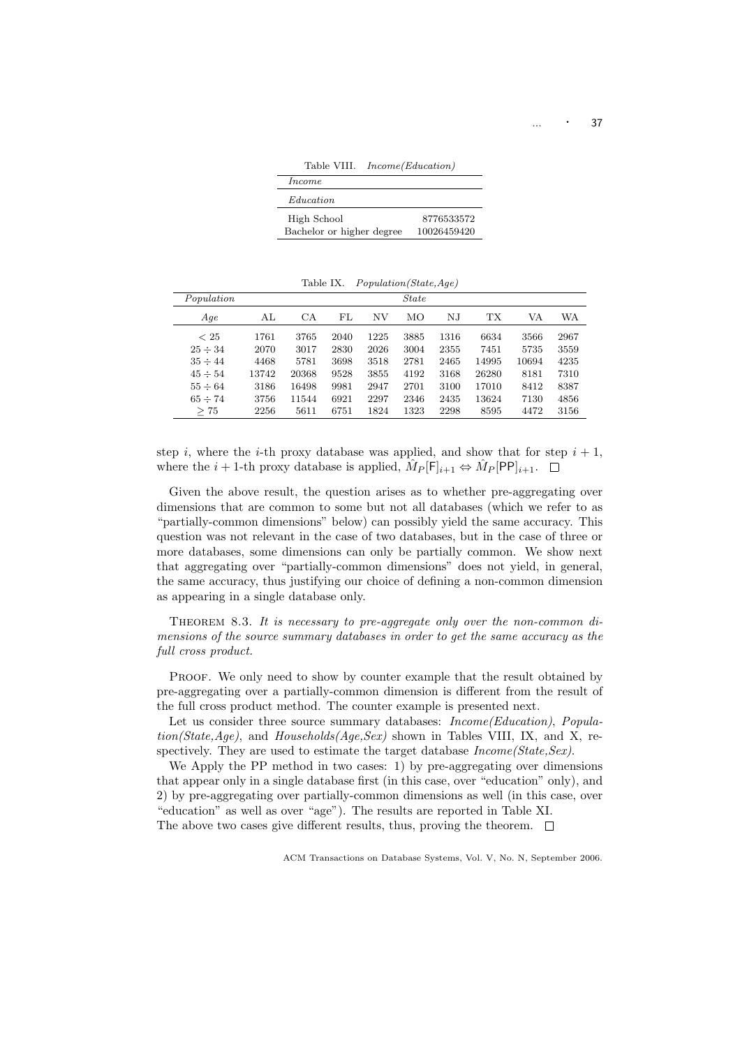Table VIII. *Income(Education)*

| *Income* | |
|---|---|
| *Education* | |
| High School | 8776533572 |
| Bachelor or higher degree | 10026459420 |

Table IX. *Population(State,Age)*

| *Population* | *State* | | | | | | | | |
|---|---|---|---|---|---|---|---|---|---|
| *Age* | AL | CA | FL | NV | MO | NJ | TX | VA | WA |
| $< 25$ | 1761 | 3765 | 2040 | 1225 | 3885 | 1316 | 6634 | 3566 | 2967 |
| $25 \div 34$ | 2070 | 3017 | 2830 | 2026 | 3004 | 2355 | 7451 | 5735 | 3559 |
| $35 \div 44$ | 4468 | 5781 | 3698 | 3518 | 2781 | 2465 | 14995 | 10694 | 4235 |
| $45 \div 54$ | 13742 | 20368 | 9528 | 3855 | 4192 | 3168 | 26280 | 8181 | 7310 |
| $55 \div 64$ | 3186 | 16498 | 9981 | 2947 | 2701 | 3100 | 17010 | 8412 | 8387 |
| $65 \div 74$ | 3756 | 11544 | 6921 | 2297 | 2346 | 2435 | 13624 | 7130 | 4856 |
| $\geq 75$ | 2256 | 5611 | 6751 | 1824 | 1323 | 2298 | 8595 | 4472 | 3156 |

step $i$, where the $i$-th proxy database was applied, and show that for step $i + 1$, where the $i + 1$-th proxy database is applied, $\hat{M}_P[\mathsf{F}]_{i+1} \Leftrightarrow \hat{M}_P[\mathsf{PP}]_{i+1}$. □

Given the above result, the question arises as to whether pre-aggregating over dimensions that are common to some but not all databases (which we refer to as "partially-common dimensions" below) can possibly yield the same accuracy. This question was not relevant in the case of two databases, but in the case of three or more databases, some dimensions can only be partially common. We show next that aggregating over "partially-common dimensions" does not yield, in general, the same accuracy, thus justifying our choice of defining a non-common dimension as appearing in a single database only.

THEOREM 8.3. *It is necessary to pre-aggregate only over the non-common dimensions of the source summary databases in order to get the same accuracy as the full cross product.*

PROOF. We only need to show by counter example that the result obtained by pre-aggregating over a partially-common dimension is different from the result of the full cross product method. The counter example is presented next.

Let us consider three source summary databases: *Income(Education)*, *Population(State,Age)*, and *Households(Age,Sex)* shown in Tables VIII, IX, and X, respectively. They are used to estimate the target database *Income(State,Sex)*.

We Apply the PP method in two cases: 1) by pre-aggregating over dimensions that appear only in a single database first (in this case, over "education" only), and 2) by pre-aggregating over partially-common dimensions as well (in this case, over "education" as well as over "age"). The results are reported in Table XI.
The above two cases give different results, thus, proving the theorem. □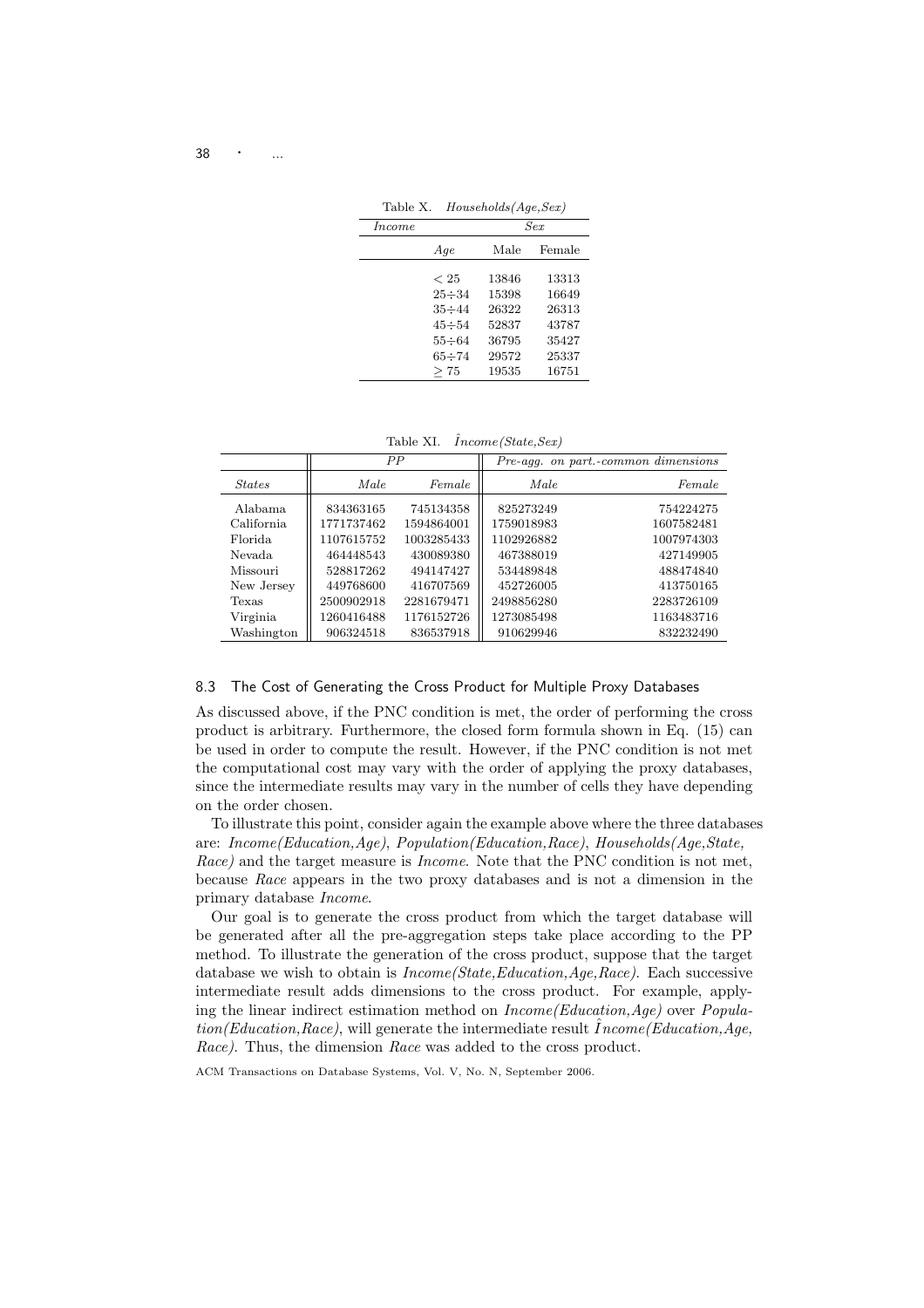Table X. *Households(Age,Sex)*

| *Income* | | *Sex* | |
|---|---|---|---|
| | *Age* | Male | Female |
| | < 25 | 13846 | 13313 |
| | 25÷34 | 15398 | 16649 |
| | 35÷44 | 26322 | 26313 |
| | 45÷54 | 52837 | 43787 |
| | 55÷64 | 36795 | 35427 |
| | 65÷74 | 29572 | 25337 |
| | ≥ 75 | 19535 | 16751 |

Table XI. $\hat{Income}(State,Sex)$

| | *PP* | | *Pre-agg. on part.-common dimensions* | |
|---|---|---|---|---|
| *States* | *Male* | *Female* | *Male* | *Female* |
| Alabama | 834363165 | 745134358 | 825273249 | 754224275 |
| California | 1771737462 | 1594864001 | 1759018983 | 1607582481 |
| Florida | 1107615752 | 1003285433 | 1102926882 | 1007974303 |
| Nevada | 464448543 | 430089380 | 467388019 | 427149905 |
| Missouri | 528817262 | 494147427 | 534489848 | 488474840 |
| New Jersey | 449768600 | 416707569 | 452726005 | 413750165 |
| Texas | 2500902918 | 2281679471 | 2498856280 | 2283726109 |
| Virginia | 1260416488 | 1176152726 | 1273085498 | 1163483716 |
| Washington | 906324518 | 836537918 | 910629946 | 832232490 |

### 8.3 The Cost of Generating the Cross Product for Multiple Proxy Databases

As discussed above, if the PNC condition is met, the order of performing the cross product is arbitrary. Furthermore, the closed form formula shown in Eq. (15) can be used in order to compute the result. However, if the PNC condition is not met the computational cost may vary with the order of applying the proxy databases, since the intermediate results may vary in the number of cells they have depending on the order chosen.

To illustrate this point, consider again the example above where the three databases are: *Income(Education,Age)*, *Population(Education,Race)*, *Households(Age,State, Race)* and the target measure is *Income*. Note that the PNC condition is not met, because *Race* appears in the two proxy databases and is not a dimension in the primary database *Income*.

Our goal is to generate the cross product from which the target database will be generated after all the pre-aggregation steps take place according to the PP method. To illustrate the generation of the cross product, suppose that the target database we wish to obtain is *Income(State,Education,Age,Race)*. Each successive intermediate result adds dimensions to the cross product. For example, applying the linear indirect estimation method on *Income(Education,Age)* over *Population(Education,Race)*, will generate the intermediate result $\hat{Income}(Education,Age, Race)$. Thus, the dimension *Race* was added to the cross product.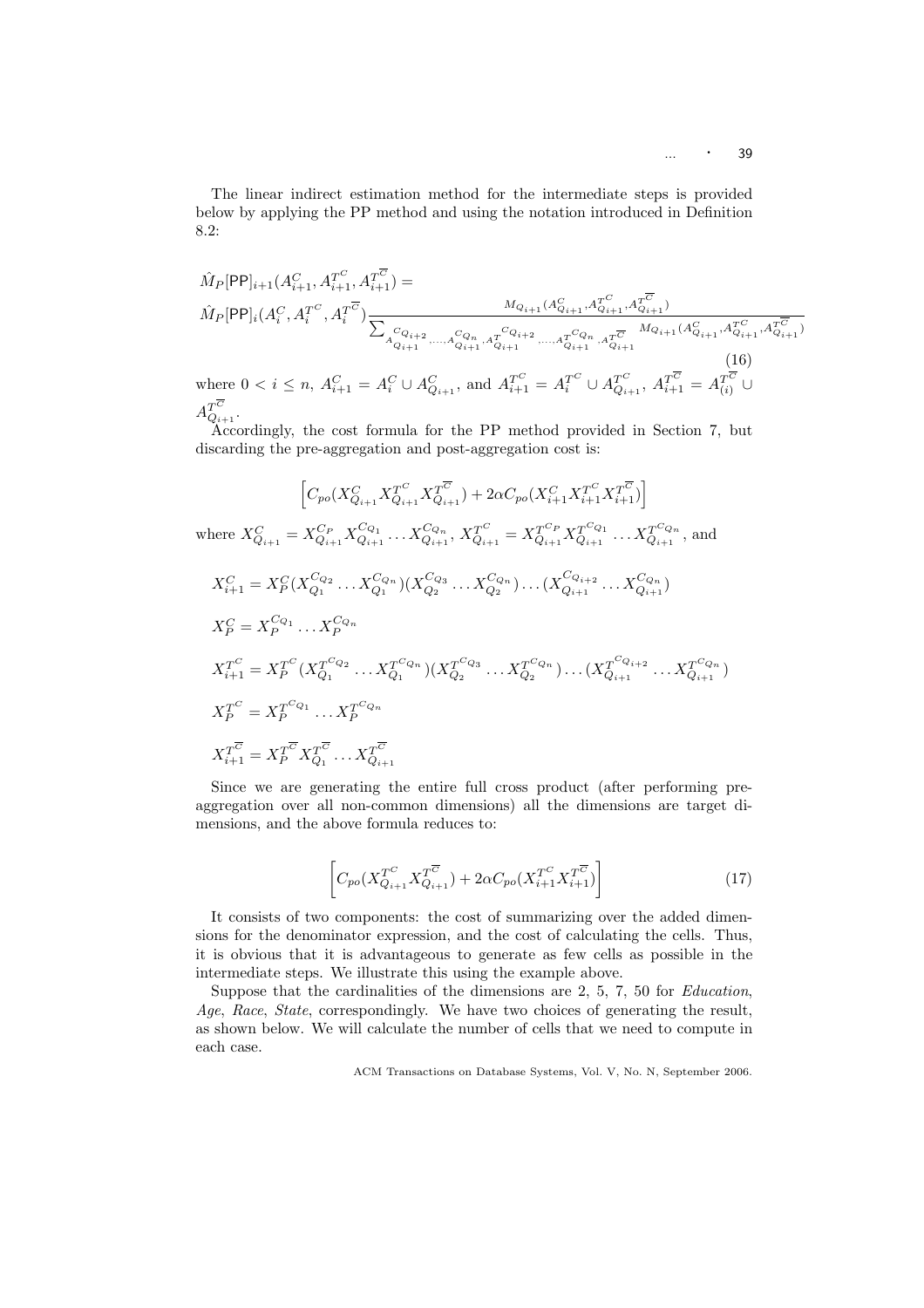The linear indirect estimation method for the intermediate steps is provided below by applying the PP method and using the notation introduced in Definition 8.2:

$$\hat{M}_P[\mathsf{PP}]_{i+1}(A^C_{i+1}, A^{T^C}_{i+1}, A^{T^{\overline{C}}}_{i+1}) = \hat{M}_P[\mathsf{PP}]_i(A^C_i, A^{T^C}_i, A^{T^{\overline{C}}}_i) \frac{M_{Q_{i+1}}(A^C_{Q_{i+1}}, A^{T^C}_{Q_{i+1}}, A^{T^{\overline{C}}}_{Q_{i+1}})}{\sum_{A^{C_{Q_{i+2}}}_{Q_{i+1}},\ldots,A^{C_{Q_n}}_{Q_{i+1}}, A^{T^{C_{Q_{i+2}}}}_{Q_{i+1}},\ldots,A^{T^{C_{Q_n}}}_{Q_{i+1}}, A^{T^{\overline{C}}}_{Q_{i+1}}} M_{Q_{i+1}}(A^C_{Q_{i+1}}, A^{T^C}_{Q_{i+1}}, A^{T^{\overline{C}}}_{Q_{i+1}})} \quad (16)$$

where $0 < i \leq n$, $A^C_{i+1} = A^C_i \cup A^C_{Q_{i+1}}$, and $A^{T^C}_{i+1} = A^{T^C}_i \cup A^{T^C}_{Q_{i+1}}$, $A^{T^{\overline{C}}}_{i+1} = A^{T^{\overline{C}}}_{(i)} \cup A^{T^{\overline{C}}}_{Q_{i+1}}$.

Accordingly, the cost formula for the PP method provided in Section 7, but discarding the pre-aggregation and post-aggregation cost is:

$$\left[C_{po}(X^C_{Q_{i+1}} X^{T^C}_{Q_{i+1}} X^{T^{\overline{C}}}_{Q_{i+1}}) + 2\alpha C_{po}(X^C_{i+1} X^{T^C}_{i+1} X^{T^{\overline{C}}}_{i+1})\right]$$

where $X^C_{Q_{i+1}} = X^{C_P}_{Q_{i+1}} X^{C_{Q_1}}_{Q_{i+1}} \ldots X^{C_{Q_n}}_{Q_{i+1}}$, $X^{T^C}_{Q_{i+1}} = X^{T^{C_P}}_{Q_{i+1}} X^{T^{C_{Q_1}}}_{Q_{i+1}} \ldots X^{T^{C_{Q_n}}}_{Q_{i+1}}$, and

$$X^C_{i+1} = X^C_P (X^{C_{Q_2}}_{Q_1} \ldots X^{C_{Q_n}}_{Q_1})(X^{C_{Q_3}}_{Q_2} \ldots X^{C_{Q_n}}_{Q_2}) \ldots (X^{C_{Q_{i+2}}}_{Q_{i+1}} \ldots X^{C_{Q_n}}_{Q_{i+1}})$$

$$X^C_P = X^{C_{Q_1}}_P \ldots X^{C_{Q_n}}_P$$

$$X^{T^C}_{i+1} = X^{T^C}_P (X^{T^{C_{Q_2}}}_{Q_1} \ldots X^{T^{C_{Q_n}}}_{Q_1})(X^{T^{C_{Q_3}}}_{Q_2} \ldots X^{T^{C_{Q_n}}}_{Q_2}) \ldots (X^{T^{C_{Q_{i+2}}}}_{Q_{i+1}} \ldots X^{T^{C_{Q_n}}}_{Q_{i+1}})$$

$$X^{T^C}_P = X^{T^{C_{Q_1}}}_P \ldots X^{T^{C_{Q_n}}}_P$$

$$X^{T^{\overline{C}}}_{i+1} = X^{T^{\overline{C}}}_P X^{T^{\overline{C}}}_{Q_1} \ldots X^{T^{\overline{C}}}_{Q_{i+1}}$$

Since we are generating the entire full cross product (after performing pre-aggregation over all non-common dimensions) all the dimensions are target dimensions, and the above formula reduces to:

$$\left[C_{po}(X^{T^C}_{Q_{i+1}} X^{T^{\overline{C}}}_{Q_{i+1}}) + 2\alpha C_{po}(X^{T^C}_{i+1} X^{T^{\overline{C}}}_{i+1})\right] \quad (17)$$

It consists of two components: the cost of summarizing over the added dimensions for the denominator expression, and the cost of calculating the cells. Thus, it is obvious that it is advantageous to generate as few cells as possible in the intermediate steps. We illustrate this using the example above.

Suppose that the cardinalities of the dimensions are 2, 5, 7, 50 for *Education*, *Age*, *Race*, *State*, correspondingly. We have two choices of generating the result, as shown below. We will calculate the number of cells that we need to compute in each case.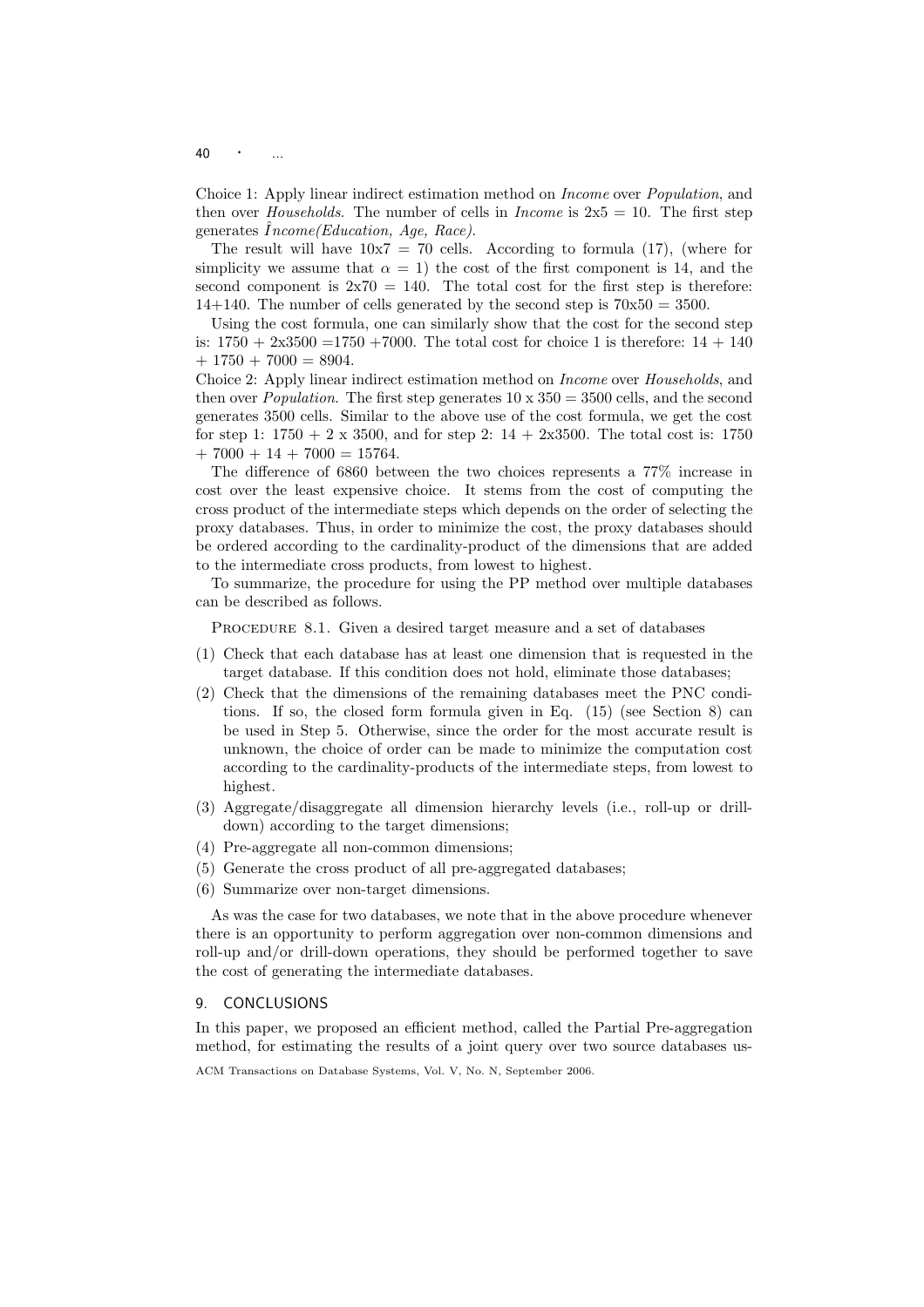Choice 1: Apply linear indirect estimation method on *Income* over *Population*, and then over *Households*. The number of cells in *Income* is 2x5 = 10. The first step generates $\hat{Income}$*(Education, Age, Race)*.

The result will have 10x7 = 70 cells. According to formula (17), (where for simplicity we assume that $\alpha = 1$) the cost of the first component is 14, and the second component is 2x70 = 140. The total cost for the first step is therefore: 14+140. The number of cells generated by the second step is 70x50 = 3500.

Using the cost formula, one can similarly show that the cost for the second step is: 1750 + 2x3500 =1750 +7000. The total cost for choice 1 is therefore: 14 + 140 + 1750 + 7000 = 8904.

Choice 2: Apply linear indirect estimation method on *Income* over *Households*, and then over *Population*. The first step generates 10 x 350 = 3500 cells, and the second generates 3500 cells. Similar to the above use of the cost formula, we get the cost for step 1: 1750 + 2 x 3500, and for step 2: 14 + 2x3500. The total cost is: 1750 + 7000 + 14 + 7000 = 15764.

The difference of 6860 between the two choices represents a 77% increase in cost over the least expensive choice. It stems from the cost of computing the cross product of the intermediate steps which depends on the order of selecting the proxy databases. Thus, in order to minimize the cost, the proxy databases should be ordered according to the cardinality-product of the dimensions that are added to the intermediate cross products, from lowest to highest.

To summarize, the procedure for using the PP method over multiple databases can be described as follows.

PROCEDURE 8.1. Given a desired target measure and a set of databases

(1) Check that each database has at least one dimension that is requested in the target database. If this condition does not hold, eliminate those databases;
(2) Check that the dimensions of the remaining databases meet the PNC conditions. If so, the closed form formula given in Eq. (15) (see Section 8) can be used in Step 5. Otherwise, since the order for the most accurate result is unknown, the choice of order can be made to minimize the computation cost according to the cardinality-products of the intermediate steps, from lowest to highest.
(3) Aggregate/disaggregate all dimension hierarchy levels (i.e., roll-up or drill-down) according to the target dimensions;
(4) Pre-aggregate all non-common dimensions;
(5) Generate the cross product of all pre-aggregated databases;
(6) Summarize over non-target dimensions.

As was the case for two databases, we note that in the above procedure whenever there is an opportunity to perform aggregation over non-common dimensions and roll-up and/or drill-down operations, they should be performed together to save the cost of generating the intermediate databases.

## 9. CONCLUSIONS

In this paper, we proposed an efficient method, called the Partial Pre-aggregation method, for estimating the results of a joint query over two source databases us-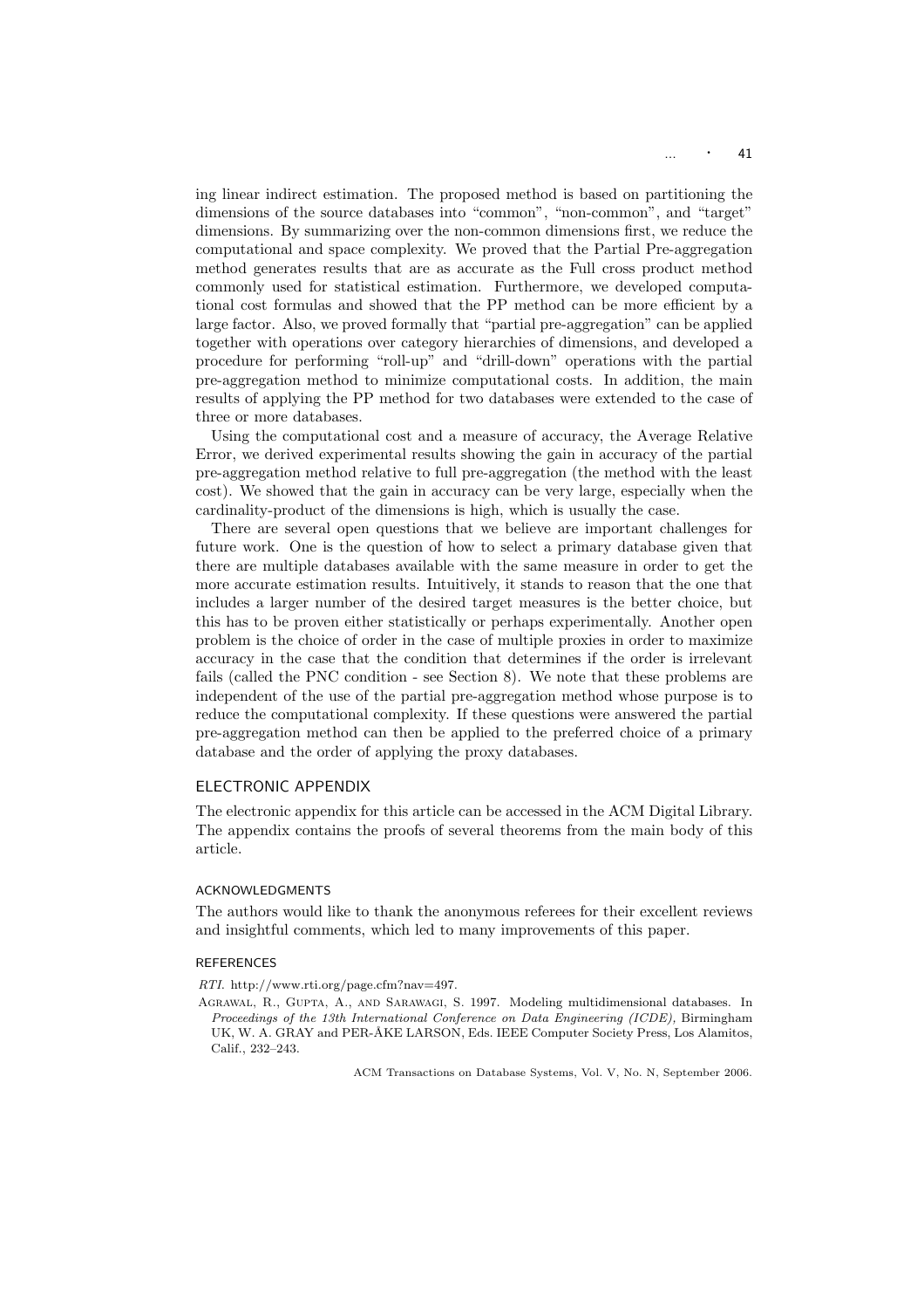ing linear indirect estimation. The proposed method is based on partitioning the dimensions of the source databases into "common", "non-common", and "target" dimensions. By summarizing over the non-common dimensions first, we reduce the computational and space complexity. We proved that the Partial Pre-aggregation method generates results that are as accurate as the Full cross product method commonly used for statistical estimation. Furthermore, we developed computational cost formulas and showed that the PP method can be more efficient by a large factor. Also, we proved formally that "partial pre-aggregation" can be applied together with operations over category hierarchies of dimensions, and developed a procedure for performing "roll-up" and "drill-down" operations with the partial pre-aggregation method to minimize computational costs. In addition, the main results of applying the PP method for two databases were extended to the case of three or more databases.

Using the computational cost and a measure of accuracy, the Average Relative Error, we derived experimental results showing the gain in accuracy of the partial pre-aggregation method relative to full pre-aggregation (the method with the least cost). We showed that the gain in accuracy can be very large, especially when the cardinality-product of the dimensions is high, which is usually the case.

There are several open questions that we believe are important challenges for future work. One is the question of how to select a primary database given that there are multiple databases available with the same measure in order to get the more accurate estimation results. Intuitively, it stands to reason that the one that includes a larger number of the desired target measures is the better choice, but this has to be proven either statistically or perhaps experimentally. Another open problem is the choice of order in the case of multiple proxies in order to maximize accuracy in the case that the condition that determines if the order is irrelevant fails (called the PNC condition - see Section 8). We note that these problems are independent of the use of the partial pre-aggregation method whose purpose is to reduce the computational complexity. If these questions were answered the partial pre-aggregation method can then be applied to the preferred choice of a primary database and the order of applying the proxy databases.

## ELECTRONIC APPENDIX

The electronic appendix for this article can be accessed in the ACM Digital Library. The appendix contains the proofs of several theorems from the main body of this article.

### ACKNOWLEDGMENTS

The authors would like to thank the anonymous referees for their excellent reviews and insightful comments, which led to many improvements of this paper.

### REFERENCES

*RTI.* http://www.rti.org/page.cfm?nav=497.

Agrawal, R., Gupta, A., and Sarawagi, S. 1997. Modeling multidimensional databases. In *Proceedings of the 13th International Conference on Data Engineering (ICDE),* Birmingham UK, W. A. GRAY and PER-ÅKE LARSON, Eds. IEEE Computer Society Press, Los Alamitos, Calif., 232–243.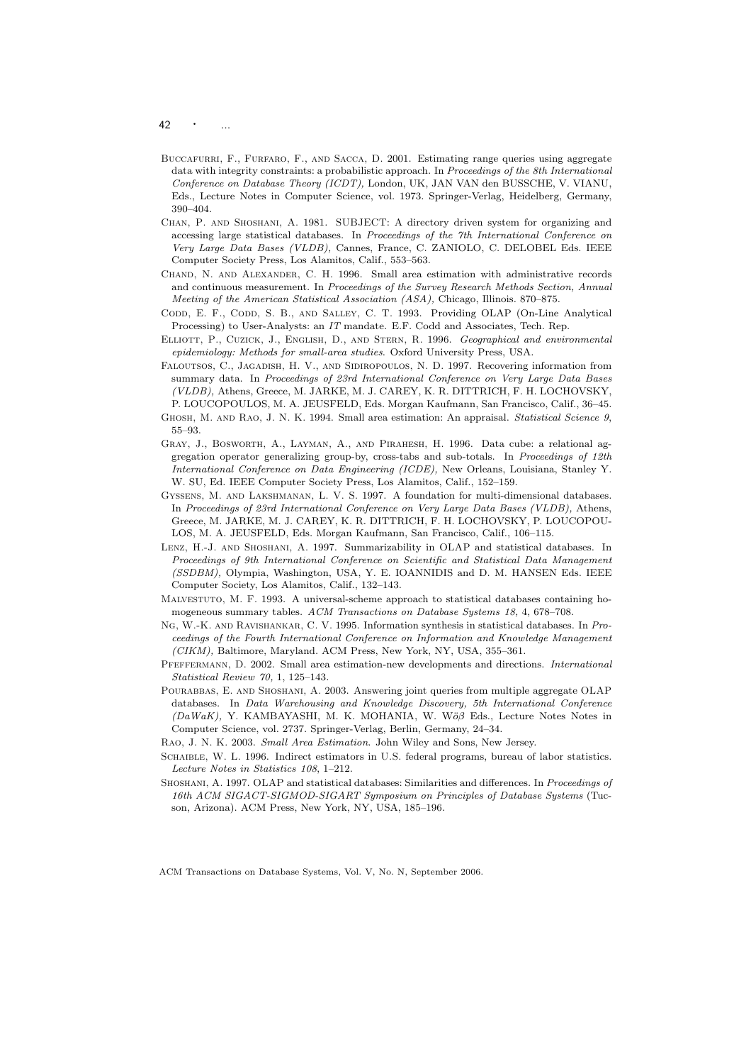Buccafurri, F., Furfaro, F., and Sacca, D. 2001. Estimating range queries using aggregate data with integrity constraints: a probabilistic approach. In *Proceedings of the 8th International Conference on Database Theory (ICDT),* London, UK, JAN VAN den BUSSCHE, V. VIANU, Eds., Lecture Notes in Computer Science, vol. 1973. Springer-Verlag, Heidelberg, Germany, 390–404.

Chan, P. and Shoshani, A. 1981. SUBJECT: A directory driven system for organizing and accessing large statistical databases. In *Proceedings of the 7th International Conference on Very Large Data Bases (VLDB),* Cannes, France, C. ZANIOLO, C. DELOBEL Eds. IEEE Computer Society Press, Los Alamitos, Calif., 553–563.

Chand, N. and Alexander, C. H. 1996. Small area estimation with administrative records and continuous measurement. In *Proceedings of the Survey Research Methods Section, Annual Meeting of the American Statistical Association (ASA),* Chicago, Illinois. 870–875.

Codd, E. F., Codd, S. B., and Salley, C. T. 1993. Providing OLAP (On-Line Analytical Processing) to User-Analysts: an *IT* mandate. E.F. Codd and Associates, Tech. Rep.

Elliott, P., Cuzick, J., English, D., and Stern, R. 1996. *Geographical and environmental epidemiology: Methods for small-area studies.* Oxford University Press, USA.

Faloutsos, C., Jagadish, H. V., and Sidiropoulos, N. D. 1997. Recovering information from summary data. In *Proceedings of 23rd International Conference on Very Large Data Bases (VLDB),* Athens, Greece, M. JARKE, M. J. CAREY, K. R. DITTRICH, F. H. LOCHOVSKY, P. LOUCOPOULOS, M. A. JEUSFELD, Eds. Morgan Kaufmann, San Francisco, Calif., 36–45.

Ghosh, M. and Rao, J. N. K. 1994. Small area estimation: An appraisal. *Statistical Science 9*, 55–93.

Gray, J., Bosworth, A., Layman, A., and Pirahesh, H. 1996. Data cube: a relational aggregation operator generalizing group-by, cross-tabs and sub-totals. In *Proceedings of 12th International Conference on Data Engineering (ICDE),* New Orleans, Louisiana, Stanley Y. W. SU, Ed. IEEE Computer Society Press, Los Alamitos, Calif., 152–159.

Gyssens, M. and Lakshmanan, L. V. S. 1997. A foundation for multi-dimensional databases. In *Proceedings of 23rd International Conference on Very Large Data Bases (VLDB),* Athens, Greece, M. JARKE, M. J. CAREY, K. R. DITTRICH, F. H. LOCHOVSKY, P. LOUCOPOULOS, M. A. JEUSFELD, Eds. Morgan Kaufmann, San Francisco, Calif., 106–115.

Lenz, H.-J. and Shoshani, A. 1997. Summarizability in OLAP and statistical databases. In *Proceedings of 9th International Conference on Scientific and Statistical Data Management (SSDBM),* Olympia, Washington, USA, Y. E. IOANNIDIS and D. M. HANSEN Eds. IEEE Computer Society, Los Alamitos, Calif., 132–143.

Malvestuto, M. F. 1993. A universal-scheme approach to statistical databases containing homogeneous summary tables. *ACM Transactions on Database Systems 18,* 4, 678–708.

Ng, W.-K. and Ravishankar, C. V. 1995. Information synthesis in statistical databases. In *Proceedings of the Fourth International Conference on Information and Knowledge Management (CIKM),* Baltimore, Maryland. ACM Press, New York, NY, USA, 355–361.

Pfeffermann, D. 2002. Small area estimation-new developments and directions. *International Statistical Review 70,* 1, 125–143.

Pourabbas, E. and Shoshani, A. 2003. Answering joint queries from multiple aggregate OLAP databases. In *Data Warehousing and Knowledge Discovery, 5th International Conference (DaWaK),* Y. KAMBAYASHI, M. K. MOHANIA, W. Wöβ Eds., Lecture Notes Notes in Computer Science, vol. 2737. Springer-Verlag, Berlin, Germany, 24–34.

Rao, J. N. K. 2003. *Small Area Estimation*. John Wiley and Sons, New Jersey.

Schaible, W. L. 1996. Indirect estimators in U.S. federal programs, bureau of labor statistics. *Lecture Notes in Statistics 108*, 1–212.

Shoshani, A. 1997. OLAP and statistical databases: Similarities and differences. In *Proceedings of 16th ACM SIGACT-SIGMOD-SIGART Symposium on Principles of Database Systems* (Tucson, Arizona). ACM Press, New York, NY, USA, 185–196.